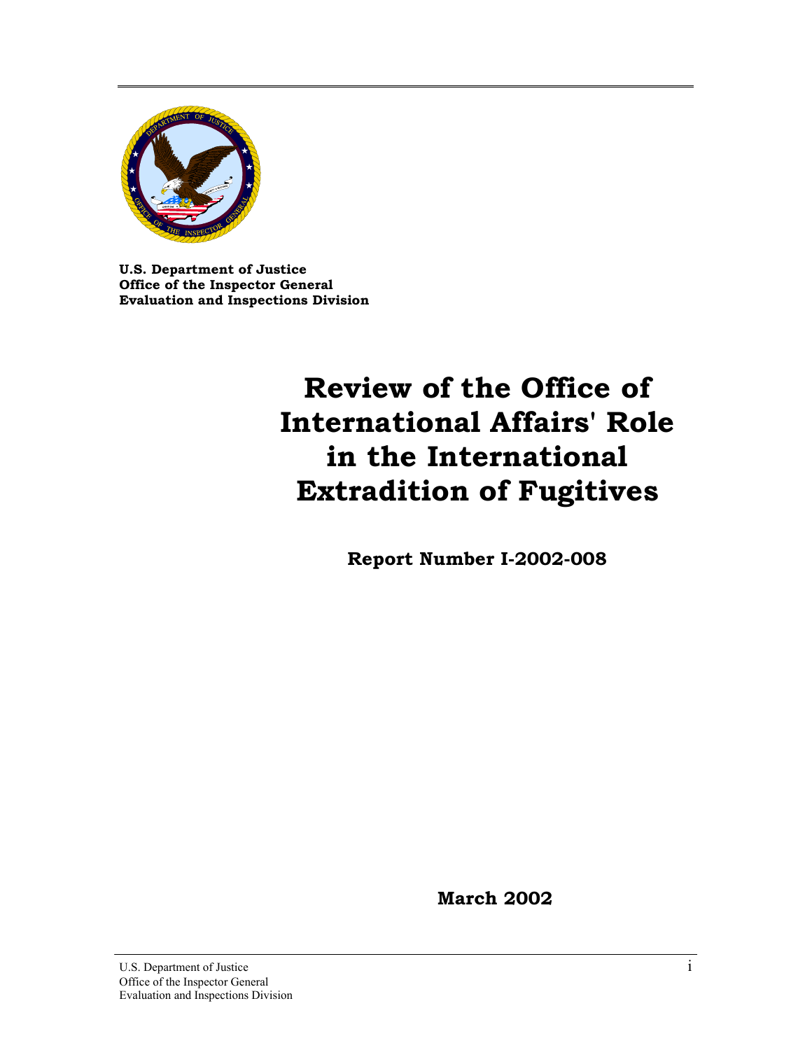**U.S. Department of Justice**
**Office of the Inspector General**
**Evaluation and Inspections Division**

# Review of the Office of International Affairs' Role in the International Extradition of Fugitives

**Report Number I-2002-008**

**March 2002**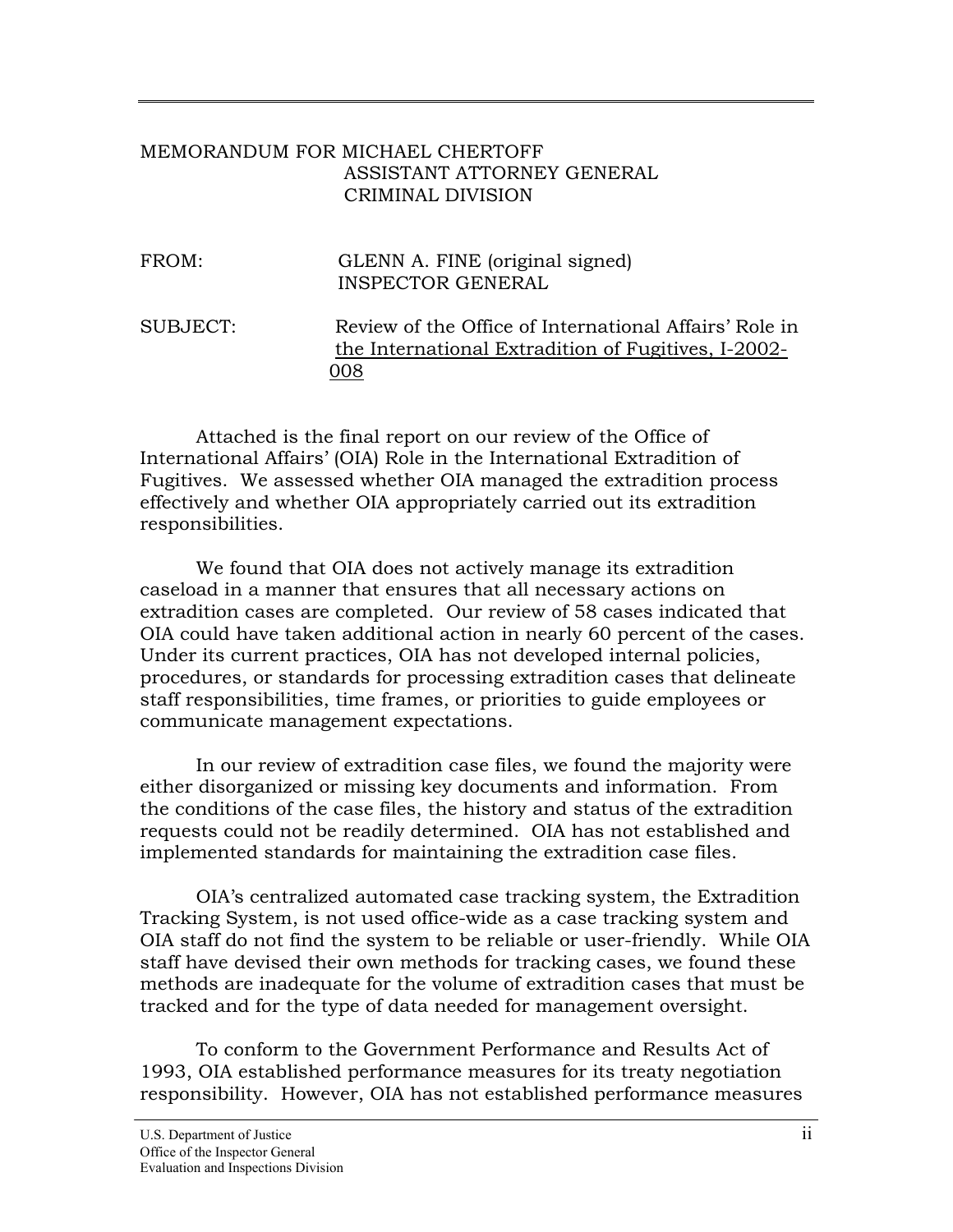MEMORANDUM FOR MICHAEL CHERTOFF
ASSISTANT ATTORNEY GENERAL
CRIMINAL DIVISION

FROM: GLENN A. FINE (original signed)
INSPECTOR GENERAL

SUBJECT: Review of the Office of International Affairs' Role in the International Extradition of Fugitives, I-2002-008

Attached is the final report on our review of the Office of International Affairs' (OIA) Role in the International Extradition of Fugitives. We assessed whether OIA managed the extradition process effectively and whether OIA appropriately carried out its extradition responsibilities.

We found that OIA does not actively manage its extradition caseload in a manner that ensures that all necessary actions on extradition cases are completed. Our review of 58 cases indicated that OIA could have taken additional action in nearly 60 percent of the cases. Under its current practices, OIA has not developed internal policies, procedures, or standards for processing extradition cases that delineate staff responsibilities, time frames, or priorities to guide employees or communicate management expectations.

In our review of extradition case files, we found the majority were either disorganized or missing key documents and information. From the conditions of the case files, the history and status of the extradition requests could not be readily determined. OIA has not established and implemented standards for maintaining the extradition case files.

OIA's centralized automated case tracking system, the Extradition Tracking System, is not used office-wide as a case tracking system and OIA staff do not find the system to be reliable or user-friendly. While OIA staff have devised their own methods for tracking cases, we found these methods are inadequate for the volume of extradition cases that must be tracked and for the type of data needed for management oversight.

To conform to the Government Performance and Results Act of 1993, OIA established performance measures for its treaty negotiation responsibility. However, OIA has not established performance measures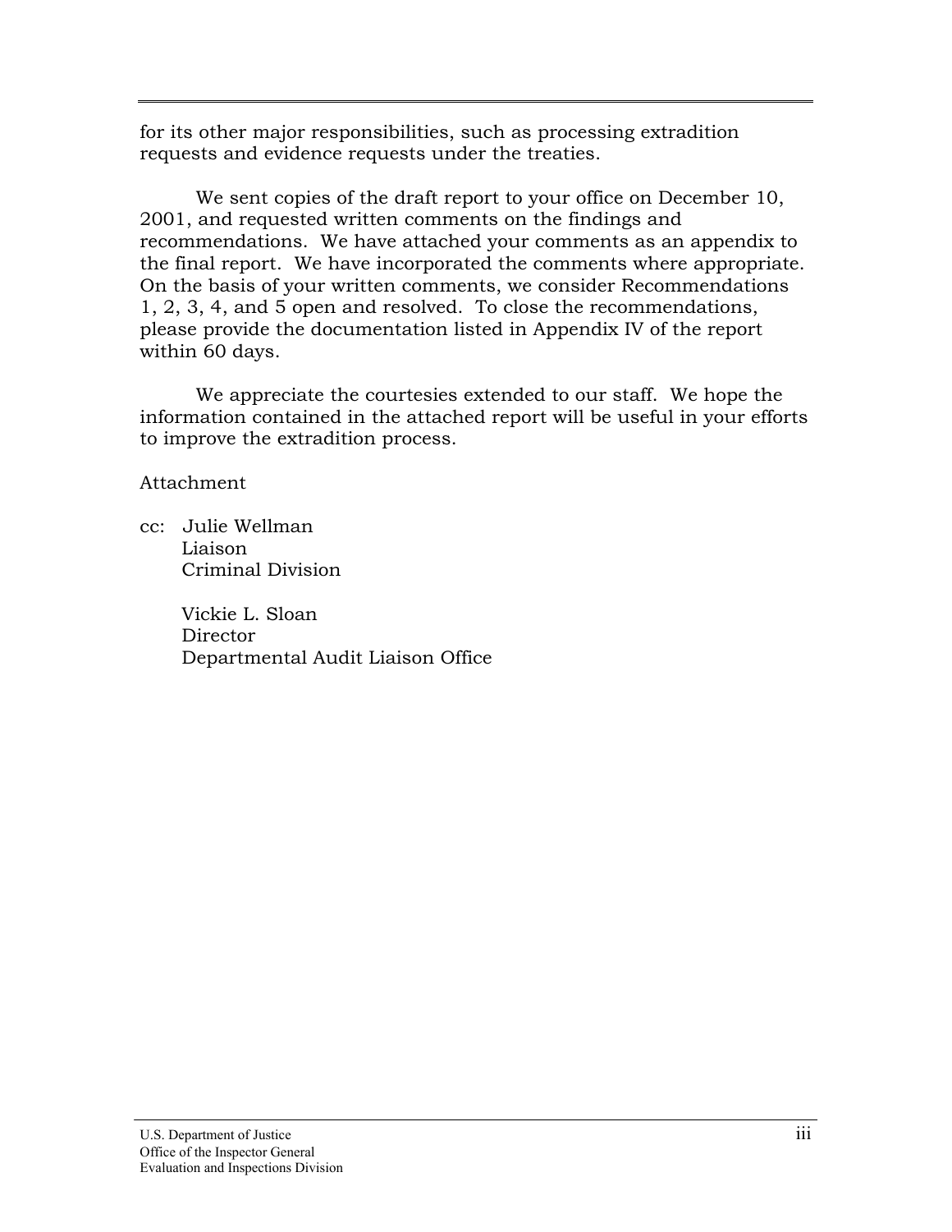for its other major responsibilities, such as processing extradition requests and evidence requests under the treaties.

We sent copies of the draft report to your office on December 10, 2001, and requested written comments on the findings and recommendations. We have attached your comments as an appendix to the final report. We have incorporated the comments where appropriate. On the basis of your written comments, we consider Recommendations 1, 2, 3, 4, and 5 open and resolved. To close the recommendations, please provide the documentation listed in Appendix IV of the report within 60 days.

We appreciate the courtesies extended to our staff. We hope the information contained in the attached report will be useful in your efforts to improve the extradition process.

Attachment

cc: Julie Wellman
Liaison
Criminal Division

Vickie L. Sloan
Director
Departmental Audit Liaison Office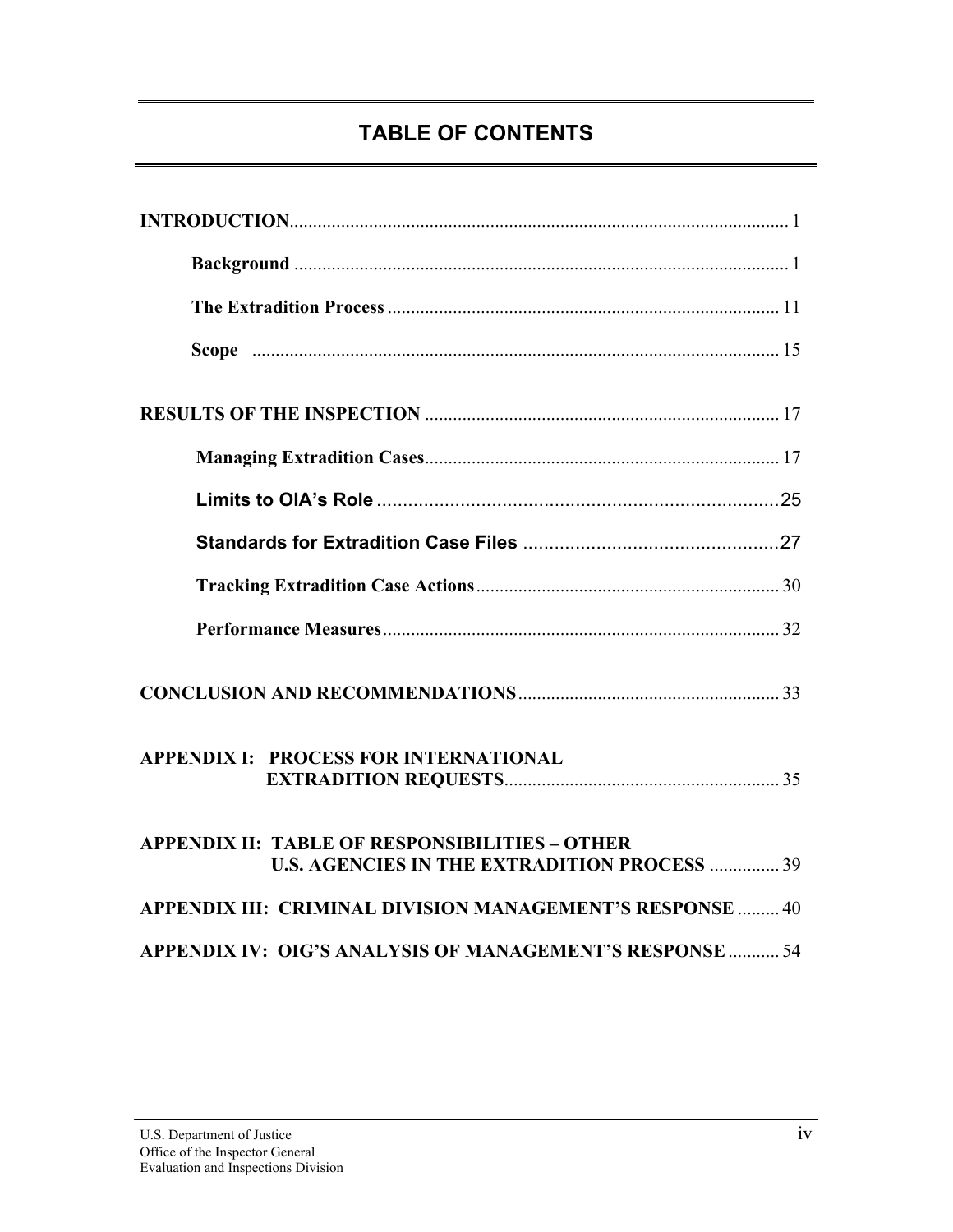# TABLE OF CONTENTS

**INTRODUCTION**........................................................................................................... 1

**Background** .......................................................................................................... 1

**The Extradition Process** .................................................................................... 11

**Scope** ................................................................................................................. 15

**RESULTS OF THE INSPECTION** ............................................................................ 17

**Managing Extradition Cases**............................................................................ 17

**Limits to OIA's Role** ...............................................................................25

**Standards for Extradition Case Files** ..................................................27

**Tracking Extradition Case Actions**................................................................. 30

**Performance Measures**..................................................................................... 32

**CONCLUSION AND RECOMMENDATIONS**........................................................ 33

**APPENDIX I: PROCESS FOR INTERNATIONAL EXTRADITION REQUESTS**........................................................... 35

**APPENDIX II: TABLE OF RESPONSIBILITIES – OTHER U.S. AGENCIES IN THE EXTRADITION PROCESS** ............... 39

**APPENDIX III: CRIMINAL DIVISION MANAGEMENT'S RESPONSE** ......... 40

**APPENDIX IV: OIG'S ANALYSIS OF MANAGEMENT'S RESPONSE** ........... 54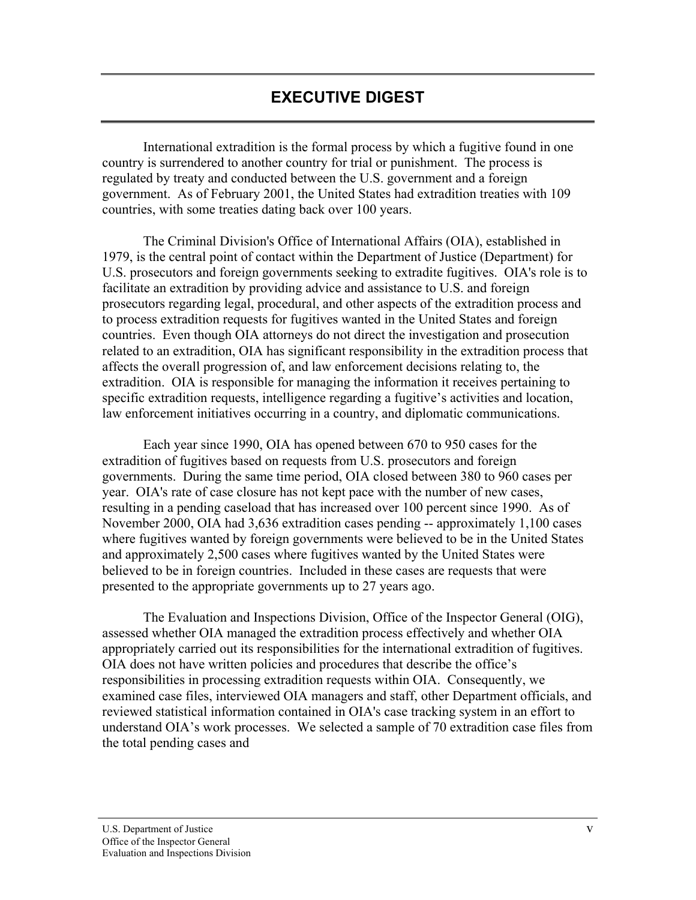# EXECUTIVE DIGEST

International extradition is the formal process by which a fugitive found in one country is surrendered to another country for trial or punishment. The process is regulated by treaty and conducted between the U.S. government and a foreign government. As of February 2001, the United States had extradition treaties with 109 countries, with some treaties dating back over 100 years.

The Criminal Division's Office of International Affairs (OIA), established in 1979, is the central point of contact within the Department of Justice (Department) for U.S. prosecutors and foreign governments seeking to extradite fugitives. OIA's role is to facilitate an extradition by providing advice and assistance to U.S. and foreign prosecutors regarding legal, procedural, and other aspects of the extradition process and to process extradition requests for fugitives wanted in the United States and foreign countries. Even though OIA attorneys do not direct the investigation and prosecution related to an extradition, OIA has significant responsibility in the extradition process that affects the overall progression of, and law enforcement decisions relating to, the extradition. OIA is responsible for managing the information it receives pertaining to specific extradition requests, intelligence regarding a fugitive's activities and location, law enforcement initiatives occurring in a country, and diplomatic communications.

Each year since 1990, OIA has opened between 670 to 950 cases for the extradition of fugitives based on requests from U.S. prosecutors and foreign governments. During the same time period, OIA closed between 380 to 960 cases per year. OIA's rate of case closure has not kept pace with the number of new cases, resulting in a pending caseload that has increased over 100 percent since 1990. As of November 2000, OIA had 3,636 extradition cases pending -- approximately 1,100 cases where fugitives wanted by foreign governments were believed to be in the United States and approximately 2,500 cases where fugitives wanted by the United States were believed to be in foreign countries. Included in these cases are requests that were presented to the appropriate governments up to 27 years ago.

The Evaluation and Inspections Division, Office of the Inspector General (OIG), assessed whether OIA managed the extradition process effectively and whether OIA appropriately carried out its responsibilities for the international extradition of fugitives. OIA does not have written policies and procedures that describe the office's responsibilities in processing extradition requests within OIA. Consequently, we examined case files, interviewed OIA managers and staff, other Department officials, and reviewed statistical information contained in OIA's case tracking system in an effort to understand OIA's work processes. We selected a sample of 70 extradition case files from the total pending cases and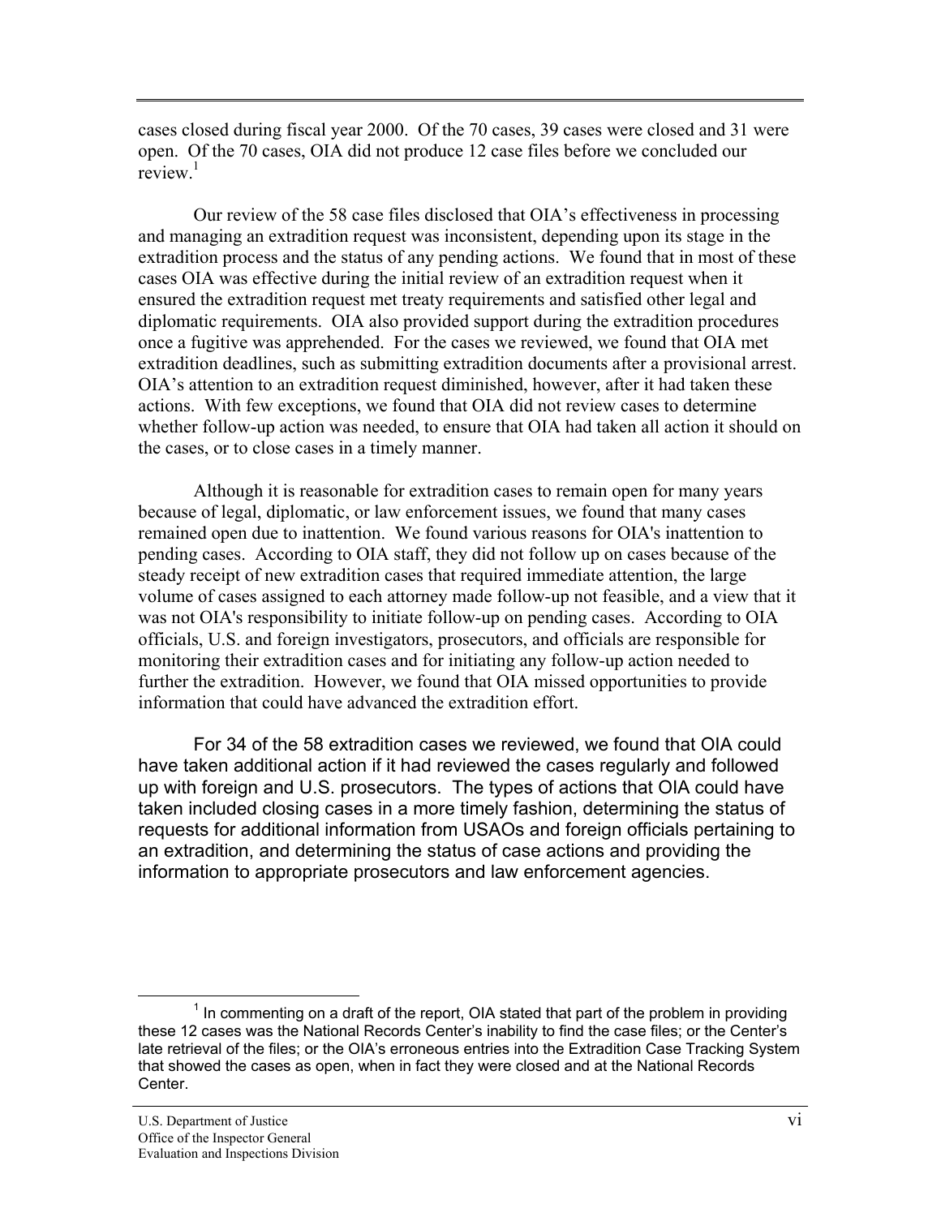cases closed during fiscal year 2000. Of the 70 cases, 39 cases were closed and 31 were open. Of the 70 cases, OIA did not produce 12 case files before we concluded our review.[1]

Our review of the 58 case files disclosed that OIA's effectiveness in processing and managing an extradition request was inconsistent, depending upon its stage in the extradition process and the status of any pending actions. We found that in most of these cases OIA was effective during the initial review of an extradition request when it ensured the extradition request met treaty requirements and satisfied other legal and diplomatic requirements. OIA also provided support during the extradition procedures once a fugitive was apprehended. For the cases we reviewed, we found that OIA met extradition deadlines, such as submitting extradition documents after a provisional arrest. OIA's attention to an extradition request diminished, however, after it had taken these actions. With few exceptions, we found that OIA did not review cases to determine whether follow-up action was needed, to ensure that OIA had taken all action it should on the cases, or to close cases in a timely manner.

Although it is reasonable for extradition cases to remain open for many years because of legal, diplomatic, or law enforcement issues, we found that many cases remained open due to inattention. We found various reasons for OIA's inattention to pending cases. According to OIA staff, they did not follow up on cases because of the steady receipt of new extradition cases that required immediate attention, the large volume of cases assigned to each attorney made follow-up not feasible, and a view that it was not OIA's responsibility to initiate follow-up on pending cases. According to OIA officials, U.S. and foreign investigators, prosecutors, and officials are responsible for monitoring their extradition cases and for initiating any follow-up action needed to further the extradition. However, we found that OIA missed opportunities to provide information that could have advanced the extradition effort.

For 34 of the 58 extradition cases we reviewed, we found that OIA could have taken additional action if it had reviewed the cases regularly and followed up with foreign and U.S. prosecutors. The types of actions that OIA could have taken included closing cases in a more timely fashion, determining the status of requests for additional information from USAOs and foreign officials pertaining to an extradition, and determining the status of case actions and providing the information to appropriate prosecutors and law enforcement agencies.

[1] In commenting on a draft of the report, OIA stated that part of the problem in providing these 12 cases was the National Records Center's inability to find the case files; or the Center's late retrieval of the files; or the OIA's erroneous entries into the Extradition Case Tracking System that showed the cases as open, when in fact they were closed and at the National Records Center.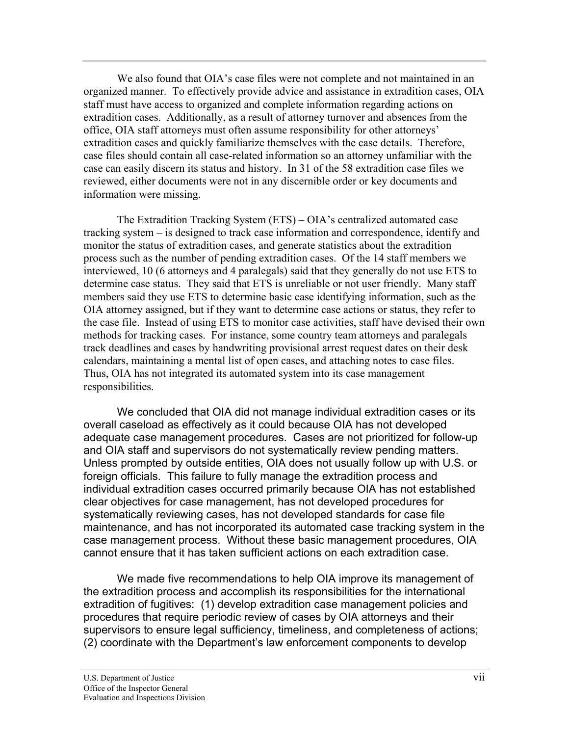We also found that OIA's case files were not complete and not maintained in an organized manner. To effectively provide advice and assistance in extradition cases, OIA staff must have access to organized and complete information regarding actions on extradition cases. Additionally, as a result of attorney turnover and absences from the office, OIA staff attorneys must often assume responsibility for other attorneys' extradition cases and quickly familiarize themselves with the case details. Therefore, case files should contain all case-related information so an attorney unfamiliar with the case can easily discern its status and history. In 31 of the 58 extradition case files we reviewed, either documents were not in any discernible order or key documents and information were missing.

The Extradition Tracking System (ETS) – OIA's centralized automated case tracking system – is designed to track case information and correspondence, identify and monitor the status of extradition cases, and generate statistics about the extradition process such as the number of pending extradition cases. Of the 14 staff members we interviewed, 10 (6 attorneys and 4 paralegals) said that they generally do not use ETS to determine case status. They said that ETS is unreliable or not user friendly. Many staff members said they use ETS to determine basic case identifying information, such as the OIA attorney assigned, but if they want to determine case actions or status, they refer to the case file. Instead of using ETS to monitor case activities, staff have devised their own methods for tracking cases. For instance, some country team attorneys and paralegals track deadlines and cases by handwriting provisional arrest request dates on their desk calendars, maintaining a mental list of open cases, and attaching notes to case files. Thus, OIA has not integrated its automated system into its case management responsibilities.

We concluded that OIA did not manage individual extradition cases or its overall caseload as effectively as it could because OIA has not developed adequate case management procedures. Cases are not prioritized for follow-up and OIA staff and supervisors do not systematically review pending matters. Unless prompted by outside entities, OIA does not usually follow up with U.S. or foreign officials. This failure to fully manage the extradition process and individual extradition cases occurred primarily because OIA has not established clear objectives for case management, has not developed procedures for systematically reviewing cases, has not developed standards for case file maintenance, and has not incorporated its automated case tracking system in the case management process. Without these basic management procedures, OIA cannot ensure that it has taken sufficient actions on each extradition case.

We made five recommendations to help OIA improve its management of the extradition process and accomplish its responsibilities for the international extradition of fugitives: (1) develop extradition case management policies and procedures that require periodic review of cases by OIA attorneys and their supervisors to ensure legal sufficiency, timeliness, and completeness of actions; (2) coordinate with the Department's law enforcement components to develop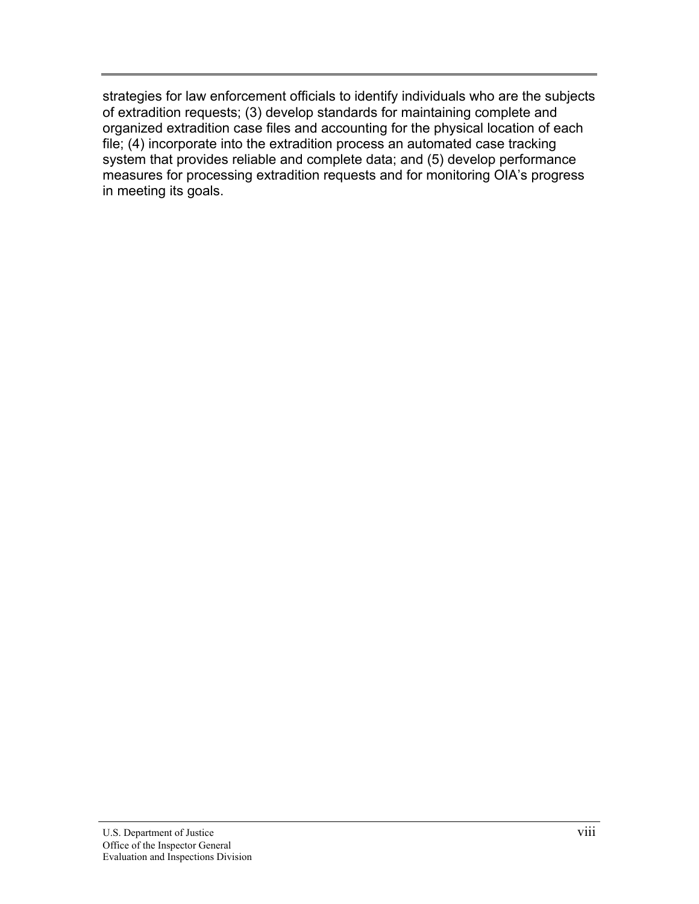strategies for law enforcement officials to identify individuals who are the subjects of extradition requests; (3) develop standards for maintaining complete and organized extradition case files and accounting for the physical location of each file; (4) incorporate into the extradition process an automated case tracking system that provides reliable and complete data; and (5) develop performance measures for processing extradition requests and for monitoring OIA's progress in meeting its goals.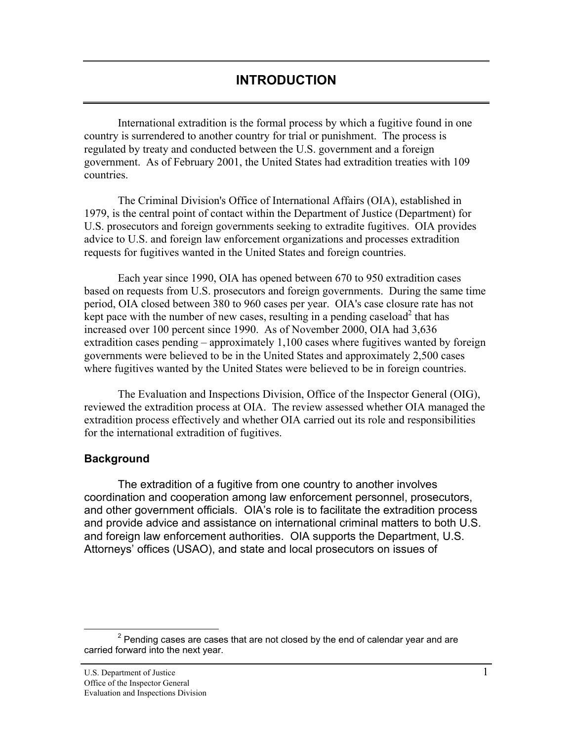# INTRODUCTION

International extradition is the formal process by which a fugitive found in one country is surrendered to another country for trial or punishment. The process is regulated by treaty and conducted between the U.S. government and a foreign government. As of February 2001, the United States had extradition treaties with 109 countries.

The Criminal Division's Office of International Affairs (OIA), established in 1979, is the central point of contact within the Department of Justice (Department) for U.S. prosecutors and foreign governments seeking to extradite fugitives. OIA provides advice to U.S. and foreign law enforcement organizations and processes extradition requests for fugitives wanted in the United States and foreign countries.

Each year since 1990, OIA has opened between 670 to 950 extradition cases based on requests from U.S. prosecutors and foreign governments. During the same time period, OIA closed between 380 to 960 cases per year. OIA's case closure rate has not kept pace with the number of new cases, resulting in a pending caseload[2] that has increased over 100 percent since 1990. As of November 2000, OIA had 3,636 extradition cases pending – approximately 1,100 cases where fugitives wanted by foreign governments were believed to be in the United States and approximately 2,500 cases where fugitives wanted by the United States were believed to be in foreign countries.

The Evaluation and Inspections Division, Office of the Inspector General (OIG), reviewed the extradition process at OIA. The review assessed whether OIA managed the extradition process effectively and whether OIA carried out its role and responsibilities for the international extradition of fugitives.

## Background

The extradition of a fugitive from one country to another involves coordination and cooperation among law enforcement personnel, prosecutors, and other government officials. OIA's role is to facilitate the extradition process and provide advice and assistance on international criminal matters to both U.S. and foreign law enforcement authorities. OIA supports the Department, U.S. Attorneys' offices (USAO), and state and local prosecutors on issues of

[2] Pending cases are cases that are not closed by the end of calendar year and are carried forward into the next year.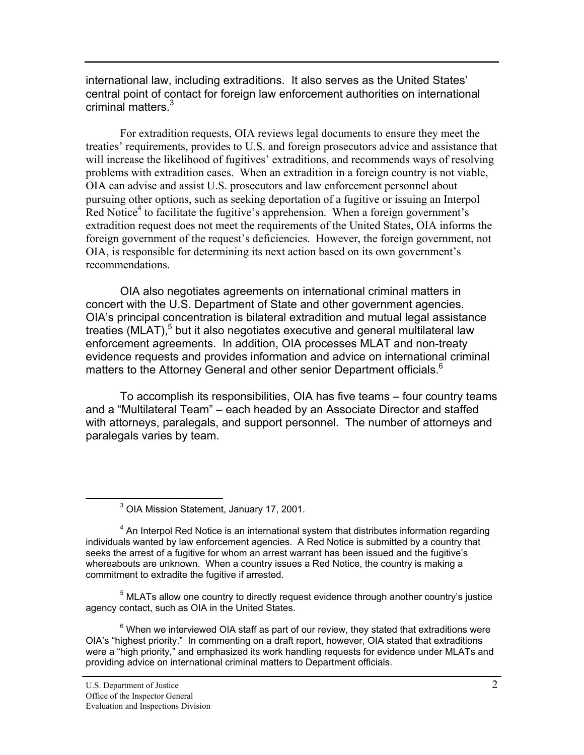international law, including extraditions. It also serves as the United States' central point of contact for foreign law enforcement authorities on international criminal matters.[3]

For extradition requests, OIA reviews legal documents to ensure they meet the treaties' requirements, provides to U.S. and foreign prosecutors advice and assistance that will increase the likelihood of fugitives' extraditions, and recommends ways of resolving problems with extradition cases. When an extradition in a foreign country is not viable, OIA can advise and assist U.S. prosecutors and law enforcement personnel about pursuing other options, such as seeking deportation of a fugitive or issuing an Interpol Red Notice[4] to facilitate the fugitive's apprehension. When a foreign government's extradition request does not meet the requirements of the United States, OIA informs the foreign government of the request's deficiencies. However, the foreign government, not OIA, is responsible for determining its next action based on its own government's recommendations.

OIA also negotiates agreements on international criminal matters in concert with the U.S. Department of State and other government agencies. OIA's principal concentration is bilateral extradition and mutual legal assistance treaties (MLAT),[5] but it also negotiates executive and general multilateral law enforcement agreements. In addition, OIA processes MLAT and non-treaty evidence requests and provides information and advice on international criminal matters to the Attorney General and other senior Department officials.[6]

To accomplish its responsibilities, OIA has five teams – four country teams and a "Multilateral Team" – each headed by an Associate Director and staffed with attorneys, paralegals, and support personnel. The number of attorneys and paralegals varies by team.

---

[3] OIA Mission Statement, January 17, 2001.

[4] An Interpol Red Notice is an international system that distributes information regarding individuals wanted by law enforcement agencies. A Red Notice is submitted by a country that seeks the arrest of a fugitive for whom an arrest warrant has been issued and the fugitive's whereabouts are unknown. When a country issues a Red Notice, the country is making a commitment to extradite the fugitive if arrested.

[5] MLATs allow one country to directly request evidence through another country's justice agency contact, such as OIA in the United States.

[6] When we interviewed OIA staff as part of our review, they stated that extraditions were OIA's "highest priority." In commenting on a draft report, however, OIA stated that extraditions were a "high priority," and emphasized its work handling requests for evidence under MLATs and providing advice on international criminal matters to Department officials.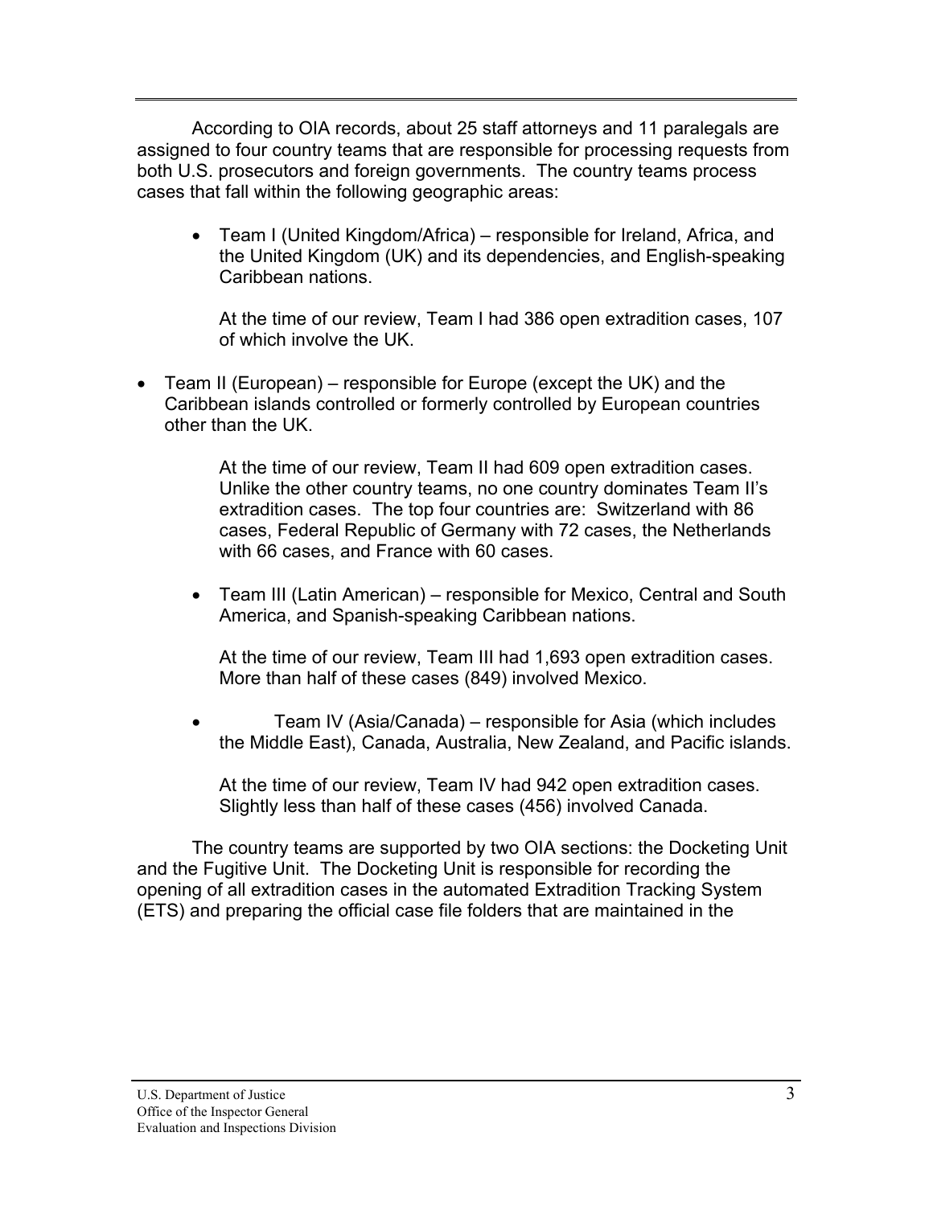According to OIA records, about 25 staff attorneys and 11 paralegals are assigned to four country teams that are responsible for processing requests from both U.S. prosecutors and foreign governments. The country teams process cases that fall within the following geographic areas:

- Team I (United Kingdom/Africa) – responsible for Ireland, Africa, and the United Kingdom (UK) and its dependencies, and English-speaking Caribbean nations.

  At the time of our review, Team I had 386 open extradition cases, 107 of which involve the UK.

- Team II (European) – responsible for Europe (except the UK) and the Caribbean islands controlled or formerly controlled by European countries other than the UK.

  At the time of our review, Team II had 609 open extradition cases. Unlike the other country teams, no one country dominates Team II's extradition cases. The top four countries are: Switzerland with 86 cases, Federal Republic of Germany with 72 cases, the Netherlands with 66 cases, and France with 60 cases.

- Team III (Latin American) – responsible for Mexico, Central and South America, and Spanish-speaking Caribbean nations.

  At the time of our review, Team III had 1,693 open extradition cases. More than half of these cases (849) involved Mexico.

- Team IV (Asia/Canada) – responsible for Asia (which includes the Middle East), Canada, Australia, New Zealand, and Pacific islands.

  At the time of our review, Team IV had 942 open extradition cases. Slightly less than half of these cases (456) involved Canada.

The country teams are supported by two OIA sections: the Docketing Unit and the Fugitive Unit. The Docketing Unit is responsible for recording the opening of all extradition cases in the automated Extradition Tracking System (ETS) and preparing the official case file folders that are maintained in the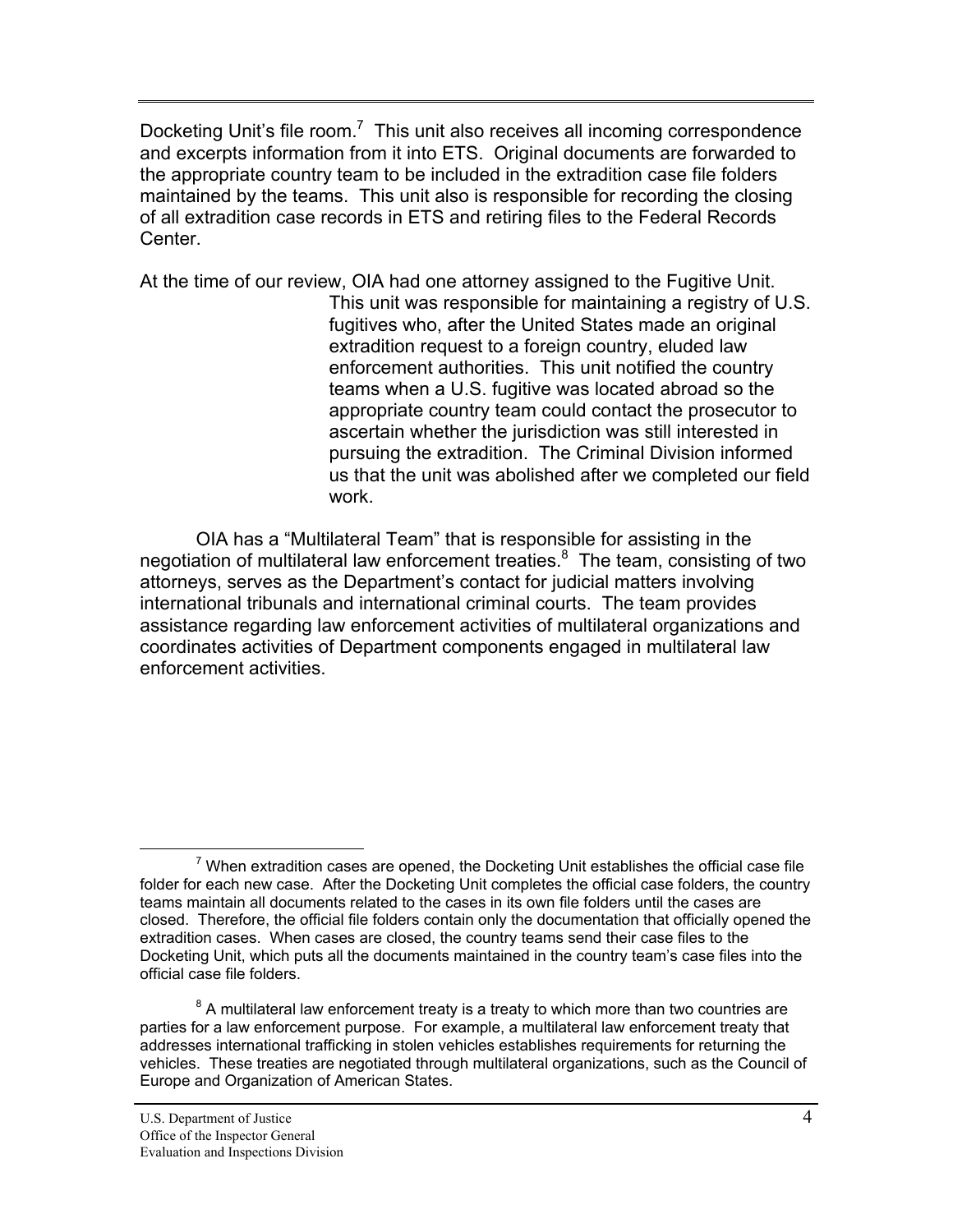Docketing Unit's file room.[7] This unit also receives all incoming correspondence and excerpts information from it into ETS. Original documents are forwarded to the appropriate country team to be included in the extradition case file folders maintained by the teams. This unit also is responsible for recording the closing of all extradition case records in ETS and retiring files to the Federal Records Center.

At the time of our review, OIA had one attorney assigned to the Fugitive Unit. This unit was responsible for maintaining a registry of U.S. fugitives who, after the United States made an original extradition request to a foreign country, eluded law enforcement authorities. This unit notified the country teams when a U.S. fugitive was located abroad so the appropriate country team could contact the prosecutor to ascertain whether the jurisdiction was still interested in pursuing the extradition. The Criminal Division informed us that the unit was abolished after we completed our field work.

OIA has a "Multilateral Team" that is responsible for assisting in the negotiation of multilateral law enforcement treaties.[8] The team, consisting of two attorneys, serves as the Department's contact for judicial matters involving international tribunals and international criminal courts. The team provides assistance regarding law enforcement activities of multilateral organizations and coordinates activities of Department components engaged in multilateral law enforcement activities.

---

[7] When extradition cases are opened, the Docketing Unit establishes the official case file folder for each new case. After the Docketing Unit completes the official case folders, the country teams maintain all documents related to the cases in its own file folders until the cases are closed. Therefore, the official file folders contain only the documentation that officially opened the extradition cases. When cases are closed, the country teams send their case files to the Docketing Unit, which puts all the documents maintained in the country team's case files into the official case file folders.

[8] A multilateral law enforcement treaty is a treaty to which more than two countries are parties for a law enforcement purpose. For example, a multilateral law enforcement treaty that addresses international trafficking in stolen vehicles establishes requirements for returning the vehicles. These treaties are negotiated through multilateral organizations, such as the Council of Europe and Organization of American States.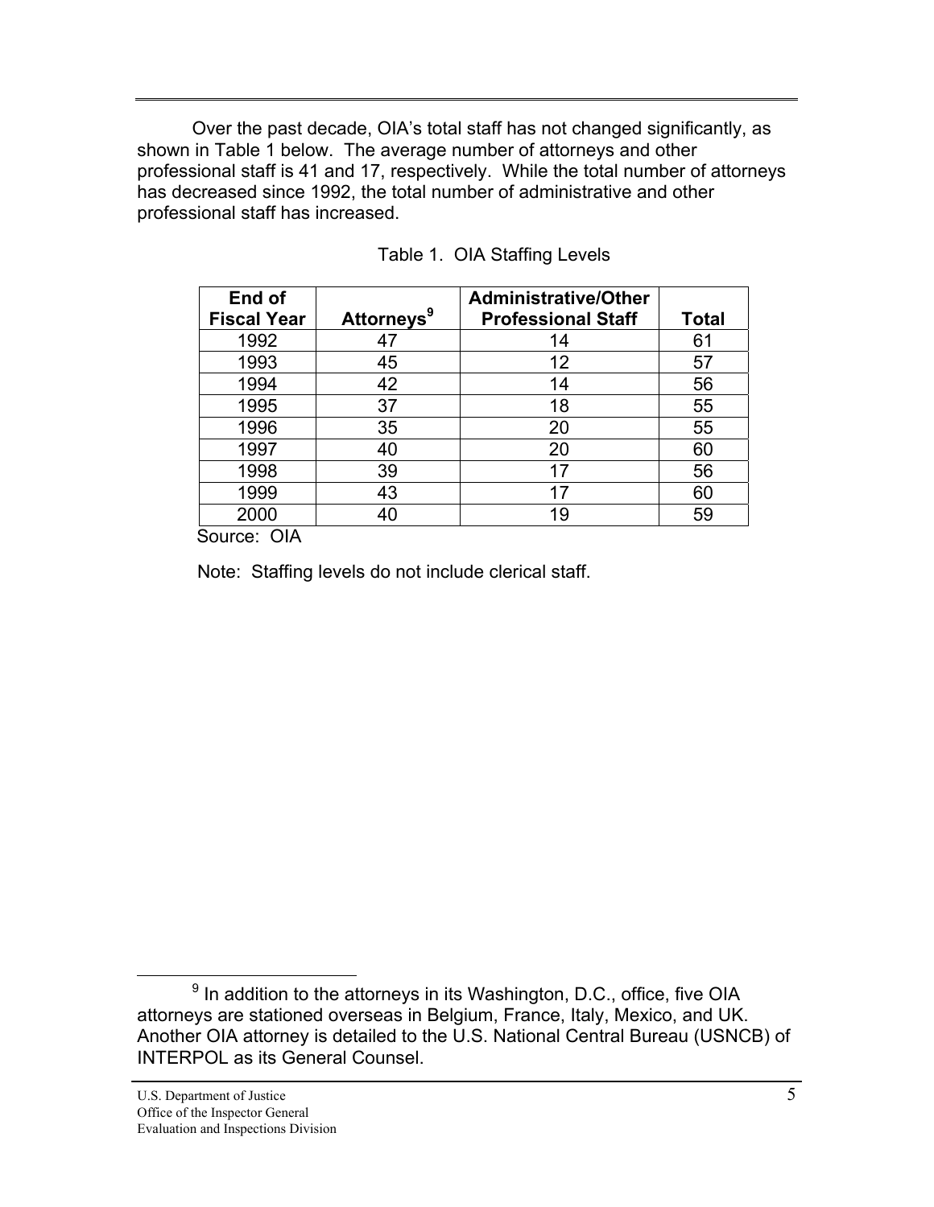Over the past decade, OIA's total staff has not changed significantly, as shown in Table 1 below. The average number of attorneys and other professional staff is 41 and 17, respectively. While the total number of attorneys has decreased since 1992, the total number of administrative and other professional staff has increased.

Table 1. OIA Staffing Levels

| End of Fiscal Year | Attorneys[9] | Administrative/Other Professional Staff | Total |
|---|---|---|---|
| 1992 | 47 | 14 | 61 |
| 1993 | 45 | 12 | 57 |
| 1994 | 42 | 14 | 56 |
| 1995 | 37 | 18 | 55 |
| 1996 | 35 | 20 | 55 |
| 1997 | 40 | 20 | 60 |
| 1998 | 39 | 17 | 56 |
| 1999 | 43 | 17 | 60 |
| 2000 | 40 | 19 | 59 |

Source: OIA

Note: Staffing levels do not include clerical staff.

[9] In addition to the attorneys in its Washington, D.C., office, five OIA attorneys are stationed overseas in Belgium, France, Italy, Mexico, and UK. Another OIA attorney is detailed to the U.S. National Central Bureau (USNCB) of INTERPOL as its General Counsel.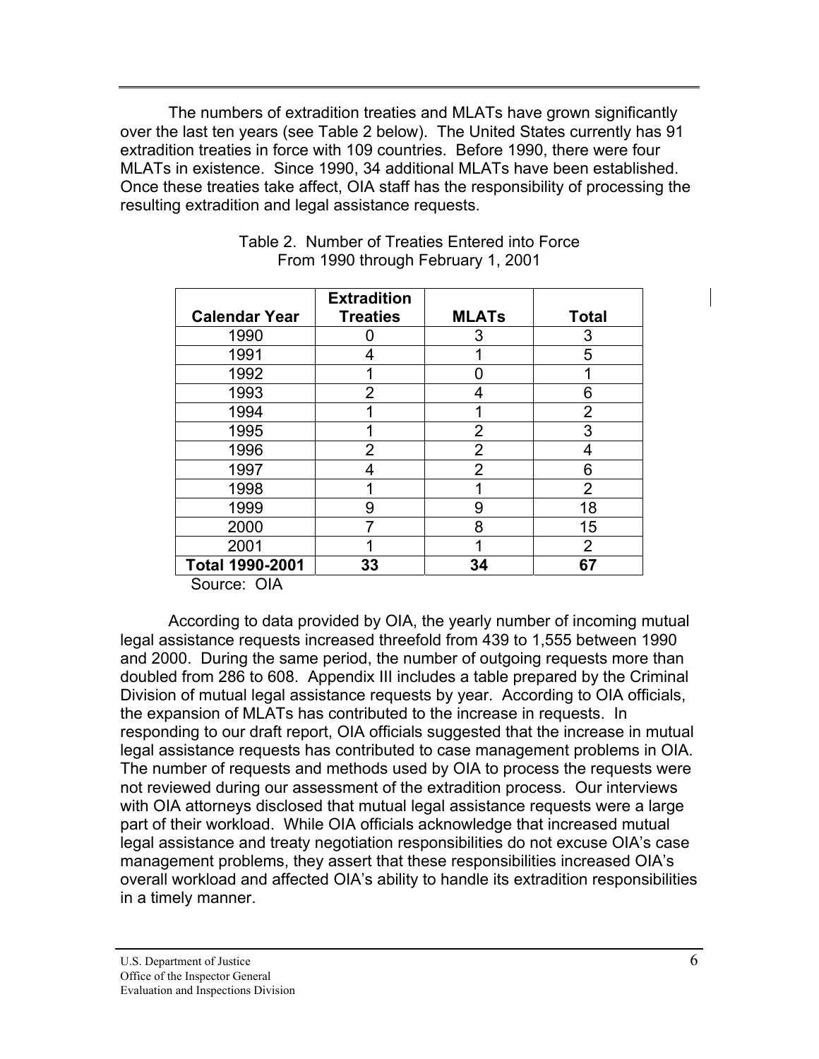The numbers of extradition treaties and MLATs have grown significantly over the last ten years (see Table 2 below). The United States currently has 91 extradition treaties in force with 109 countries. Before 1990, there were four MLATs in existence. Since 1990, 34 additional MLATs have been established. Once these treaties take affect, OIA staff has the responsibility of processing the resulting extradition and legal assistance requests.

Table 2. Number of Treaties Entered into Force
From 1990 through February 1, 2001

| Calendar Year | Extradition Treaties | MLATs | Total |
|---|---|---|---|
| 1990 | 0 | 3 | 3 |
| 1991 | 4 | 1 | 5 |
| 1992 | 1 | 0 | 1 |
| 1993 | 2 | 4 | 6 |
| 1994 | 1 | 1 | 2 |
| 1995 | 1 | 2 | 3 |
| 1996 | 2 | 2 | 4 |
| 1997 | 4 | 2 | 6 |
| 1998 | 1 | 1 | 2 |
| 1999 | 9 | 9 | 18 |
| 2000 | 7 | 8 | 15 |
| 2001 | 1 | 1 | 2 |
| **Total 1990-2001** | **33** | **34** | **67** |

Source: OIA

According to data provided by OIA, the yearly number of incoming mutual legal assistance requests increased threefold from 439 to 1,555 between 1990 and 2000. During the same period, the number of outgoing requests more than doubled from 286 to 608. Appendix III includes a table prepared by the Criminal Division of mutual legal assistance requests by year. According to OIA officials, the expansion of MLATs has contributed to the increase in requests. In responding to our draft report, OIA officials suggested that the increase in mutual legal assistance requests has contributed to case management problems in OIA. The number of requests and methods used by OIA to process the requests were not reviewed during our assessment of the extradition process. Our interviews with OIA attorneys disclosed that mutual legal assistance requests were a large part of their workload. While OIA officials acknowledge that increased mutual legal assistance and treaty negotiation responsibilities do not excuse OIA's case management problems, they assert that these responsibilities increased OIA's overall workload and affected OIA's ability to handle its extradition responsibilities in a timely manner.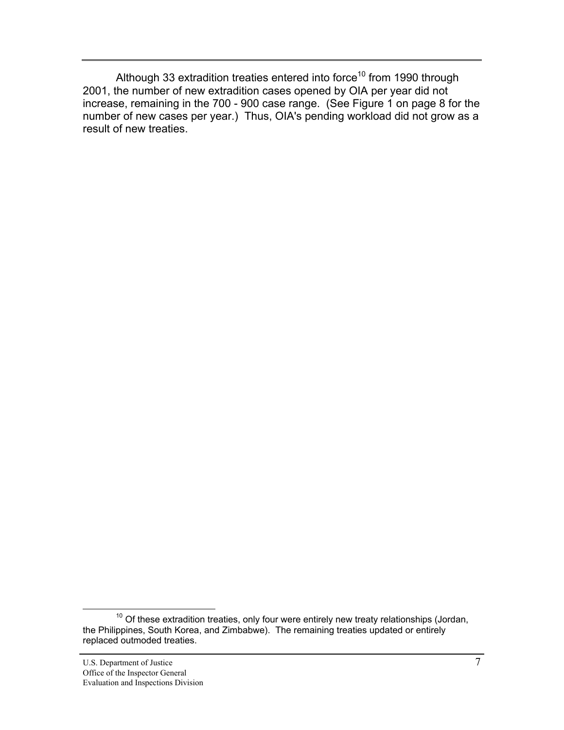Although 33 extradition treaties entered into force[10] from 1990 through 2001, the number of new extradition cases opened by OIA per year did not increase, remaining in the 700 - 900 case range. (See Figure 1 on page 8 for the number of new cases per year.) Thus, OIA's pending workload did not grow as a result of new treaties.

[10] Of these extradition treaties, only four were entirely new treaty relationships (Jordan, the Philippines, South Korea, and Zimbabwe). The remaining treaties updated or entirely replaced outmoded treaties.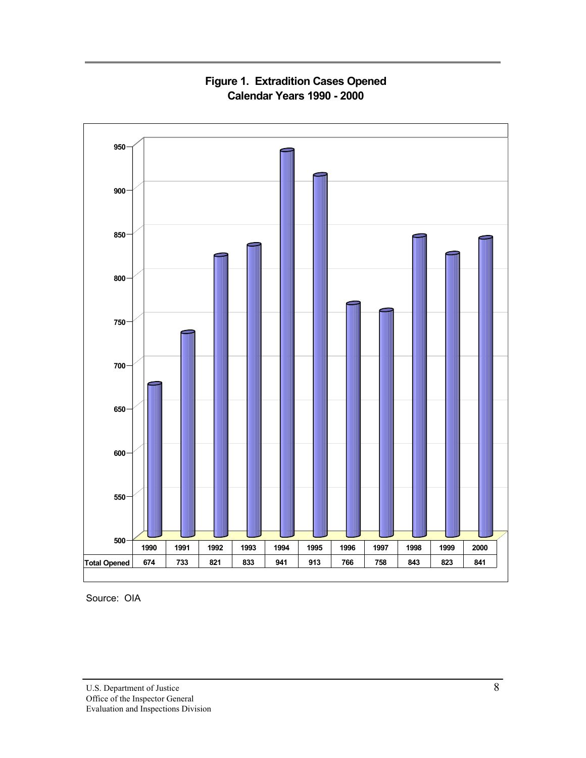**Figure 1. Extradition Cases Opened**
**Calendar Years 1990 - 2000**

| | 1990 | 1991 | 1992 | 1993 | 1994 | 1995 | 1996 | 1997 | 1998 | 1999 | 2000 |
|---|---|---|---|---|---|---|---|---|---|---|---|
| Total Opened | 674 | 733 | 821 | 833 | 941 | 913 | 766 | 758 | 843 | 823 | 841 |

Source: OIA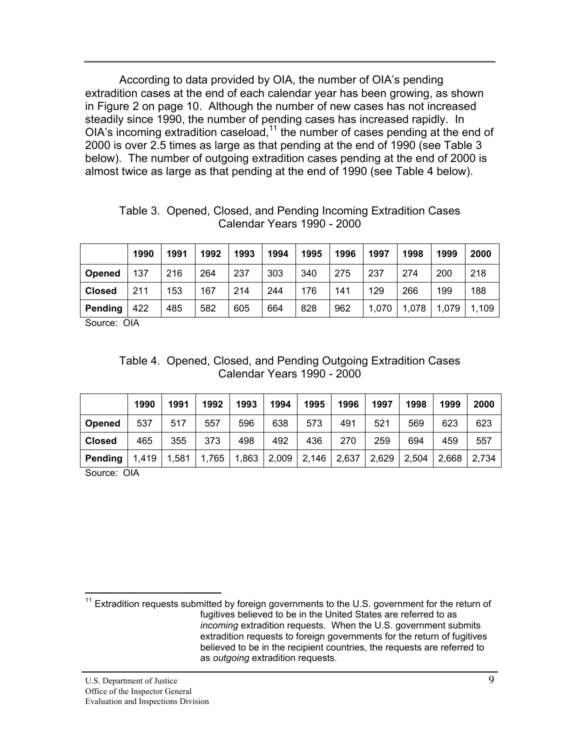According to data provided by OIA, the number of OIA's pending extradition cases at the end of each calendar year has been growing, as shown in Figure 2 on page 10. Although the number of new cases has not increased steadily since 1990, the number of pending cases has increased rapidly. In OIA's incoming extradition caseload,[11] the number of cases pending at the end of 2000 is over 2.5 times as large as that pending at the end of 1990 (see Table 3 below). The number of outgoing extradition cases pending at the end of 2000 is almost twice as large as that pending at the end of 1990 (see Table 4 below).

Table 3. Opened, Closed, and Pending Incoming Extradition Cases
Calendar Years 1990 - 2000

| | **1990** | **1991** | **1992** | **1993** | **1994** | **1995** | **1996** | **1997** | **1998** | **1999** | **2000** |
|---|---|---|---|---|---|---|---|---|---|---|---|
| **Opened** | 137 | 216 | 264 | 237 | 303 | 340 | 275 | 237 | 274 | 200 | 218 |
| **Closed** | 211 | 153 | 167 | 214 | 244 | 176 | 141 | 129 | 266 | 199 | 188 |
| **Pending** | 422 | 485 | 582 | 605 | 664 | 828 | 962 | 1,070 | 1,078 | 1,079 | 1,109 |

Source: OIA

Table 4. Opened, Closed, and Pending Outgoing Extradition Cases
Calendar Years 1990 - 2000

| | **1990** | **1991** | **1992** | **1993** | **1994** | **1995** | **1996** | **1997** | **1998** | **1999** | **2000** |
|---|---|---|---|---|---|---|---|---|---|---|---|
| **Opened** | 537 | 517 | 557 | 596 | 638 | 573 | 491 | 521 | 569 | 623 | 623 |
| **Closed** | 465 | 355 | 373 | 498 | 492 | 436 | 270 | 259 | 694 | 459 | 557 |
| **Pending** | 1,419 | 1,581 | 1,765 | 1,863 | 2,009 | 2,146 | 2,637 | 2,629 | 2,504 | 2,668 | 2,734 |

Source: OIA

[11] Extradition requests submitted by foreign governments to the U.S. government for the return of fugitives believed to be in the United States are referred to as *incoming* extradition requests. When the U.S. government submits extradition requests to foreign governments for the return of fugitives believed to be in the recipient countries, the requests are referred to as *outgoing* extradition requests.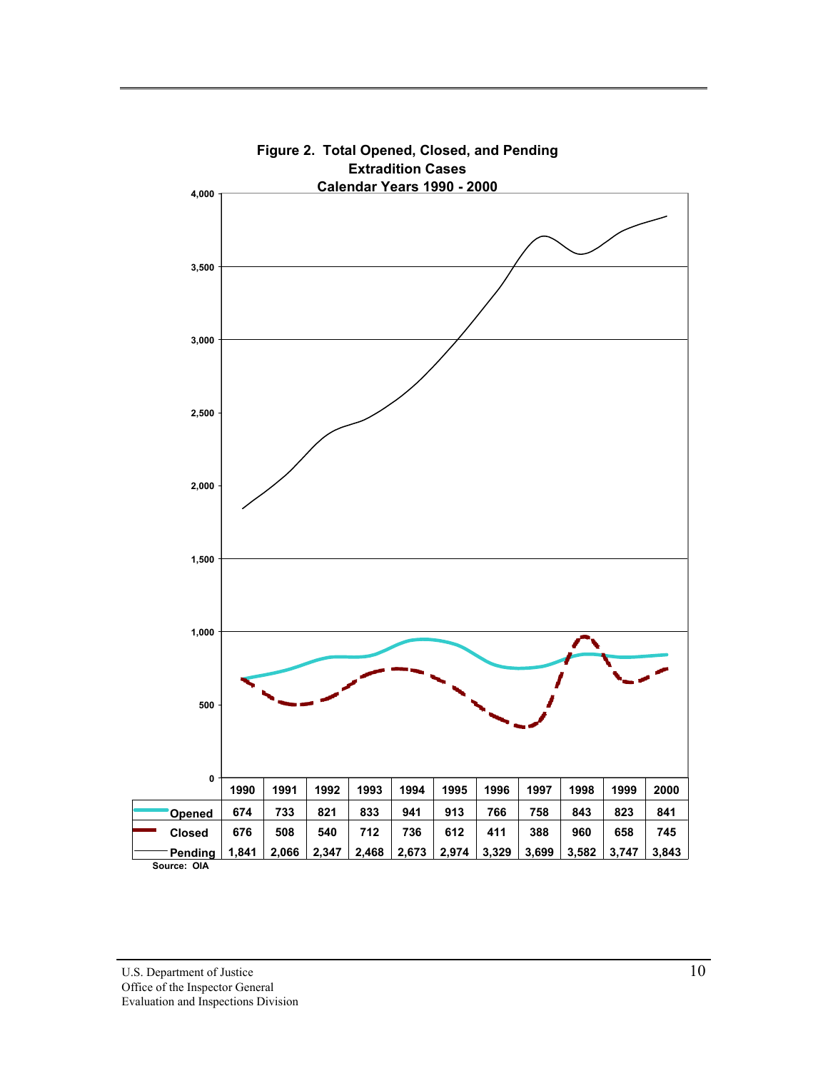**Figure 2. Total Opened, Closed, and Pending Extradition Cases Calendar Years 1990 - 2000**

| | 1990 | 1991 | 1992 | 1993 | 1994 | 1995 | 1996 | 1997 | 1998 | 1999 | 2000 |
|---|---|---|---|---|---|---|---|---|---|---|---|
| Opened | 674 | 733 | 821 | 833 | 941 | 913 | 766 | 758 | 843 | 823 | 841 |
| Closed | 676 | 508 | 540 | 712 | 736 | 612 | 411 | 388 | 960 | 658 | 745 |
| Pending | 1,841 | 2,066 | 2,347 | 2,468 | 2,673 | 2,974 | 3,329 | 3,699 | 3,582 | 3,747 | 3,843 |

Source: OIA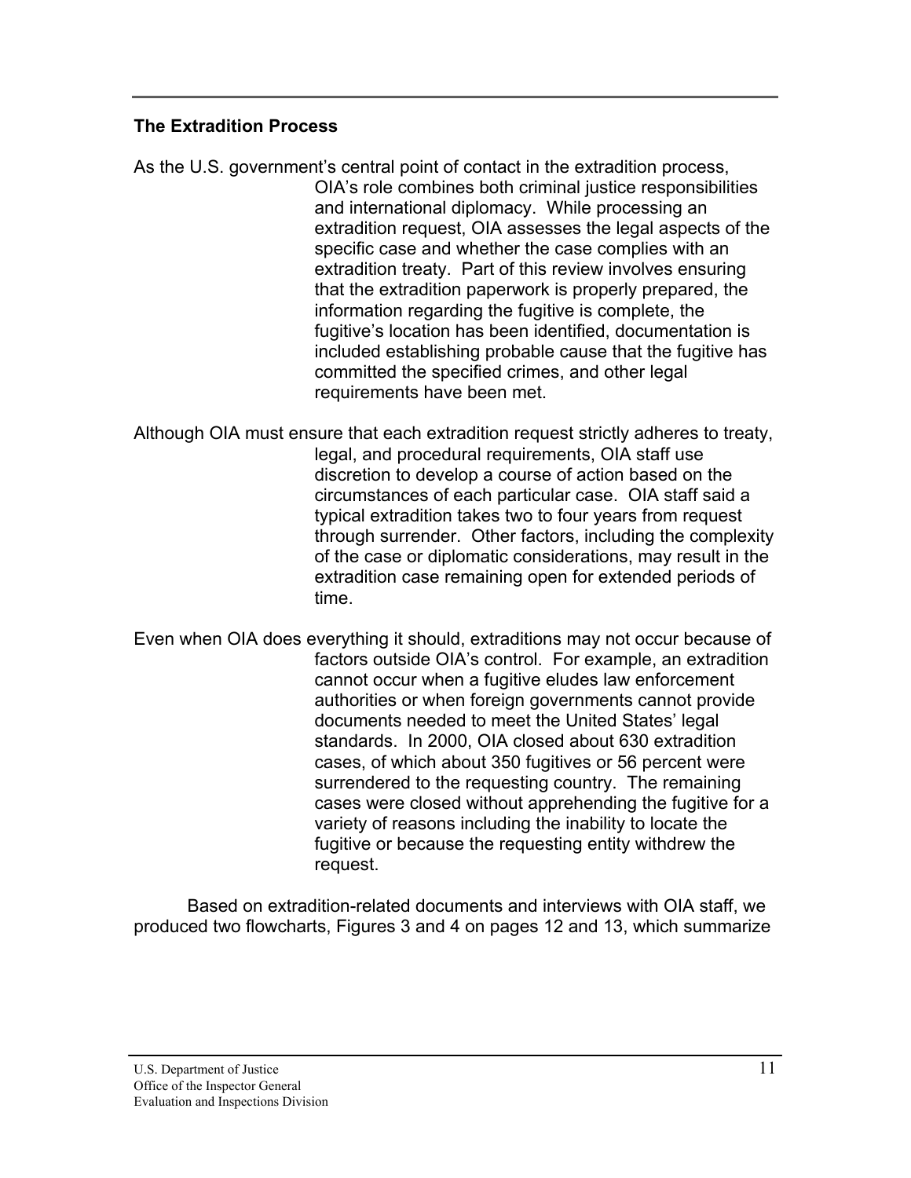## The Extradition Process

As the U.S. government's central point of contact in the extradition process, OIA's role combines both criminal justice responsibilities and international diplomacy. While processing an extradition request, OIA assesses the legal aspects of the specific case and whether the case complies with an extradition treaty. Part of this review involves ensuring that the extradition paperwork is properly prepared, the information regarding the fugitive is complete, the fugitive's location has been identified, documentation is included establishing probable cause that the fugitive has committed the specified crimes, and other legal requirements have been met.

Although OIA must ensure that each extradition request strictly adheres to treaty, legal, and procedural requirements, OIA staff use discretion to develop a course of action based on the circumstances of each particular case. OIA staff said a typical extradition takes two to four years from request through surrender. Other factors, including the complexity of the case or diplomatic considerations, may result in the extradition case remaining open for extended periods of time.

Even when OIA does everything it should, extraditions may not occur because of factors outside OIA's control. For example, an extradition cannot occur when a fugitive eludes law enforcement authorities or when foreign governments cannot provide documents needed to meet the United States' legal standards. In 2000, OIA closed about 630 extradition cases, of which about 350 fugitives or 56 percent were surrendered to the requesting country. The remaining cases were closed without apprehending the fugitive for a variety of reasons including the inability to locate the fugitive or because the requesting entity withdrew the request.

Based on extradition-related documents and interviews with OIA staff, we produced two flowcharts, Figures 3 and 4 on pages 12 and 13, which summarize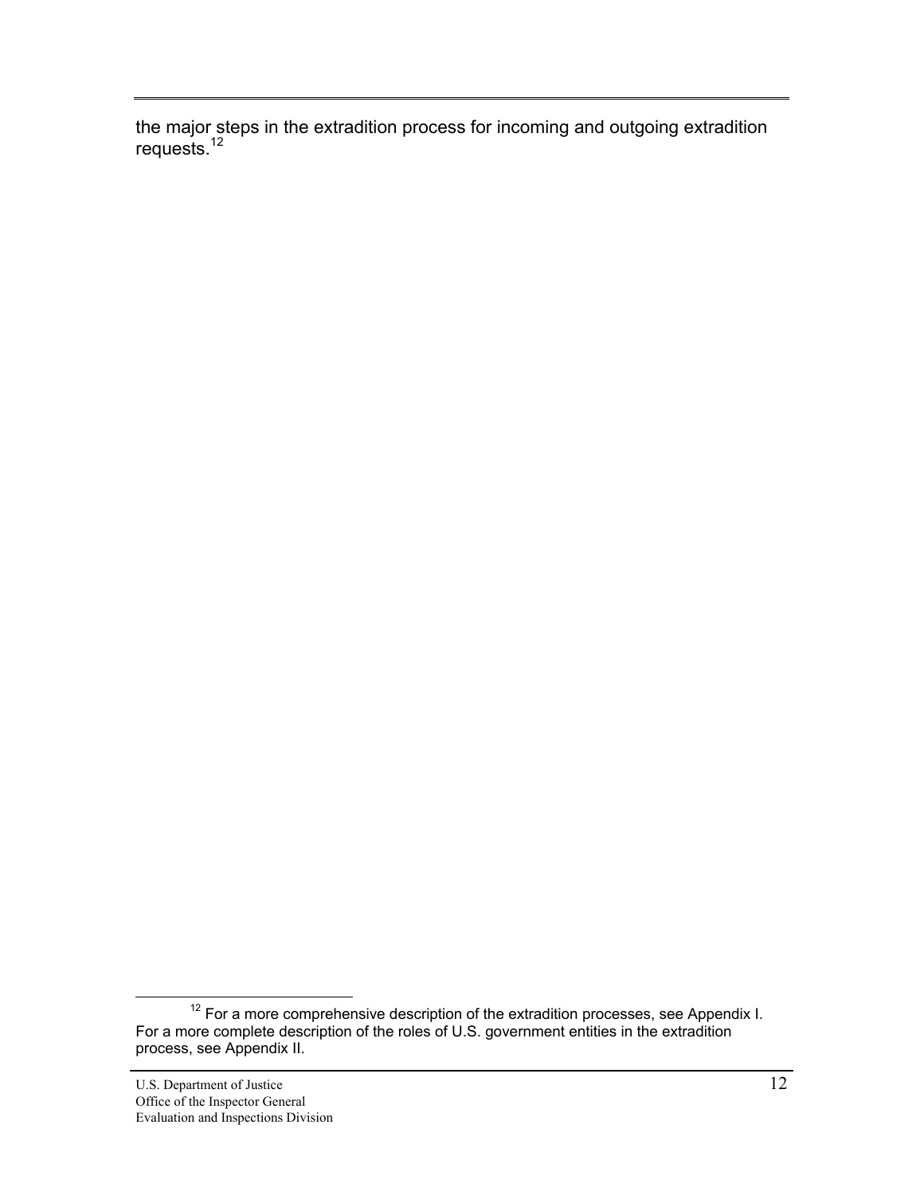the major steps in the extradition process for incoming and outgoing extradition requests.[12]

[12] For a more comprehensive description of the extradition processes, see Appendix I. For a more complete description of the roles of U.S. government entities in the extradition process, see Appendix II.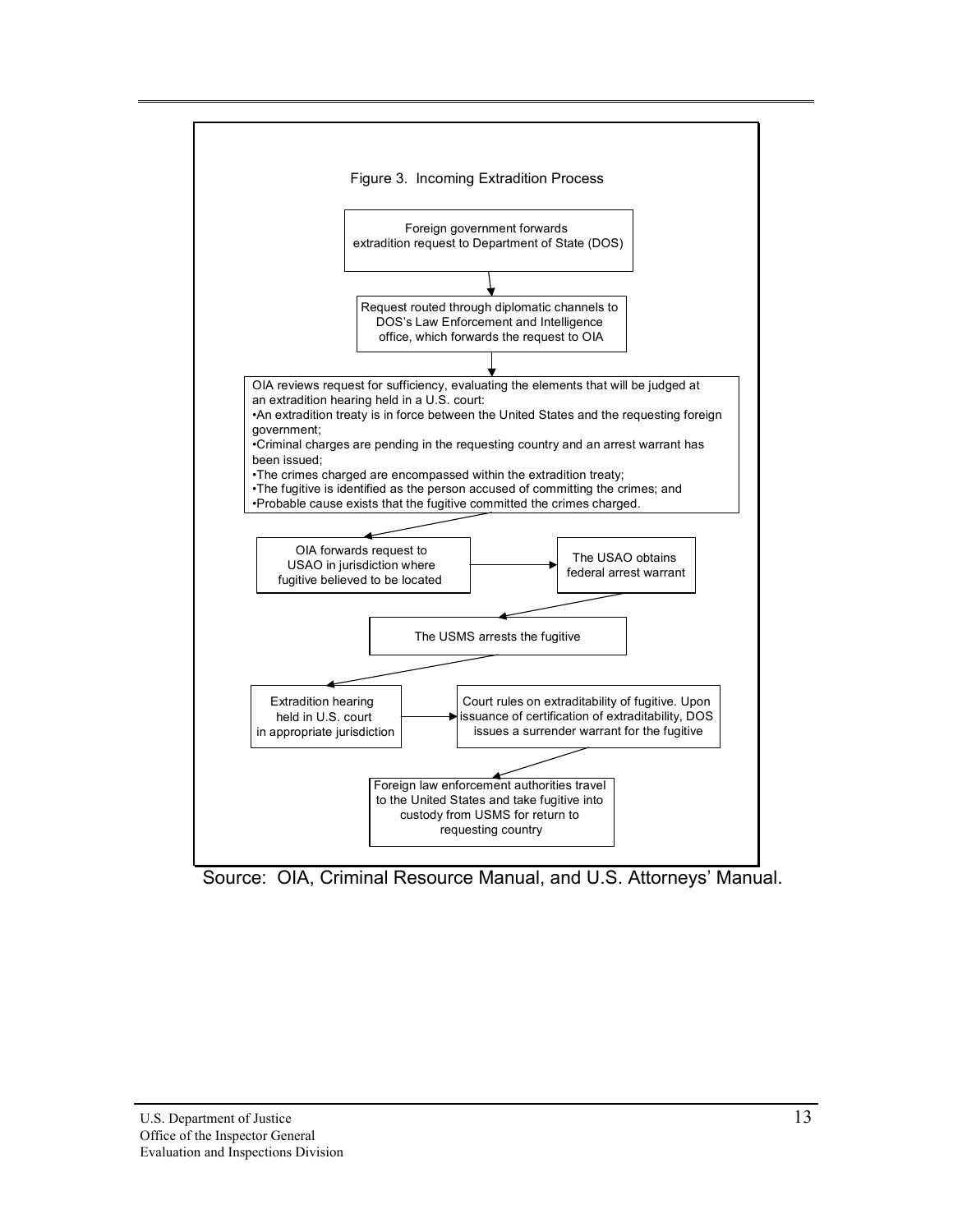Figure 3. Incoming Extradition Process

Foreign government forwards extradition request to Department of State (DOS)

↓

Request routed through diplomatic channels to DOS's Law Enforcement and Intelligence office, which forwards the request to OIA

↓

OIA reviews request for sufficiency, evaluating the elements that will be judged at an extradition hearing held in a U.S. court:

- An extradition treaty is in force between the United States and the requesting foreign government;
- Criminal charges are pending in the requesting country and an arrest warrant has been issued;
- The crimes charged are encompassed within the extradition treaty;
- The fugitive is identified as the person accused of committing the crimes; and
- Probable cause exists that the fugitive committed the crimes charged.

↓

OIA forwards request to USAO in jurisdiction where fugitive believed to be located → The USAO obtains federal arrest warrant

↓

The USMS arrests the fugitive

↓

Extradition hearing held in U.S. court in appropriate jurisdiction → Court rules on extraditability of fugitive. Upon issuance of certification of extraditability, DOS issues a surrender warrant for the fugitive

↓

Foreign law enforcement authorities travel to the United States and take fugitive into custody from USMS for return to requesting country

Source: OIA, Criminal Resource Manual, and U.S. Attorneys' Manual.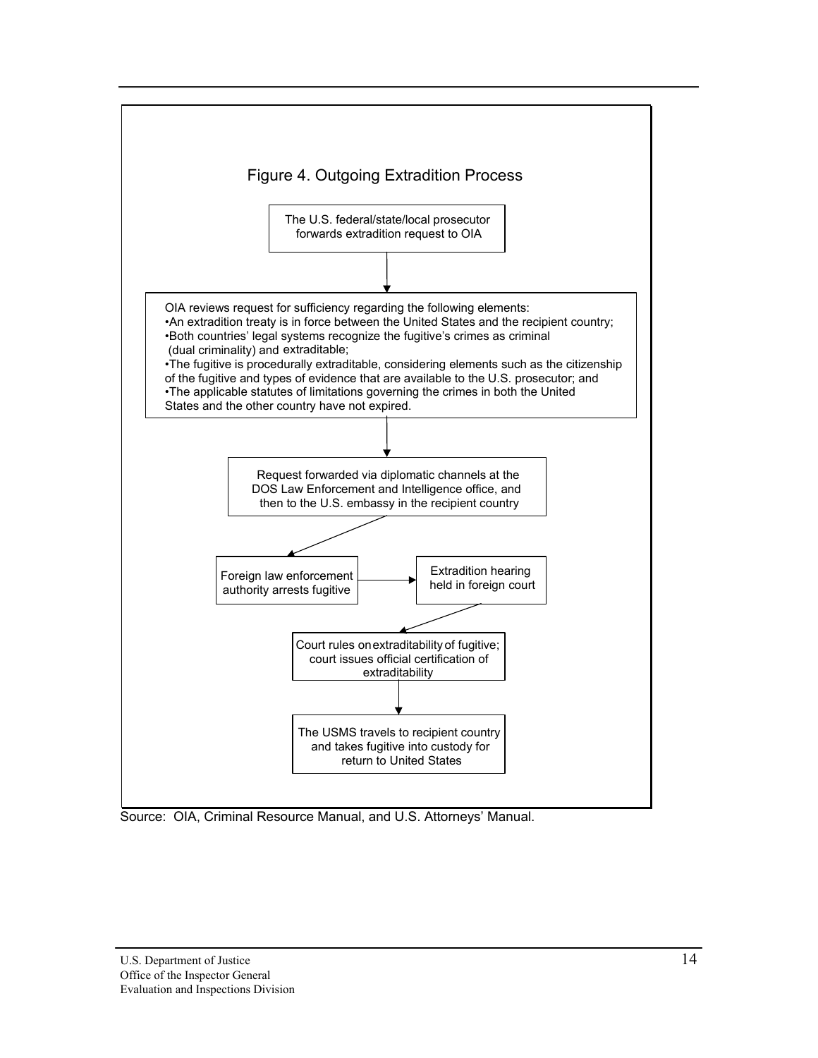### Figure 4. Outgoing Extradition Process

The U.S. federal/state/local prosecutor forwards extradition request to OIA

↓

OIA reviews request for sufficiency regarding the following elements:

- An extradition treaty is in force between the United States and the recipient country;
- Both countries' legal systems recognize the fugitive's crimes as criminal (dual criminality) and extraditable;
- The fugitive is procedurally extraditable, considering elements such as the citizenship of the fugitive and types of evidence that are available to the U.S. prosecutor; and
- The applicable statutes of limitations governing the crimes in both the United States and the other country have not expired.

↓

Request forwarded via diplomatic channels at the DOS Law Enforcement and Intelligence office, and then to the U.S. embassy in the recipient country

↓

Foreign law enforcement authority arrests fugitive → Extradition hearing held in foreign court

↓

Court rules on extraditability of fugitive; court issues official certification of extraditability

↓

The USMS travels to recipient country and takes fugitive into custody for return to United States

Source: OIA, Criminal Resource Manual, and U.S. Attorneys' Manual.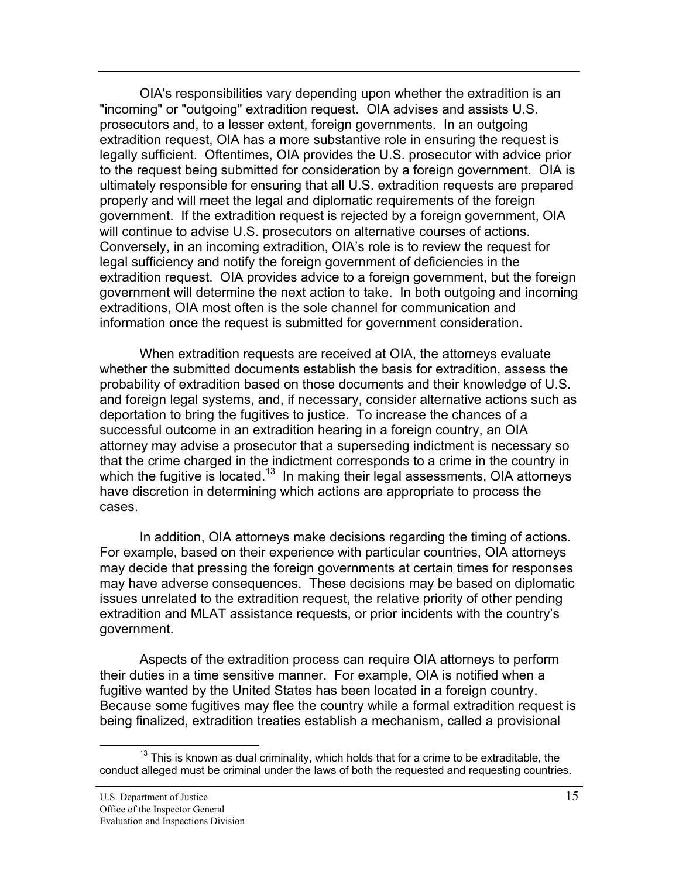OIA's responsibilities vary depending upon whether the extradition is an "incoming" or "outgoing" extradition request. OIA advises and assists U.S. prosecutors and, to a lesser extent, foreign governments. In an outgoing extradition request, OIA has a more substantive role in ensuring the request is legally sufficient. Oftentimes, OIA provides the U.S. prosecutor with advice prior to the request being submitted for consideration by a foreign government. OIA is ultimately responsible for ensuring that all U.S. extradition requests are prepared properly and will meet the legal and diplomatic requirements of the foreign government. If the extradition request is rejected by a foreign government, OIA will continue to advise U.S. prosecutors on alternative courses of actions. Conversely, in an incoming extradition, OIA's role is to review the request for legal sufficiency and notify the foreign government of deficiencies in the extradition request. OIA provides advice to a foreign government, but the foreign government will determine the next action to take. In both outgoing and incoming extraditions, OIA most often is the sole channel for communication and information once the request is submitted for government consideration.

When extradition requests are received at OIA, the attorneys evaluate whether the submitted documents establish the basis for extradition, assess the probability of extradition based on those documents and their knowledge of U.S. and foreign legal systems, and, if necessary, consider alternative actions such as deportation to bring the fugitives to justice. To increase the chances of a successful outcome in an extradition hearing in a foreign country, an OIA attorney may advise a prosecutor that a superseding indictment is necessary so that the crime charged in the indictment corresponds to a crime in the country in which the fugitive is located.[13] In making their legal assessments, OIA attorneys have discretion in determining which actions are appropriate to process the cases.

In addition, OIA attorneys make decisions regarding the timing of actions. For example, based on their experience with particular countries, OIA attorneys may decide that pressing the foreign governments at certain times for responses may have adverse consequences. These decisions may be based on diplomatic issues unrelated to the extradition request, the relative priority of other pending extradition and MLAT assistance requests, or prior incidents with the country's government.

Aspects of the extradition process can require OIA attorneys to perform their duties in a time sensitive manner. For example, OIA is notified when a fugitive wanted by the United States has been located in a foreign country. Because some fugitives may flee the country while a formal extradition request is being finalized, extradition treaties establish a mechanism, called a provisional

[13] This is known as dual criminality, which holds that for a crime to be extraditable, the conduct alleged must be criminal under the laws of both the requested and requesting countries.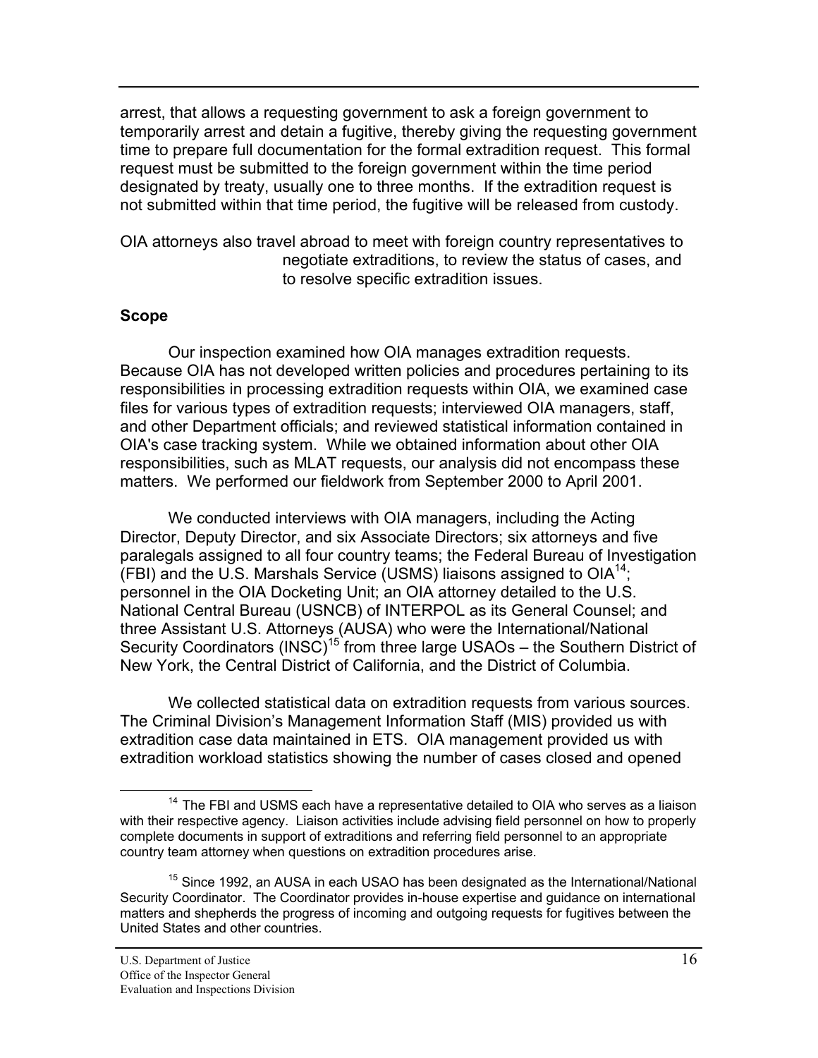arrest, that allows a requesting government to ask a foreign government to temporarily arrest and detain a fugitive, thereby giving the requesting government time to prepare full documentation for the formal extradition request. This formal request must be submitted to the foreign government within the time period designated by treaty, usually one to three months. If the extradition request is not submitted within that time period, the fugitive will be released from custody.

OIA attorneys also travel abroad to meet with foreign country representatives to negotiate extraditions, to review the status of cases, and to resolve specific extradition issues.

**Scope**

Our inspection examined how OIA manages extradition requests. Because OIA has not developed written policies and procedures pertaining to its responsibilities in processing extradition requests within OIA, we examined case files for various types of extradition requests; interviewed OIA managers, staff, and other Department officials; and reviewed statistical information contained in OIA's case tracking system. While we obtained information about other OIA responsibilities, such as MLAT requests, our analysis did not encompass these matters. We performed our fieldwork from September 2000 to April 2001.

We conducted interviews with OIA managers, including the Acting Director, Deputy Director, and six Associate Directors; six attorneys and five paralegals assigned to all four country teams; the Federal Bureau of Investigation (FBI) and the U.S. Marshals Service (USMS) liaisons assigned to OIA[14]; personnel in the OIA Docketing Unit; an OIA attorney detailed to the U.S. National Central Bureau (USNCB) of INTERPOL as its General Counsel; and three Assistant U.S. Attorneys (AUSA) who were the International/National Security Coordinators (INSC)[15] from three large USAOs – the Southern District of New York, the Central District of California, and the District of Columbia.

We collected statistical data on extradition requests from various sources. The Criminal Division's Management Information Staff (MIS) provided us with extradition case data maintained in ETS. OIA management provided us with extradition workload statistics showing the number of cases closed and opened

---

[14] The FBI and USMS each have a representative detailed to OIA who serves as a liaison with their respective agency. Liaison activities include advising field personnel on how to properly complete documents in support of extraditions and referring field personnel to an appropriate country team attorney when questions on extradition procedures arise.

[15] Since 1992, an AUSA in each USAO has been designated as the International/National Security Coordinator. The Coordinator provides in-house expertise and guidance on international matters and shepherds the progress of incoming and outgoing requests for fugitives between the United States and other countries.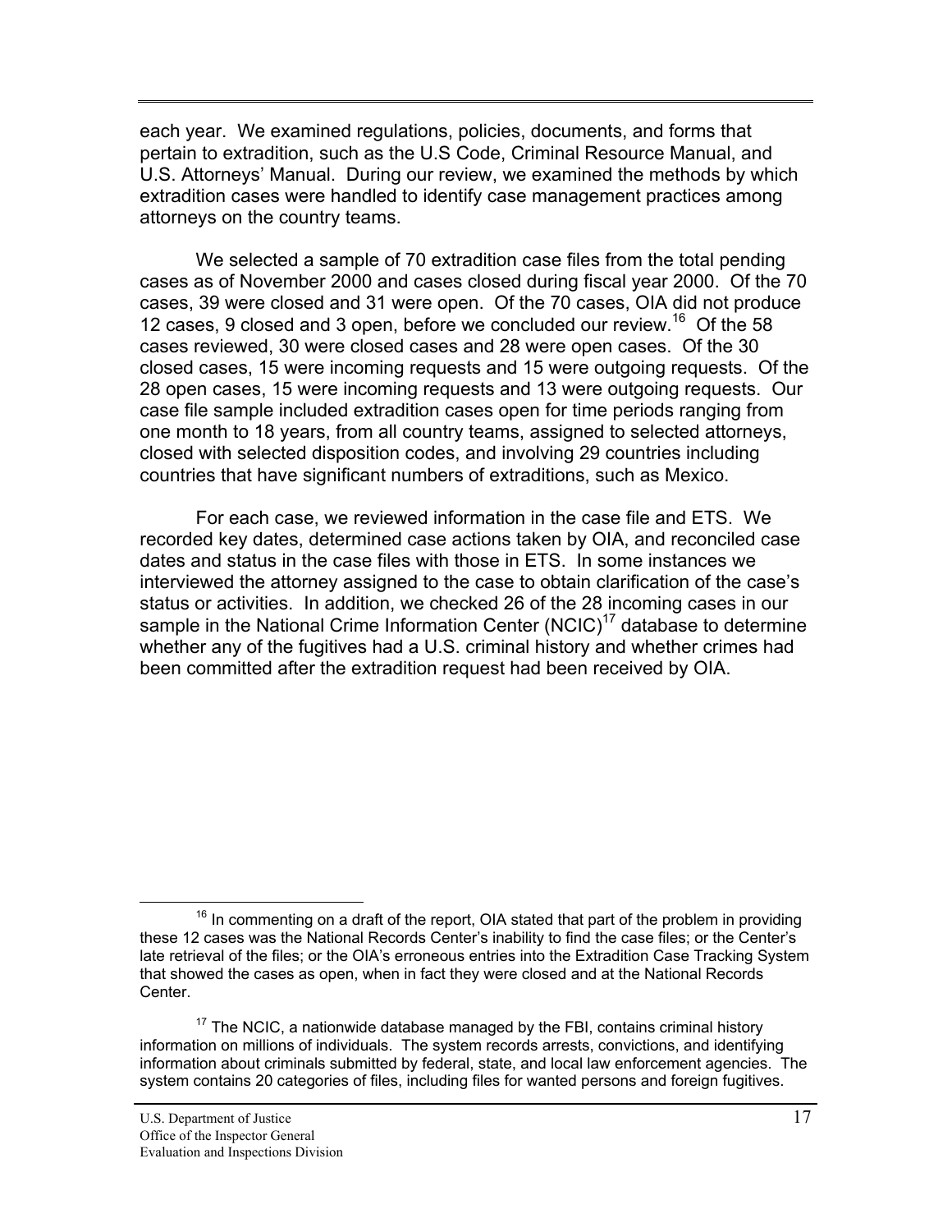each year. We examined regulations, policies, documents, and forms that pertain to extradition, such as the U.S Code, Criminal Resource Manual, and U.S. Attorneys' Manual. During our review, we examined the methods by which extradition cases were handled to identify case management practices among attorneys on the country teams.

We selected a sample of 70 extradition case files from the total pending cases as of November 2000 and cases closed during fiscal year 2000. Of the 70 cases, 39 were closed and 31 were open. Of the 70 cases, OIA did not produce 12 cases, 9 closed and 3 open, before we concluded our review.[16] Of the 58 cases reviewed, 30 were closed cases and 28 were open cases. Of the 30 closed cases, 15 were incoming requests and 15 were outgoing requests. Of the 28 open cases, 15 were incoming requests and 13 were outgoing requests. Our case file sample included extradition cases open for time periods ranging from one month to 18 years, from all country teams, assigned to selected attorneys, closed with selected disposition codes, and involving 29 countries including countries that have significant numbers of extraditions, such as Mexico.

For each case, we reviewed information in the case file and ETS. We recorded key dates, determined case actions taken by OIA, and reconciled case dates and status in the case files with those in ETS. In some instances we interviewed the attorney assigned to the case to obtain clarification of the case's status or activities. In addition, we checked 26 of the 28 incoming cases in our sample in the National Crime Information Center (NCIC)[17] database to determine whether any of the fugitives had a U.S. criminal history and whether crimes had been committed after the extradition request had been received by OIA.

[16] In commenting on a draft of the report, OIA stated that part of the problem in providing these 12 cases was the National Records Center's inability to find the case files; or the Center's late retrieval of the files; or the OIA's erroneous entries into the Extradition Case Tracking System that showed the cases as open, when in fact they were closed and at the National Records Center.

[17] The NCIC, a nationwide database managed by the FBI, contains criminal history information on millions of individuals. The system records arrests, convictions, and identifying information about criminals submitted by federal, state, and local law enforcement agencies. The system contains 20 categories of files, including files for wanted persons and foreign fugitives.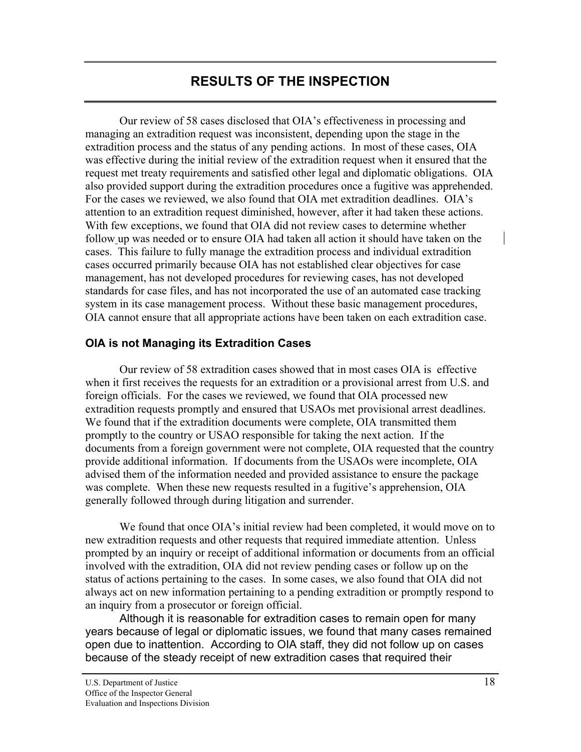# RESULTS OF THE INSPECTION

Our review of 58 cases disclosed that OIA's effectiveness in processing and managing an extradition request was inconsistent, depending upon the stage in the extradition process and the status of any pending actions. In most of these cases, OIA was effective during the initial review of the extradition request when it ensured that the request met treaty requirements and satisfied other legal and diplomatic obligations. OIA also provided support during the extradition procedures once a fugitive was apprehended. For the cases we reviewed, we also found that OIA met extradition deadlines. OIA's attention to an extradition request diminished, however, after it had taken these actions. With few exceptions, we found that OIA did not review cases to determine whether follow up was needed or to ensure OIA had taken all action it should have taken on the cases. This failure to fully manage the extradition process and individual extradition cases occurred primarily because OIA has not established clear objectives for case management, has not developed procedures for reviewing cases, has not developed standards for case files, and has not incorporated the use of an automated case tracking system in its case management process. Without these basic management procedures, OIA cannot ensure that all appropriate actions have been taken on each extradition case.

### OIA is not Managing its Extradition Cases

Our review of 58 extradition cases showed that in most cases OIA is effective when it first receives the requests for an extradition or a provisional arrest from U.S. and foreign officials. For the cases we reviewed, we found that OIA processed new extradition requests promptly and ensured that USAOs met provisional arrest deadlines. We found that if the extradition documents were complete, OIA transmitted them promptly to the country or USAO responsible for taking the next action. If the documents from a foreign government were not complete, OIA requested that the country provide additional information. If documents from the USAOs were incomplete, OIA advised them of the information needed and provided assistance to ensure the package was complete. When these new requests resulted in a fugitive's apprehension, OIA generally followed through during litigation and surrender.

We found that once OIA's initial review had been completed, it would move on to new extradition requests and other requests that required immediate attention. Unless prompted by an inquiry or receipt of additional information or documents from an official involved with the extradition, OIA did not review pending cases or follow up on the status of actions pertaining to the cases. In some cases, we also found that OIA did not always act on new information pertaining to a pending extradition or promptly respond to an inquiry from a prosecutor or foreign official.

Although it is reasonable for extradition cases to remain open for many years because of legal or diplomatic issues, we found that many cases remained open due to inattention. According to OIA staff, they did not follow up on cases because of the steady receipt of new extradition cases that required their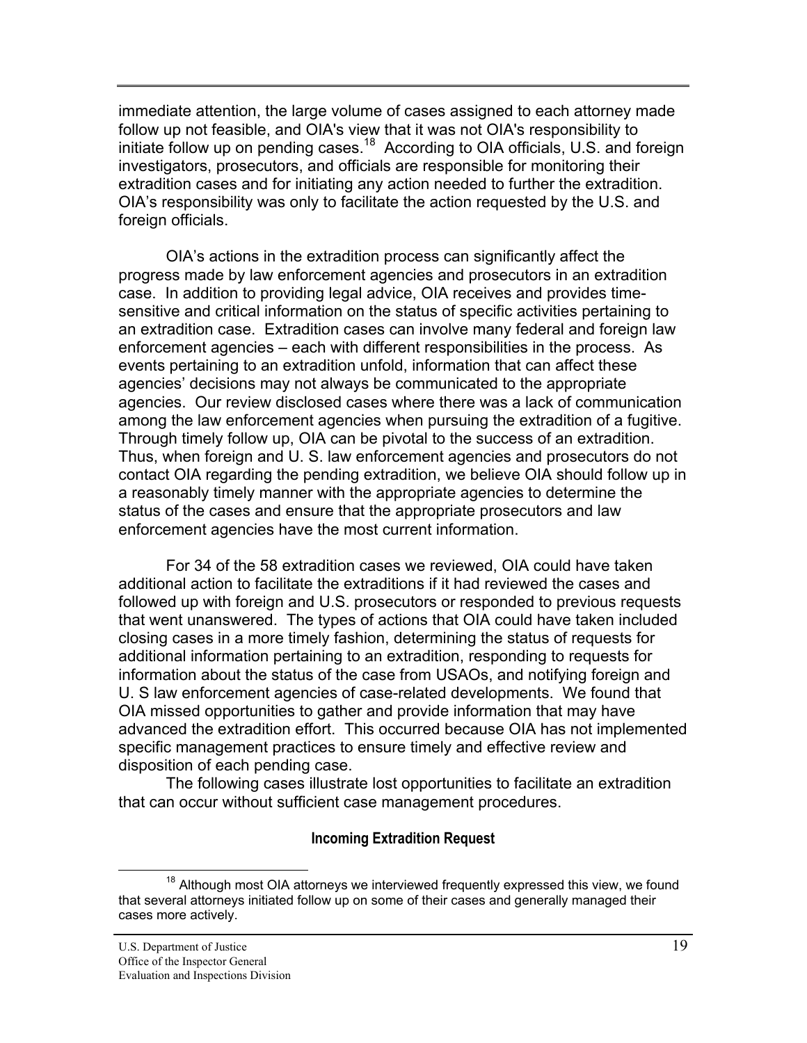immediate attention, the large volume of cases assigned to each attorney made follow up not feasible, and OIA's view that it was not OIA's responsibility to initiate follow up on pending cases.[18] According to OIA officials, U.S. and foreign investigators, prosecutors, and officials are responsible for monitoring their extradition cases and for initiating any action needed to further the extradition. OIA's responsibility was only to facilitate the action requested by the U.S. and foreign officials.

OIA's actions in the extradition process can significantly affect the progress made by law enforcement agencies and prosecutors in an extradition case. In addition to providing legal advice, OIA receives and provides time-sensitive and critical information on the status of specific activities pertaining to an extradition case. Extradition cases can involve many federal and foreign law enforcement agencies – each with different responsibilities in the process. As events pertaining to an extradition unfold, information that can affect these agencies' decisions may not always be communicated to the appropriate agencies. Our review disclosed cases where there was a lack of communication among the law enforcement agencies when pursuing the extradition of a fugitive. Through timely follow up, OIA can be pivotal to the success of an extradition. Thus, when foreign and U. S. law enforcement agencies and prosecutors do not contact OIA regarding the pending extradition, we believe OIA should follow up in a reasonably timely manner with the appropriate agencies to determine the status of the cases and ensure that the appropriate prosecutors and law enforcement agencies have the most current information.

For 34 of the 58 extradition cases we reviewed, OIA could have taken additional action to facilitate the extraditions if it had reviewed the cases and followed up with foreign and U.S. prosecutors or responded to previous requests that went unanswered. The types of actions that OIA could have taken included closing cases in a more timely fashion, determining the status of requests for additional information pertaining to an extradition, responding to requests for information about the status of the case from USAOs, and notifying foreign and U. S law enforcement agencies of case-related developments. We found that OIA missed opportunities to gather and provide information that may have advanced the extradition effort. This occurred because OIA has not implemented specific management practices to ensure timely and effective review and disposition of each pending case.

The following cases illustrate lost opportunities to facilitate an extradition that can occur without sufficient case management procedures.

#### Incoming Extradition Request

[18] Although most OIA attorneys we interviewed frequently expressed this view, we found that several attorneys initiated follow up on some of their cases and generally managed their cases more actively.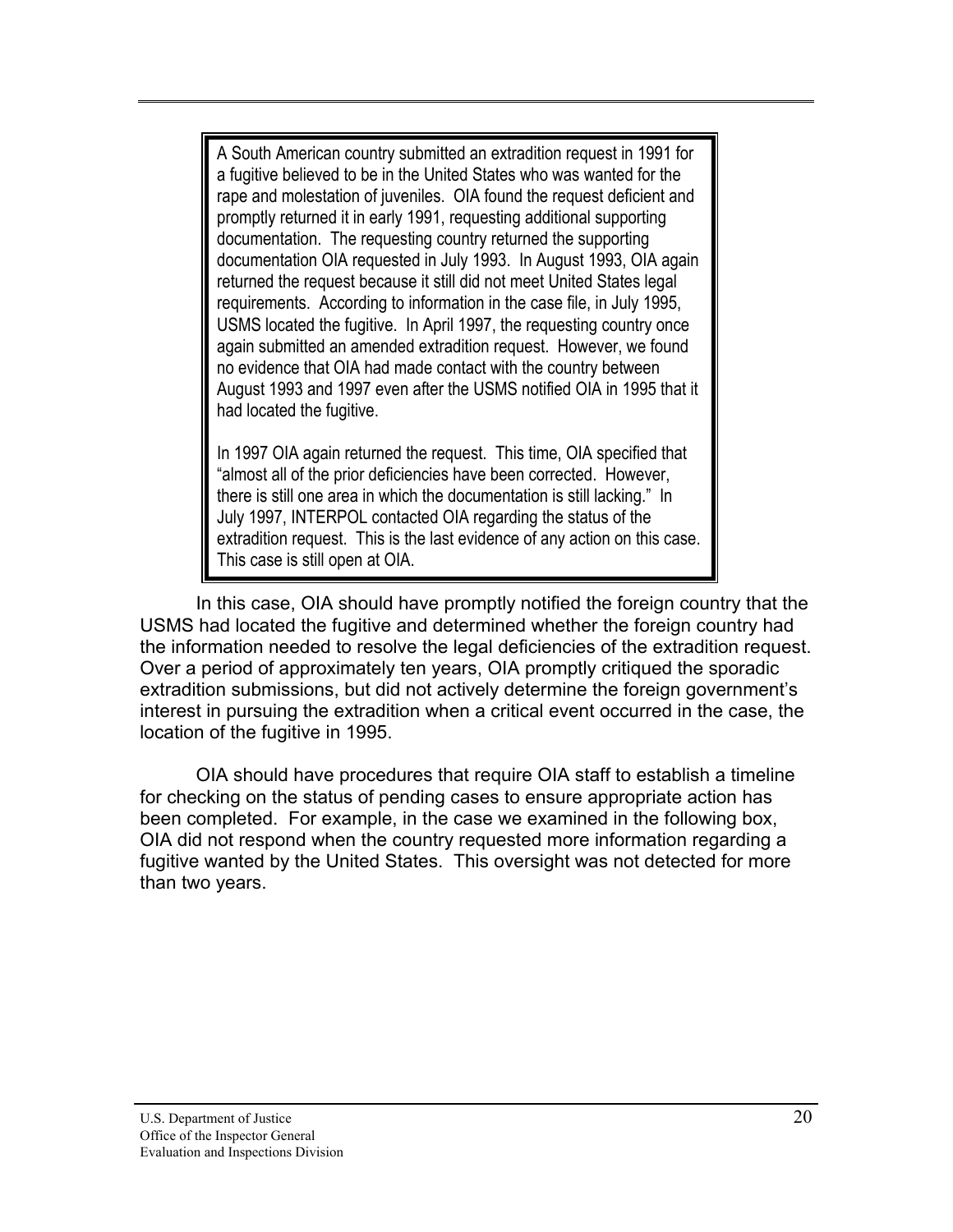> A South American country submitted an extradition request in 1991 for a fugitive believed to be in the United States who was wanted for the rape and molestation of juveniles. OIA found the request deficient and promptly returned it in early 1991, requesting additional supporting documentation. The requesting country returned the supporting documentation OIA requested in July 1993. In August 1993, OIA again returned the request because it still did not meet United States legal requirements. According to information in the case file, in July 1995, USMS located the fugitive. In April 1997, the requesting country once again submitted an amended extradition request. However, we found no evidence that OIA had made contact with the country between August 1993 and 1997 even after the USMS notified OIA in 1995 that it had located the fugitive.
>
> In 1997 OIA again returned the request. This time, OIA specified that "almost all of the prior deficiencies have been corrected. However, there is still one area in which the documentation is still lacking." In July 1997, INTERPOL contacted OIA regarding the status of the extradition request. This is the last evidence of any action on this case. This case is still open at OIA.

In this case, OIA should have promptly notified the foreign country that the USMS had located the fugitive and determined whether the foreign country had the information needed to resolve the legal deficiencies of the extradition request. Over a period of approximately ten years, OIA promptly critiqued the sporadic extradition submissions, but did not actively determine the foreign government's interest in pursuing the extradition when a critical event occurred in the case, the location of the fugitive in 1995.

OIA should have procedures that require OIA staff to establish a timeline for checking on the status of pending cases to ensure appropriate action has been completed. For example, in the case we examined in the following box, OIA did not respond when the country requested more information regarding a fugitive wanted by the United States. This oversight was not detected for more than two years.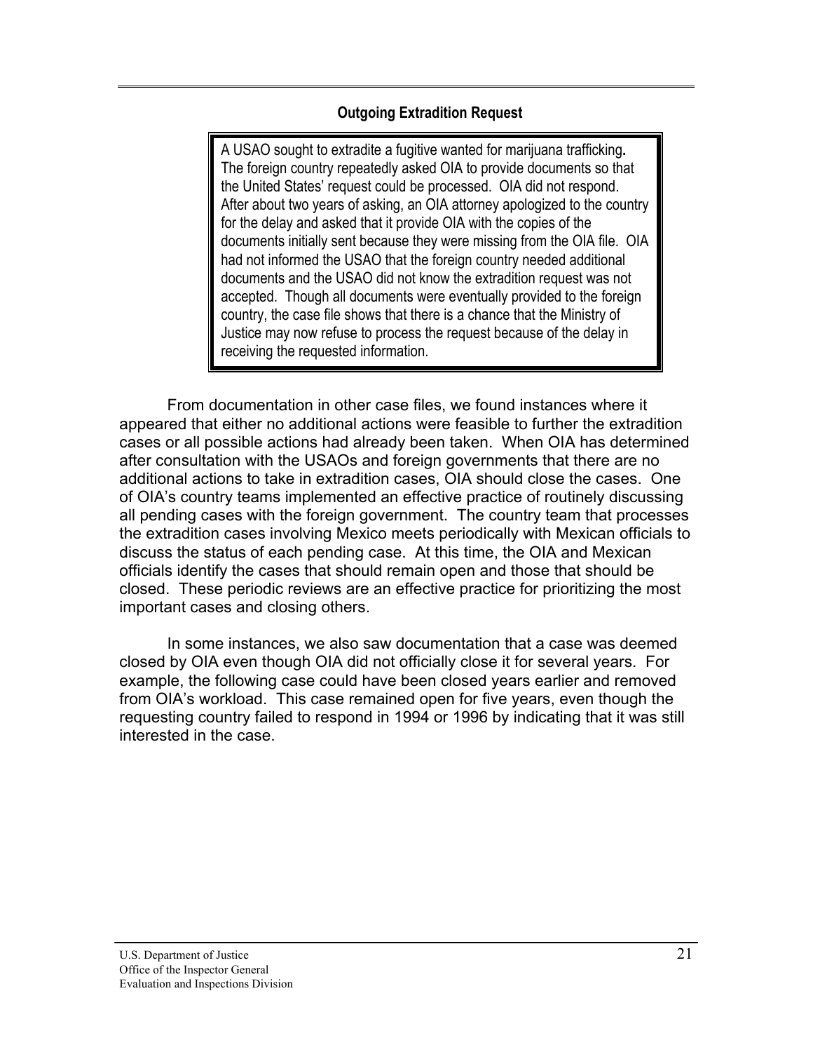### Outgoing Extradition Request

> A USAO sought to extradite a fugitive wanted for marijuana trafficking. The foreign country repeatedly asked OIA to provide documents so that the United States' request could be processed. OIA did not respond. After about two years of asking, an OIA attorney apologized to the country for the delay and asked that it provide OIA with the copies of the documents initially sent because they were missing from the OIA file. OIA had not informed the USAO that the foreign country needed additional documents and the USAO did not know the extradition request was not accepted. Though all documents were eventually provided to the foreign country, the case file shows that there is a chance that the Ministry of Justice may now refuse to process the request because of the delay in receiving the requested information.

From documentation in other case files, we found instances where it appeared that either no additional actions were feasible to further the extradition cases or all possible actions had already been taken. When OIA has determined after consultation with the USAOs and foreign governments that there are no additional actions to take in extradition cases, OIA should close the cases. One of OIA's country teams implemented an effective practice of routinely discussing all pending cases with the foreign government. The country team that processes the extradition cases involving Mexico meets periodically with Mexican officials to discuss the status of each pending case. At this time, the OIA and Mexican officials identify the cases that should remain open and those that should be closed. These periodic reviews are an effective practice for prioritizing the most important cases and closing others.

In some instances, we also saw documentation that a case was deemed closed by OIA even though OIA did not officially close it for several years. For example, the following case could have been closed years earlier and removed from OIA's workload. This case remained open for five years, even though the requesting country failed to respond in 1994 or 1996 by indicating that it was still interested in the case.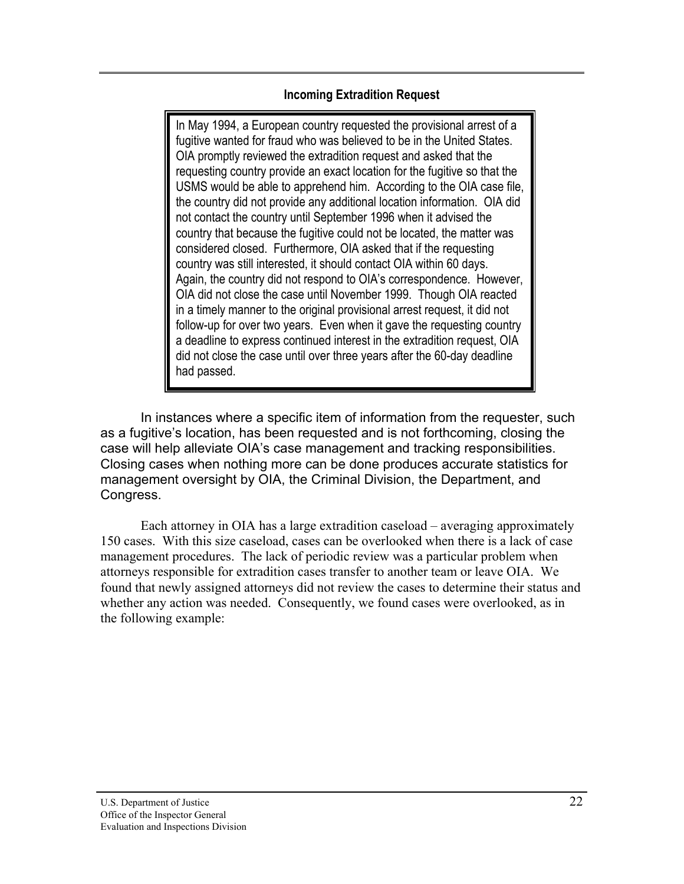**Incoming Extradition Request**

> In May 1994, a European country requested the provisional arrest of a fugitive wanted for fraud who was believed to be in the United States. OIA promptly reviewed the extradition request and asked that the requesting country provide an exact location for the fugitive so that the USMS would be able to apprehend him. According to the OIA case file, the country did not provide any additional location information. OIA did not contact the country until September 1996 when it advised the country that because the fugitive could not be located, the matter was considered closed. Furthermore, OIA asked that if the requesting country was still interested, it should contact OIA within 60 days. Again, the country did not respond to OIA's correspondence. However, OIA did not close the case until November 1999. Though OIA reacted in a timely manner to the original provisional arrest request, it did not follow-up for over two years. Even when it gave the requesting country a deadline to express continued interest in the extradition request, OIA did not close the case until over three years after the 60-day deadline had passed.

In instances where a specific item of information from the requester, such as a fugitive's location, has been requested and is not forthcoming, closing the case will help alleviate OIA's case management and tracking responsibilities. Closing cases when nothing more can be done produces accurate statistics for management oversight by OIA, the Criminal Division, the Department, and Congress.

Each attorney in OIA has a large extradition caseload – averaging approximately 150 cases. With this size caseload, cases can be overlooked when there is a lack of case management procedures. The lack of periodic review was a particular problem when attorneys responsible for extradition cases transfer to another team or leave OIA. We found that newly assigned attorneys did not review the cases to determine their status and whether any action was needed. Consequently, we found cases were overlooked, as in the following example: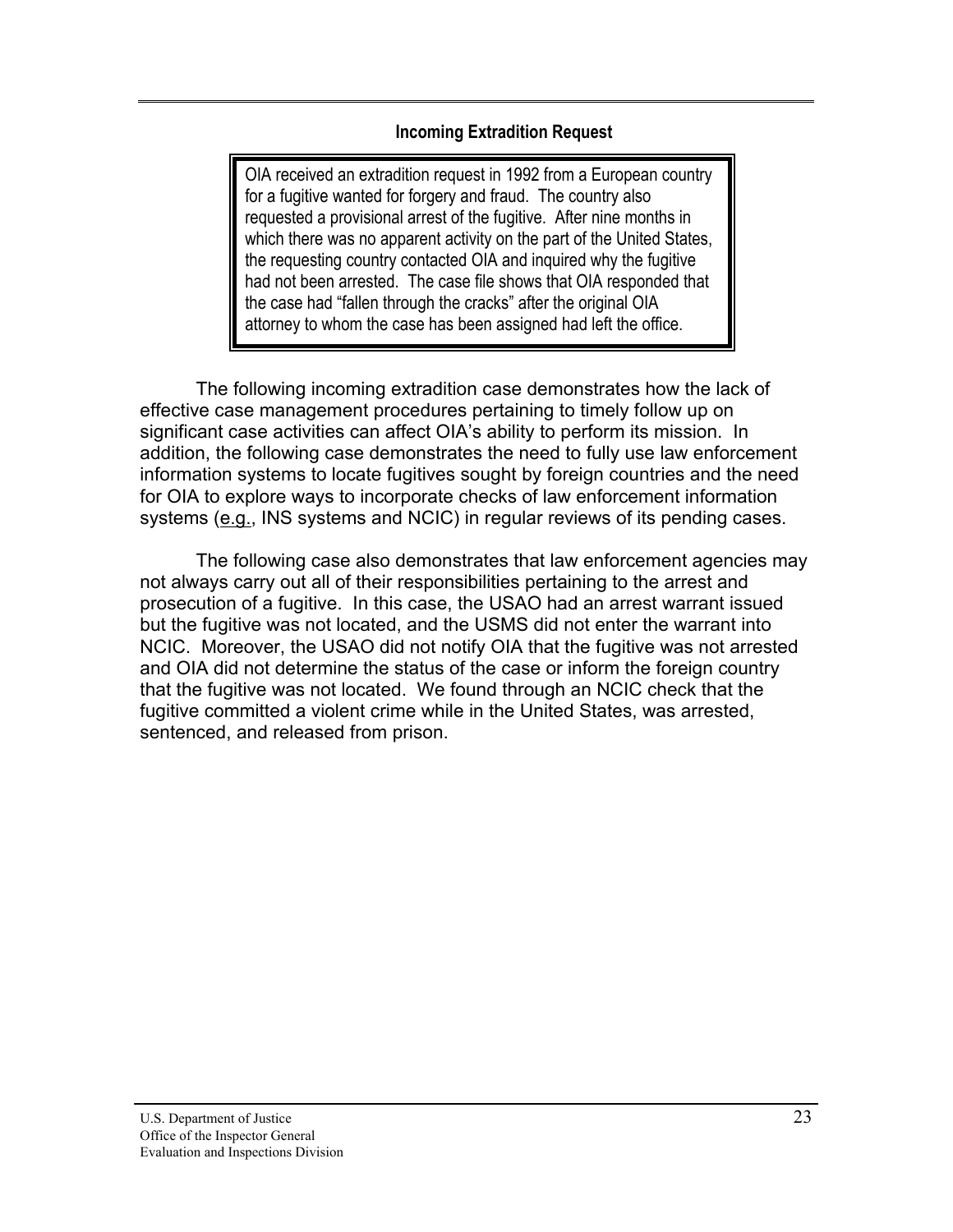### Incoming Extradition Request

> OIA received an extradition request in 1992 from a European country for a fugitive wanted for forgery and fraud. The country also requested a provisional arrest of the fugitive. After nine months in which there was no apparent activity on the part of the United States, the requesting country contacted OIA and inquired why the fugitive had not been arrested. The case file shows that OIA responded that the case had "fallen through the cracks" after the original OIA attorney to whom the case has been assigned had left the office.

The following incoming extradition case demonstrates how the lack of effective case management procedures pertaining to timely follow up on significant case activities can affect OIA's ability to perform its mission. In addition, the following case demonstrates the need to fully use law enforcement information systems to locate fugitives sought by foreign countries and the need for OIA to explore ways to incorporate checks of law enforcement information systems (e.g., INS systems and NCIC) in regular reviews of its pending cases.

The following case also demonstrates that law enforcement agencies may not always carry out all of their responsibilities pertaining to the arrest and prosecution of a fugitive. In this case, the USAO had an arrest warrant issued but the fugitive was not located, and the USMS did not enter the warrant into NCIC. Moreover, the USAO did not notify OIA that the fugitive was not arrested and OIA did not determine the status of the case or inform the foreign country that the fugitive was not located. We found through an NCIC check that the fugitive committed a violent crime while in the United States, was arrested, sentenced, and released from prison.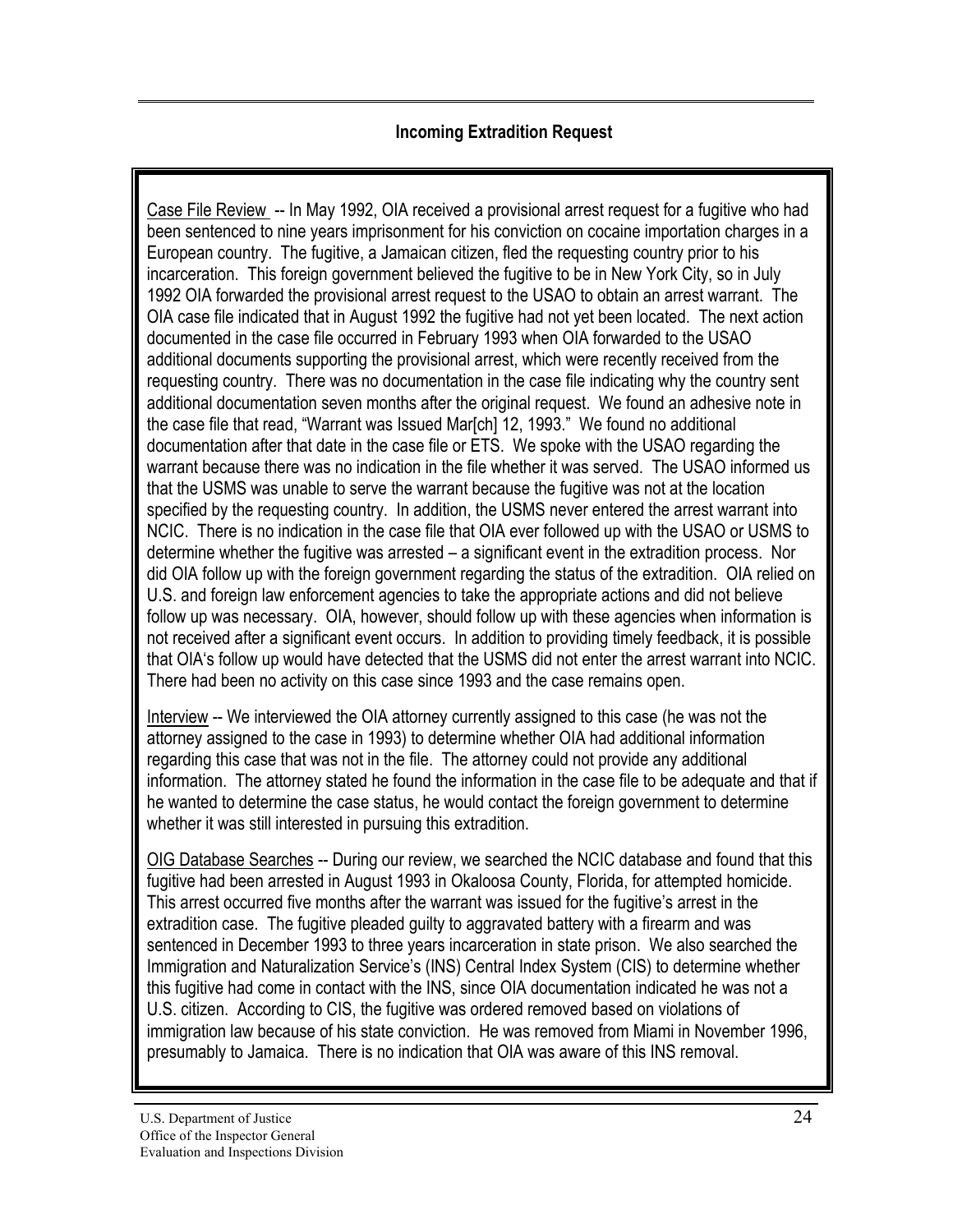### Incoming Extradition Request

Case File Review -- In May 1992, OIA received a provisional arrest request for a fugitive who had been sentenced to nine years imprisonment for his conviction on cocaine importation charges in a European country. The fugitive, a Jamaican citizen, fled the requesting country prior to his incarceration. This foreign government believed the fugitive to be in New York City, so in July 1992 OIA forwarded the provisional arrest request to the USAO to obtain an arrest warrant. The OIA case file indicated that in August 1992 the fugitive had not yet been located. The next action documented in the case file occurred in February 1993 when OIA forwarded to the USAO additional documents supporting the provisional arrest, which were recently received from the requesting country. There was no documentation in the case file indicating why the country sent additional documentation seven months after the original request. We found an adhesive note in the case file that read, "Warrant was Issued Mar[ch] 12, 1993." We found no additional documentation after that date in the case file or ETS. We spoke with the USAO regarding the warrant because there was no indication in the file whether it was served. The USAO informed us that the USMS was unable to serve the warrant because the fugitive was not at the location specified by the requesting country. In addition, the USMS never entered the arrest warrant into NCIC. There is no indication in the case file that OIA ever followed up with the USAO or USMS to determine whether the fugitive was arrested – a significant event in the extradition process. Nor did OIA follow up with the foreign government regarding the status of the extradition. OIA relied on U.S. and foreign law enforcement agencies to take the appropriate actions and did not believe follow up was necessary. OIA, however, should follow up with these agencies when information is not received after a significant event occurs. In addition to providing timely feedback, it is possible that OIA's follow up would have detected that the USMS did not enter the arrest warrant into NCIC. There had been no activity on this case since 1993 and the case remains open.

Interview -- We interviewed the OIA attorney currently assigned to this case (he was not the attorney assigned to the case in 1993) to determine whether OIA had additional information regarding this case that was not in the file. The attorney could not provide any additional information. The attorney stated he found the information in the case file to be adequate and that if he wanted to determine the case status, he would contact the foreign government to determine whether it was still interested in pursuing this extradition.

OIG Database Searches -- During our review, we searched the NCIC database and found that this fugitive had been arrested in August 1993 in Okaloosa County, Florida, for attempted homicide. This arrest occurred five months after the warrant was issued for the fugitive's arrest in the extradition case. The fugitive pleaded guilty to aggravated battery with a firearm and was sentenced in December 1993 to three years incarceration in state prison. We also searched the Immigration and Naturalization Service's (INS) Central Index System (CIS) to determine whether this fugitive had come in contact with the INS, since OIA documentation indicated he was not a U.S. citizen. According to CIS, the fugitive was ordered removed based on violations of immigration law because of his state conviction. He was removed from Miami in November 1996, presumably to Jamaica. There is no indication that OIA was aware of this INS removal.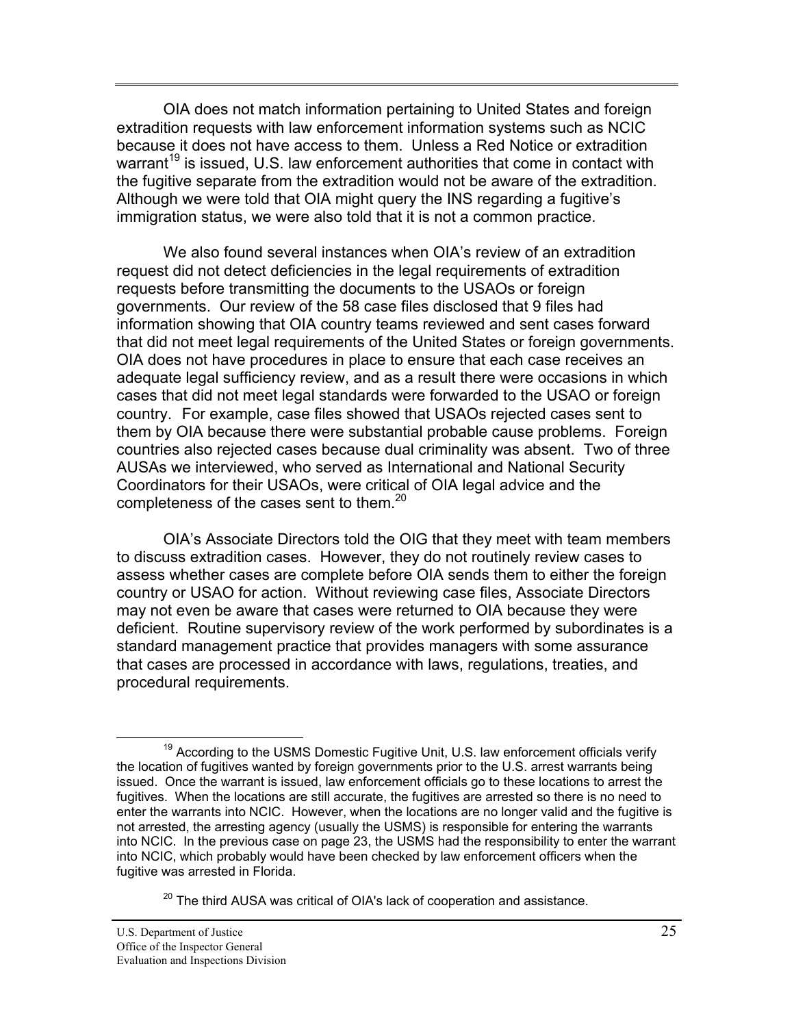OIA does not match information pertaining to United States and foreign extradition requests with law enforcement information systems such as NCIC because it does not have access to them. Unless a Red Notice or extradition warrant[19] is issued, U.S. law enforcement authorities that come in contact with the fugitive separate from the extradition would not be aware of the extradition. Although we were told that OIA might query the INS regarding a fugitive's immigration status, we were also told that it is not a common practice.

We also found several instances when OIA's review of an extradition request did not detect deficiencies in the legal requirements of extradition requests before transmitting the documents to the USAOs or foreign governments. Our review of the 58 case files disclosed that 9 files had information showing that OIA country teams reviewed and sent cases forward that did not meet legal requirements of the United States or foreign governments. OIA does not have procedures in place to ensure that each case receives an adequate legal sufficiency review, and as a result there were occasions in which cases that did not meet legal standards were forwarded to the USAO or foreign country. For example, case files showed that USAOs rejected cases sent to them by OIA because there were substantial probable cause problems. Foreign countries also rejected cases because dual criminality was absent. Two of three AUSAs we interviewed, who served as International and National Security Coordinators for their USAOs, were critical of OIA legal advice and the completeness of the cases sent to them.[20]

OIA's Associate Directors told the OIG that they meet with team members to discuss extradition cases. However, they do not routinely review cases to assess whether cases are complete before OIA sends them to either the foreign country or USAO for action. Without reviewing case files, Associate Directors may not even be aware that cases were returned to OIA because they were deficient. Routine supervisory review of the work performed by subordinates is a standard management practice that provides managers with some assurance that cases are processed in accordance with laws, regulations, treaties, and procedural requirements.

---

[19] According to the USMS Domestic Fugitive Unit, U.S. law enforcement officials verify the location of fugitives wanted by foreign governments prior to the U.S. arrest warrants being issued. Once the warrant is issued, law enforcement officials go to these locations to arrest the fugitives. When the locations are still accurate, the fugitives are arrested so there is no need to enter the warrants into NCIC. However, when the locations are no longer valid and the fugitive is not arrested, the arresting agency (usually the USMS) is responsible for entering the warrants into NCIC. In the previous case on page 23, the USMS had the responsibility to enter the warrant into NCIC, which probably would have been checked by law enforcement officers when the fugitive was arrested in Florida.

[20] The third AUSA was critical of OIA's lack of cooperation and assistance.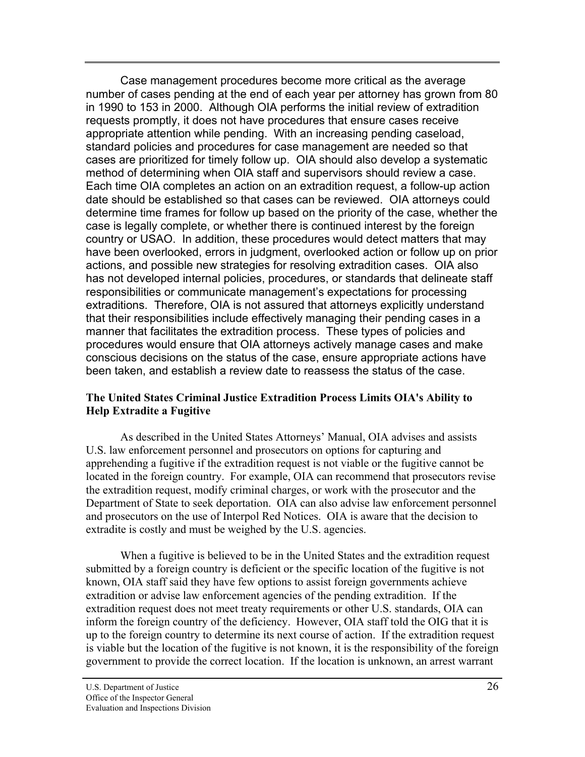Case management procedures become more critical as the average number of cases pending at the end of each year per attorney has grown from 80 in 1990 to 153 in 2000. Although OIA performs the initial review of extradition requests promptly, it does not have procedures that ensure cases receive appropriate attention while pending. With an increasing pending caseload, standard policies and procedures for case management are needed so that cases are prioritized for timely follow up. OIA should also develop a systematic method of determining when OIA staff and supervisors should review a case. Each time OIA completes an action on an extradition request, a follow-up action date should be established so that cases can be reviewed. OIA attorneys could determine time frames for follow up based on the priority of the case, whether the case is legally complete, or whether there is continued interest by the foreign country or USAO. In addition, these procedures would detect matters that may have been overlooked, errors in judgment, overlooked action or follow up on prior actions, and possible new strategies for resolving extradition cases. OIA also has not developed internal policies, procedures, or standards that delineate staff responsibilities or communicate management's expectations for processing extraditions. Therefore, OIA is not assured that attorneys explicitly understand that their responsibilities include effectively managing their pending cases in a manner that facilitates the extradition process. These types of policies and procedures would ensure that OIA attorneys actively manage cases and make conscious decisions on the status of the case, ensure appropriate actions have been taken, and establish a review date to reassess the status of the case.

**The United States Criminal Justice Extradition Process Limits OIA's Ability to Help Extradite a Fugitive**

As described in the United States Attorneys' Manual, OIA advises and assists U.S. law enforcement personnel and prosecutors on options for capturing and apprehending a fugitive if the extradition request is not viable or the fugitive cannot be located in the foreign country. For example, OIA can recommend that prosecutors revise the extradition request, modify criminal charges, or work with the prosecutor and the Department of State to seek deportation. OIA can also advise law enforcement personnel and prosecutors on the use of Interpol Red Notices. OIA is aware that the decision to extradite is costly and must be weighed by the U.S. agencies.

When a fugitive is believed to be in the United States and the extradition request submitted by a foreign country is deficient or the specific location of the fugitive is not known, OIA staff said they have few options to assist foreign governments achieve extradition or advise law enforcement agencies of the pending extradition. If the extradition request does not meet treaty requirements or other U.S. standards, OIA can inform the foreign country of the deficiency. However, OIA staff told the OIG that it is up to the foreign country to determine its next course of action. If the extradition request is viable but the location of the fugitive is not known, it is the responsibility of the foreign government to provide the correct location. If the location is unknown, an arrest warrant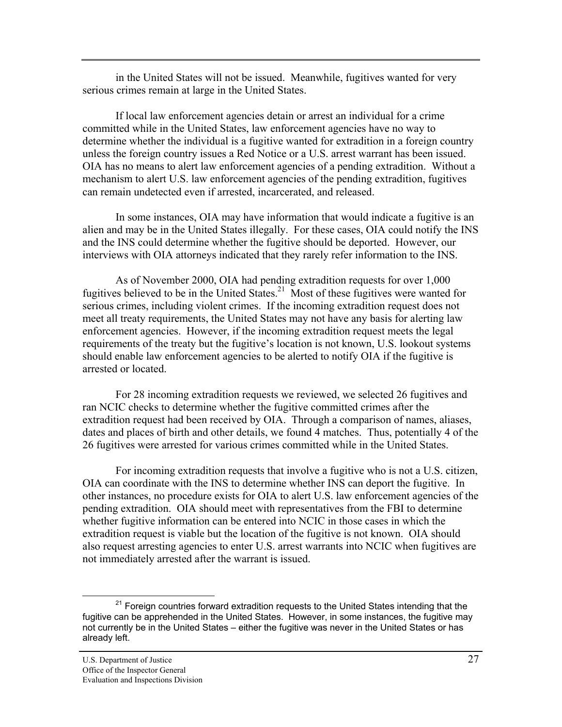in the United States will not be issued. Meanwhile, fugitives wanted for very serious crimes remain at large in the United States.

If local law enforcement agencies detain or arrest an individual for a crime committed while in the United States, law enforcement agencies have no way to determine whether the individual is a fugitive wanted for extradition in a foreign country unless the foreign country issues a Red Notice or a U.S. arrest warrant has been issued. OIA has no means to alert law enforcement agencies of a pending extradition. Without a mechanism to alert U.S. law enforcement agencies of the pending extradition, fugitives can remain undetected even if arrested, incarcerated, and released.

In some instances, OIA may have information that would indicate a fugitive is an alien and may be in the United States illegally. For these cases, OIA could notify the INS and the INS could determine whether the fugitive should be deported. However, our interviews with OIA attorneys indicated that they rarely refer information to the INS.

As of November 2000, OIA had pending extradition requests for over 1,000 fugitives believed to be in the United States.[21] Most of these fugitives were wanted for serious crimes, including violent crimes. If the incoming extradition request does not meet all treaty requirements, the United States may not have any basis for alerting law enforcement agencies. However, if the incoming extradition request meets the legal requirements of the treaty but the fugitive's location is not known, U.S. lookout systems should enable law enforcement agencies to be alerted to notify OIA if the fugitive is arrested or located.

For 28 incoming extradition requests we reviewed, we selected 26 fugitives and ran NCIC checks to determine whether the fugitive committed crimes after the extradition request had been received by OIA. Through a comparison of names, aliases, dates and places of birth and other details, we found 4 matches. Thus, potentially 4 of the 26 fugitives were arrested for various crimes committed while in the United States.

For incoming extradition requests that involve a fugitive who is not a U.S. citizen, OIA can coordinate with the INS to determine whether INS can deport the fugitive. In other instances, no procedure exists for OIA to alert U.S. law enforcement agencies of the pending extradition. OIA should meet with representatives from the FBI to determine whether fugitive information can be entered into NCIC in those cases in which the extradition request is viable but the location of the fugitive is not known. OIA should also request arresting agencies to enter U.S. arrest warrants into NCIC when fugitives are not immediately arrested after the warrant is issued.

---

[21] Foreign countries forward extradition requests to the United States intending that the fugitive can be apprehended in the United States. However, in some instances, the fugitive may not currently be in the United States – either the fugitive was never in the United States or has already left.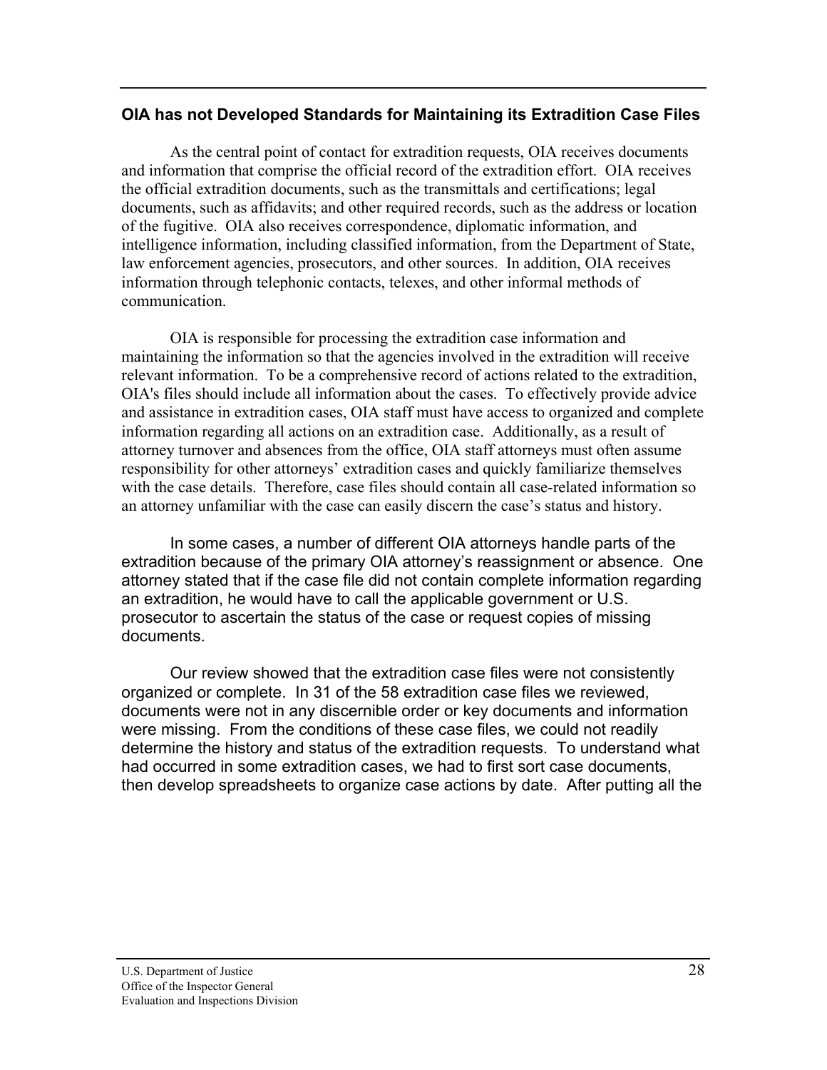## OIA has not Developed Standards for Maintaining its Extradition Case Files

As the central point of contact for extradition requests, OIA receives documents and information that comprise the official record of the extradition effort. OIA receives the official extradition documents, such as the transmittals and certifications; legal documents, such as affidavits; and other required records, such as the address or location of the fugitive. OIA also receives correspondence, diplomatic information, and intelligence information, including classified information, from the Department of State, law enforcement agencies, prosecutors, and other sources. In addition, OIA receives information through telephonic contacts, telexes, and other informal methods of communication.

OIA is responsible for processing the extradition case information and maintaining the information so that the agencies involved in the extradition will receive relevant information. To be a comprehensive record of actions related to the extradition, OIA's files should include all information about the cases. To effectively provide advice and assistance in extradition cases, OIA staff must have access to organized and complete information regarding all actions on an extradition case. Additionally, as a result of attorney turnover and absences from the office, OIA staff attorneys must often assume responsibility for other attorneys' extradition cases and quickly familiarize themselves with the case details. Therefore, case files should contain all case-related information so an attorney unfamiliar with the case can easily discern the case's status and history.

In some cases, a number of different OIA attorneys handle parts of the extradition because of the primary OIA attorney's reassignment or absence. One attorney stated that if the case file did not contain complete information regarding an extradition, he would have to call the applicable government or U.S. prosecutor to ascertain the status of the case or request copies of missing documents.

Our review showed that the extradition case files were not consistently organized or complete. In 31 of the 58 extradition case files we reviewed, documents were not in any discernible order or key documents and information were missing. From the conditions of these case files, we could not readily determine the history and status of the extradition requests. To understand what had occurred in some extradition cases, we had to first sort case documents, then develop spreadsheets to organize case actions by date. After putting all the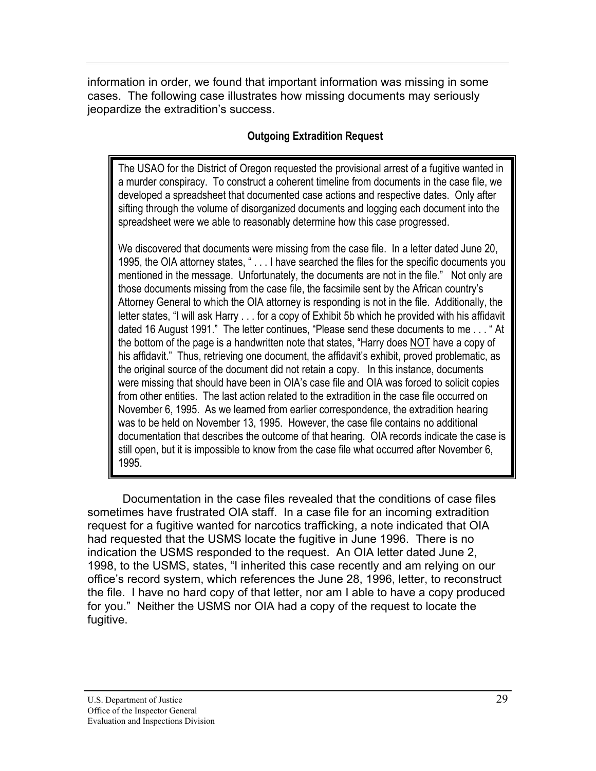information in order, we found that important information was missing in some cases. The following case illustrates how missing documents may seriously jeopardize the extradition's success.

**Outgoing Extradition Request**

> The USAO for the District of Oregon requested the provisional arrest of a fugitive wanted in a murder conspiracy. To construct a coherent timeline from documents in the case file, we developed a spreadsheet that documented case actions and respective dates. Only after sifting through the volume of disorganized documents and logging each document into the spreadsheet were we able to reasonably determine how this case progressed.
>
> We discovered that documents were missing from the case file. In a letter dated June 20, 1995, the OIA attorney states, " . . . I have searched the files for the specific documents you mentioned in the message. Unfortunately, the documents are not in the file." Not only are those documents missing from the case file, the facsimile sent by the African country's Attorney General to which the OIA attorney is responding is not in the file. Additionally, the letter states, "I will ask Harry . . . for a copy of Exhibit 5b which he provided with his affidavit dated 16 August 1991." The letter continues, "Please send these documents to me . . . " At the bottom of the page is a handwritten note that states, "Harry does <u>NOT</u> have a copy of his affidavit." Thus, retrieving one document, the affidavit's exhibit, proved problematic, as the original source of the document did not retain a copy. In this instance, documents were missing that should have been in OIA's case file and OIA was forced to solicit copies from other entities. The last action related to the extradition in the case file occurred on November 6, 1995. As we learned from earlier correspondence, the extradition hearing was to be held on November 13, 1995. However, the case file contains no additional documentation that describes the outcome of that hearing. OIA records indicate the case is still open, but it is impossible to know from the case file what occurred after November 6, 1995.

Documentation in the case files revealed that the conditions of case files sometimes have frustrated OIA staff. In a case file for an incoming extradition request for a fugitive wanted for narcotics trafficking, a note indicated that OIA had requested that the USMS locate the fugitive in June 1996. There is no indication the USMS responded to the request. An OIA letter dated June 2, 1998, to the USMS, states, "I inherited this case recently and am relying on our office's record system, which references the June 28, 1996, letter, to reconstruct the file. I have no hard copy of that letter, nor am I able to have a copy produced for you." Neither the USMS nor OIA had a copy of the request to locate the fugitive.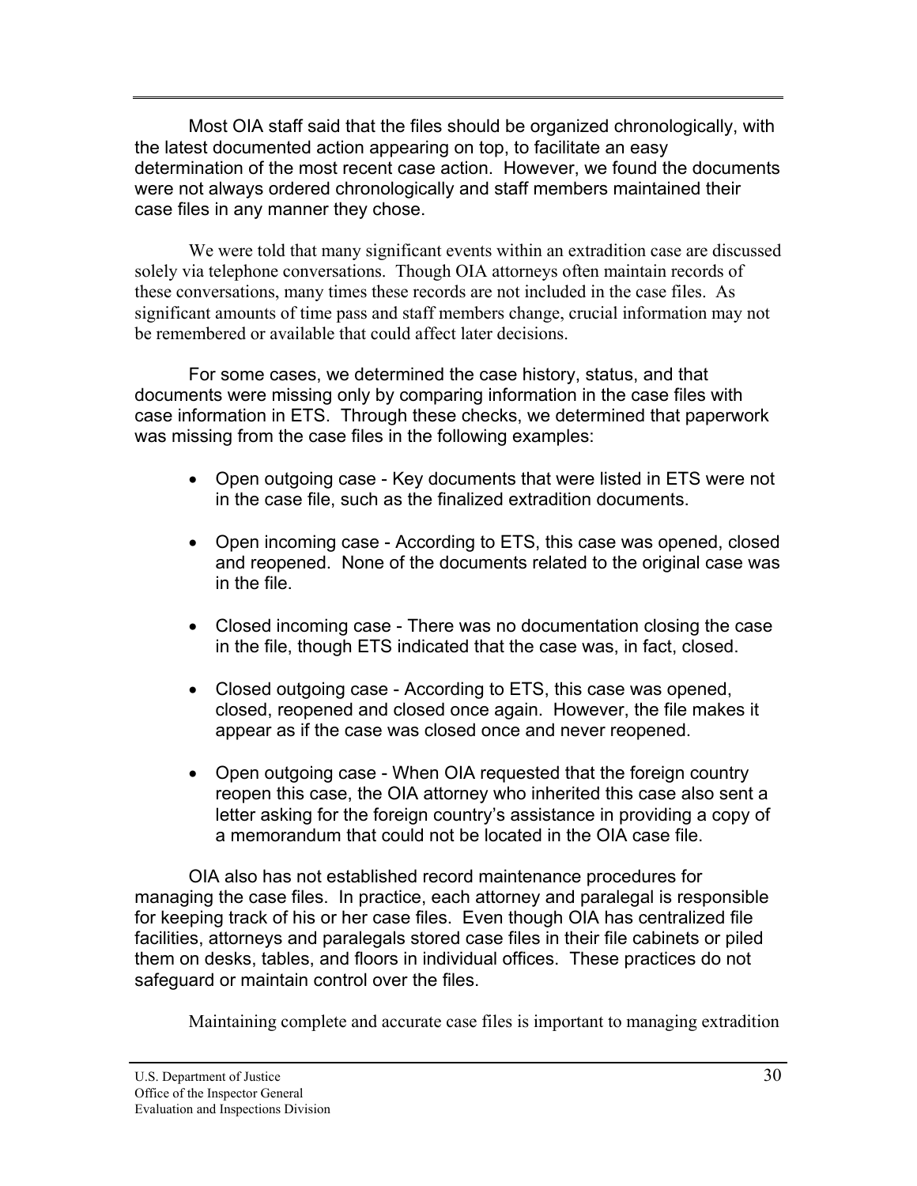Most OIA staff said that the files should be organized chronologically, with the latest documented action appearing on top, to facilitate an easy determination of the most recent case action. However, we found the documents were not always ordered chronologically and staff members maintained their case files in any manner they chose.

We were told that many significant events within an extradition case are discussed solely via telephone conversations. Though OIA attorneys often maintain records of these conversations, many times these records are not included in the case files. As significant amounts of time pass and staff members change, crucial information may not be remembered or available that could affect later decisions.

For some cases, we determined the case history, status, and that documents were missing only by comparing information in the case files with case information in ETS. Through these checks, we determined that paperwork was missing from the case files in the following examples:

- Open outgoing case - Key documents that were listed in ETS were not in the case file, such as the finalized extradition documents.
- Open incoming case - According to ETS, this case was opened, closed and reopened. None of the documents related to the original case was in the file.
- Closed incoming case - There was no documentation closing the case in the file, though ETS indicated that the case was, in fact, closed.
- Closed outgoing case - According to ETS, this case was opened, closed, reopened and closed once again. However, the file makes it appear as if the case was closed once and never reopened.
- Open outgoing case - When OIA requested that the foreign country reopen this case, the OIA attorney who inherited this case also sent a letter asking for the foreign country's assistance in providing a copy of a memorandum that could not be located in the OIA case file.

OIA also has not established record maintenance procedures for managing the case files. In practice, each attorney and paralegal is responsible for keeping track of his or her case files. Even though OIA has centralized file facilities, attorneys and paralegals stored case files in their file cabinets or piled them on desks, tables, and floors in individual offices. These practices do not safeguard or maintain control over the files.

Maintaining complete and accurate case files is important to managing extradition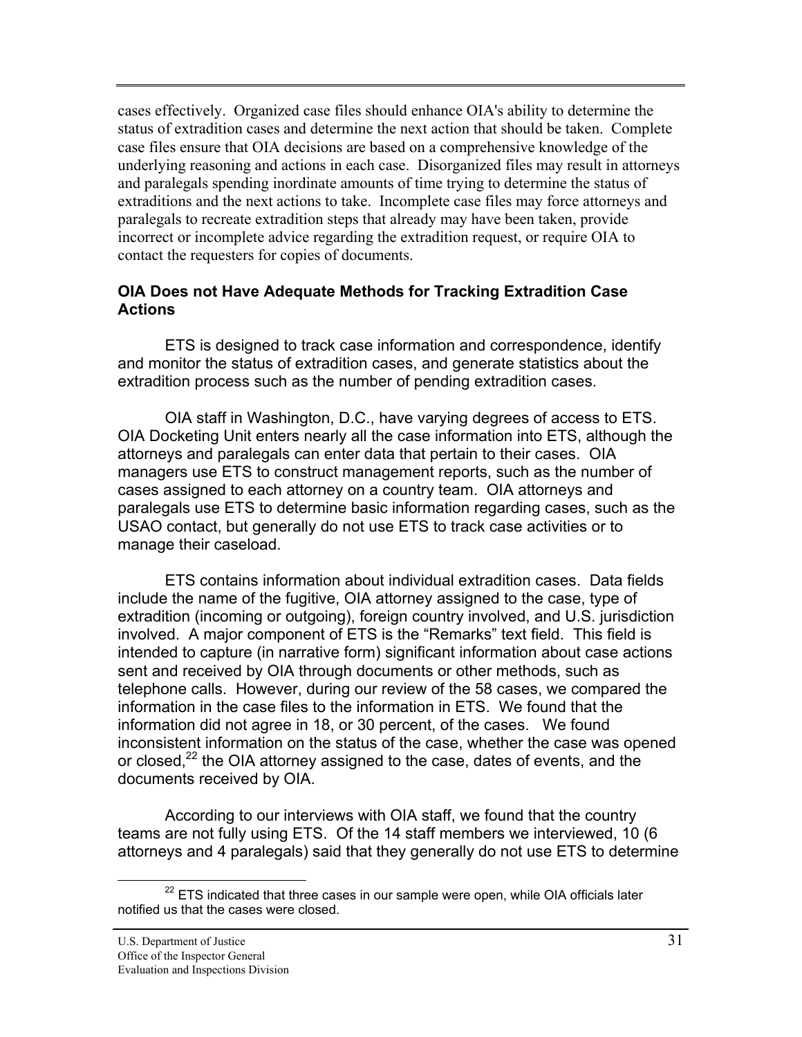cases effectively. Organized case files should enhance OIA's ability to determine the status of extradition cases and determine the next action that should be taken. Complete case files ensure that OIA decisions are based on a comprehensive knowledge of the underlying reasoning and actions in each case. Disorganized files may result in attorneys and paralegals spending inordinate amounts of time trying to determine the status of extraditions and the next actions to take. Incomplete case files may force attorneys and paralegals to recreate extradition steps that already may have been taken, provide incorrect or incomplete advice regarding the extradition request, or require OIA to contact the requesters for copies of documents.

### OIA Does not Have Adequate Methods for Tracking Extradition Case Actions

ETS is designed to track case information and correspondence, identify and monitor the status of extradition cases, and generate statistics about the extradition process such as the number of pending extradition cases.

OIA staff in Washington, D.C., have varying degrees of access to ETS. OIA Docketing Unit enters nearly all the case information into ETS, although the attorneys and paralegals can enter data that pertain to their cases. OIA managers use ETS to construct management reports, such as the number of cases assigned to each attorney on a country team. OIA attorneys and paralegals use ETS to determine basic information regarding cases, such as the USAO contact, but generally do not use ETS to track case activities or to manage their caseload.

ETS contains information about individual extradition cases. Data fields include the name of the fugitive, OIA attorney assigned to the case, type of extradition (incoming or outgoing), foreign country involved, and U.S. jurisdiction involved. A major component of ETS is the "Remarks" text field. This field is intended to capture (in narrative form) significant information about case actions sent and received by OIA through documents or other methods, such as telephone calls. However, during our review of the 58 cases, we compared the information in the case files to the information in ETS. We found that the information did not agree in 18, or 30 percent, of the cases. We found inconsistent information on the status of the case, whether the case was opened or closed,[22] the OIA attorney assigned to the case, dates of events, and the documents received by OIA.

According to our interviews with OIA staff, we found that the country teams are not fully using ETS. Of the 14 staff members we interviewed, 10 (6 attorneys and 4 paralegals) said that they generally do not use ETS to determine

[22] ETS indicated that three cases in our sample were open, while OIA officials later notified us that the cases were closed.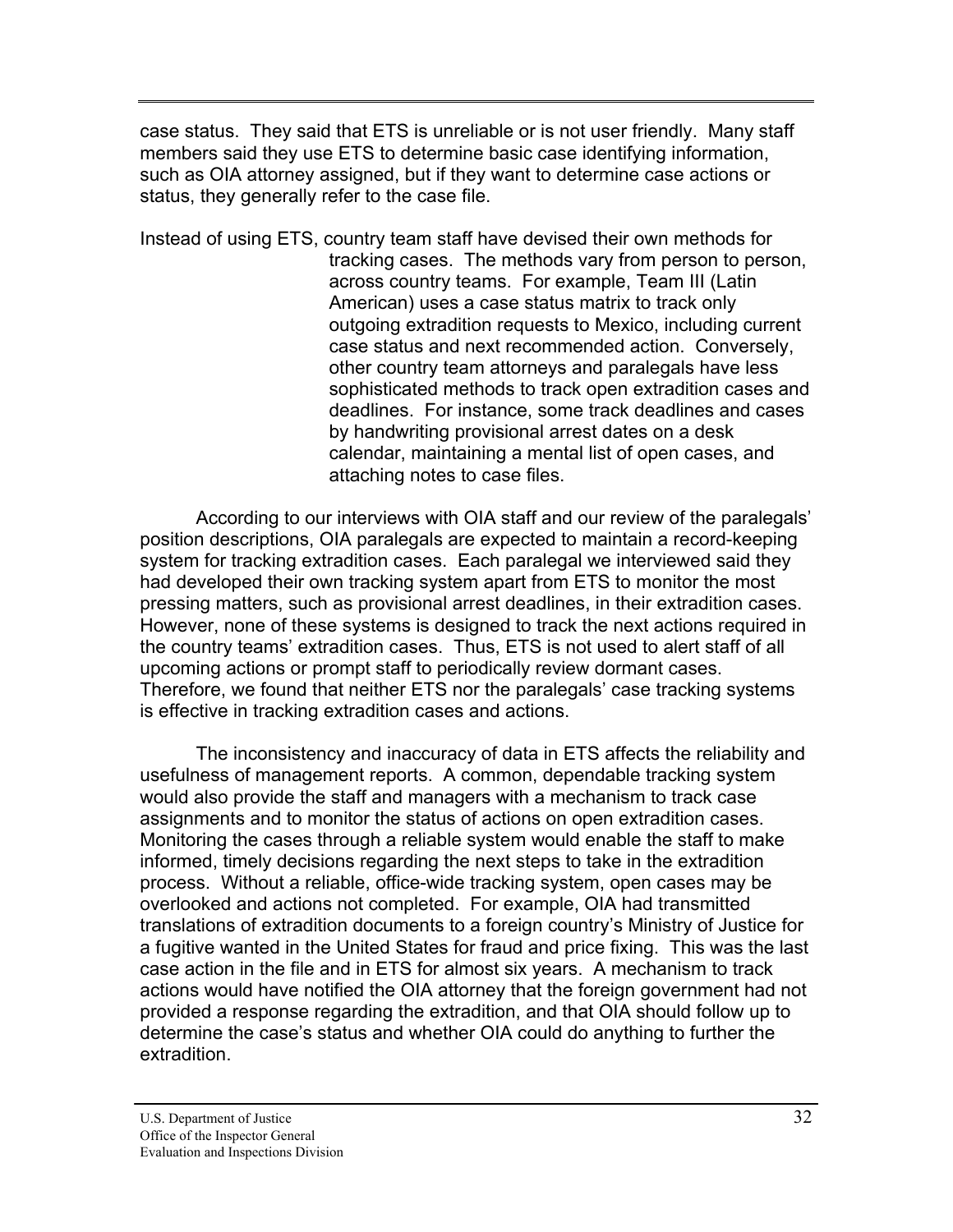case status. They said that ETS is unreliable or is not user friendly. Many staff members said they use ETS to determine basic case identifying information, such as OIA attorney assigned, but if they want to determine case actions or status, they generally refer to the case file.

Instead of using ETS, country team staff have devised their own methods for tracking cases. The methods vary from person to person, across country teams. For example, Team III (Latin American) uses a case status matrix to track only outgoing extradition requests to Mexico, including current case status and next recommended action. Conversely, other country team attorneys and paralegals have less sophisticated methods to track open extradition cases and deadlines. For instance, some track deadlines and cases by handwriting provisional arrest dates on a desk calendar, maintaining a mental list of open cases, and attaching notes to case files.

According to our interviews with OIA staff and our review of the paralegals' position descriptions, OIA paralegals are expected to maintain a record-keeping system for tracking extradition cases. Each paralegal we interviewed said they had developed their own tracking system apart from ETS to monitor the most pressing matters, such as provisional arrest deadlines, in their extradition cases. However, none of these systems is designed to track the next actions required in the country teams' extradition cases. Thus, ETS is not used to alert staff of all upcoming actions or prompt staff to periodically review dormant cases. Therefore, we found that neither ETS nor the paralegals' case tracking systems is effective in tracking extradition cases and actions.

The inconsistency and inaccuracy of data in ETS affects the reliability and usefulness of management reports. A common, dependable tracking system would also provide the staff and managers with a mechanism to track case assignments and to monitor the status of actions on open extradition cases. Monitoring the cases through a reliable system would enable the staff to make informed, timely decisions regarding the next steps to take in the extradition process. Without a reliable, office-wide tracking system, open cases may be overlooked and actions not completed. For example, OIA had transmitted translations of extradition documents to a foreign country's Ministry of Justice for a fugitive wanted in the United States for fraud and price fixing. This was the last case action in the file and in ETS for almost six years. A mechanism to track actions would have notified the OIA attorney that the foreign government had not provided a response regarding the extradition, and that OIA should follow up to determine the case's status and whether OIA could do anything to further the extradition.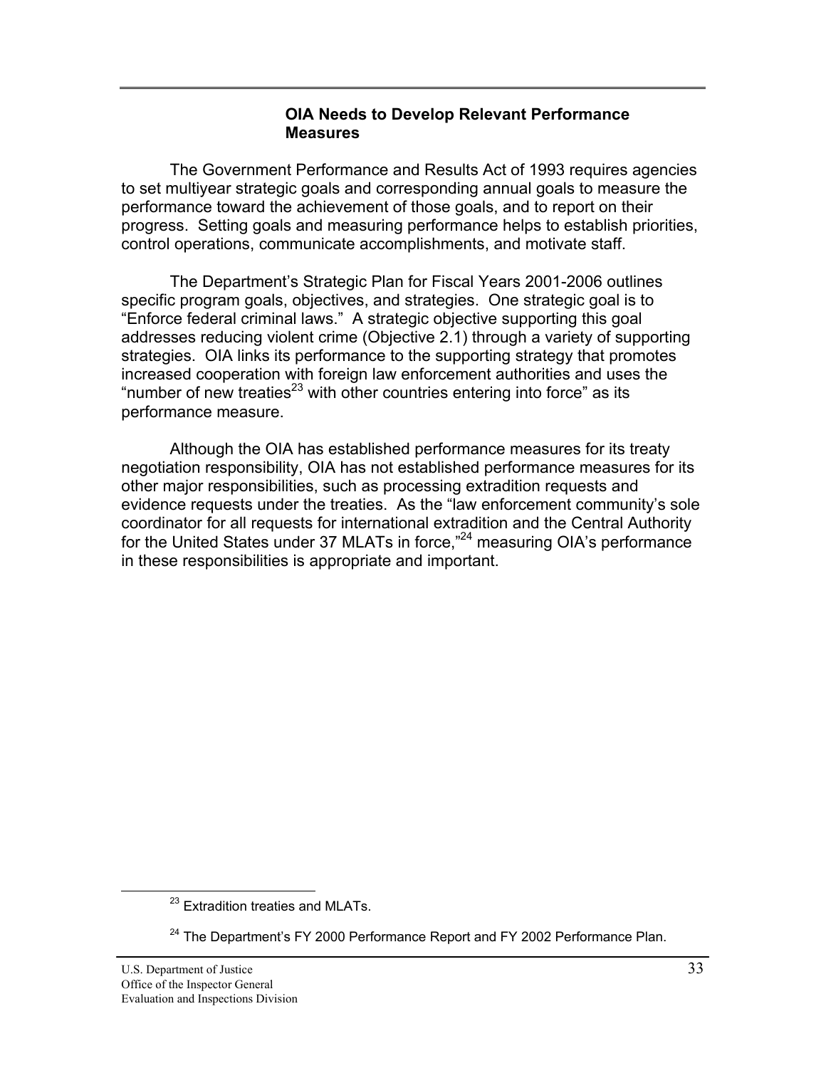### OIA Needs to Develop Relevant Performance Measures

The Government Performance and Results Act of 1993 requires agencies to set multiyear strategic goals and corresponding annual goals to measure the performance toward the achievement of those goals, and to report on their progress. Setting goals and measuring performance helps to establish priorities, control operations, communicate accomplishments, and motivate staff.

The Department's Strategic Plan for Fiscal Years 2001-2006 outlines specific program goals, objectives, and strategies. One strategic goal is to "Enforce federal criminal laws." A strategic objective supporting this goal addresses reducing violent crime (Objective 2.1) through a variety of supporting strategies. OIA links its performance to the supporting strategy that promotes increased cooperation with foreign law enforcement authorities and uses the "number of new treaties[23] with other countries entering into force" as its performance measure.

Although the OIA has established performance measures for its treaty negotiation responsibility, OIA has not established performance measures for its other major responsibilities, such as processing extradition requests and evidence requests under the treaties. As the "law enforcement community's sole coordinator for all requests for international extradition and the Central Authority for the United States under 37 MLATs in force,"[24] measuring OIA's performance in these responsibilities is appropriate and important.

---

[23] Extradition treaties and MLATs.

[24] The Department's FY 2000 Performance Report and FY 2002 Performance Plan.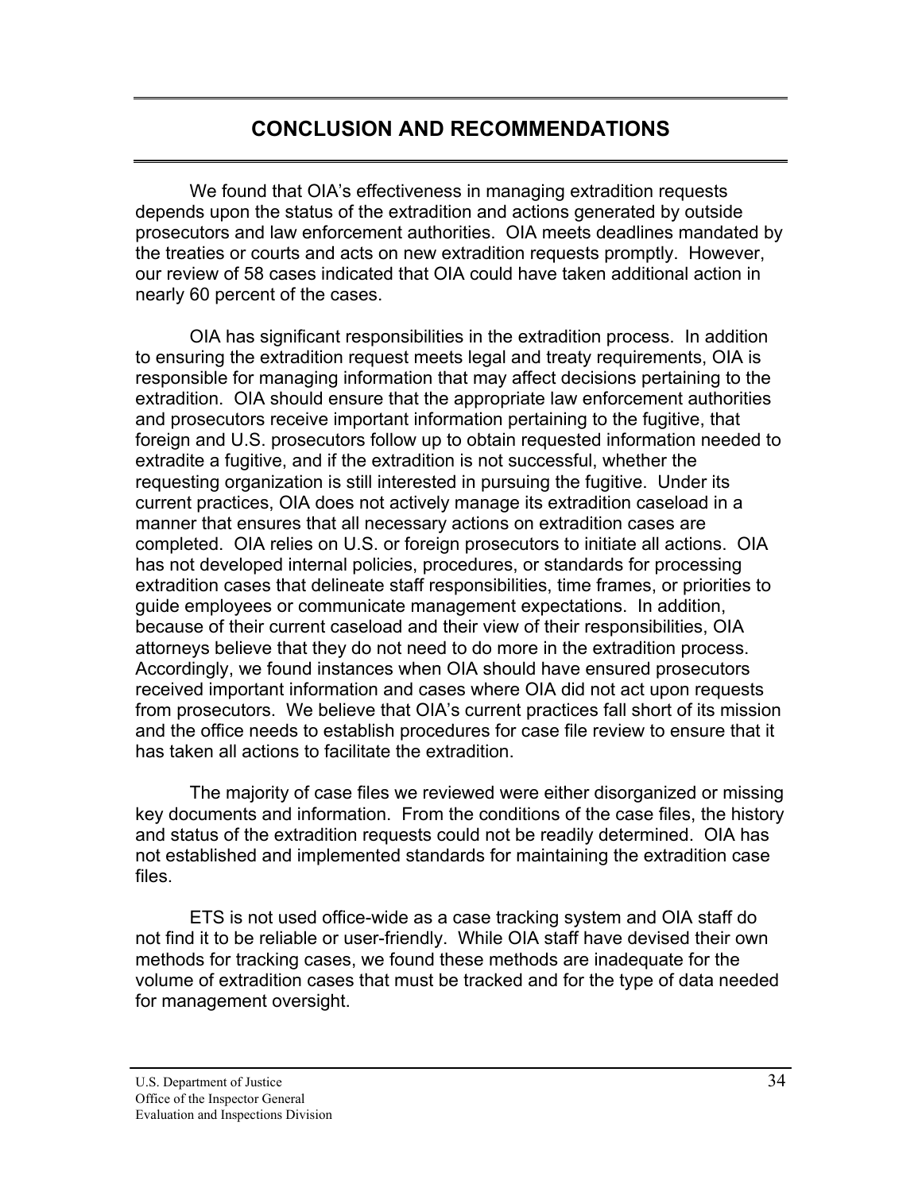# CONCLUSION AND RECOMMENDATIONS

We found that OIA's effectiveness in managing extradition requests depends upon the status of the extradition and actions generated by outside prosecutors and law enforcement authorities. OIA meets deadlines mandated by the treaties or courts and acts on new extradition requests promptly. However, our review of 58 cases indicated that OIA could have taken additional action in nearly 60 percent of the cases.

OIA has significant responsibilities in the extradition process. In addition to ensuring the extradition request meets legal and treaty requirements, OIA is responsible for managing information that may affect decisions pertaining to the extradition. OIA should ensure that the appropriate law enforcement authorities and prosecutors receive important information pertaining to the fugitive, that foreign and U.S. prosecutors follow up to obtain requested information needed to extradite a fugitive, and if the extradition is not successful, whether the requesting organization is still interested in pursuing the fugitive. Under its current practices, OIA does not actively manage its extradition caseload in a manner that ensures that all necessary actions on extradition cases are completed. OIA relies on U.S. or foreign prosecutors to initiate all actions. OIA has not developed internal policies, procedures, or standards for processing extradition cases that delineate staff responsibilities, time frames, or priorities to guide employees or communicate management expectations. In addition, because of their current caseload and their view of their responsibilities, OIA attorneys believe that they do not need to do more in the extradition process. Accordingly, we found instances when OIA should have ensured prosecutors received important information and cases where OIA did not act upon requests from prosecutors. We believe that OIA's current practices fall short of its mission and the office needs to establish procedures for case file review to ensure that it has taken all actions to facilitate the extradition.

The majority of case files we reviewed were either disorganized or missing key documents and information. From the conditions of the case files, the history and status of the extradition requests could not be readily determined. OIA has not established and implemented standards for maintaining the extradition case files.

ETS is not used office-wide as a case tracking system and OIA staff do not find it to be reliable or user-friendly. While OIA staff have devised their own methods for tracking cases, we found these methods are inadequate for the volume of extradition cases that must be tracked and for the type of data needed for management oversight.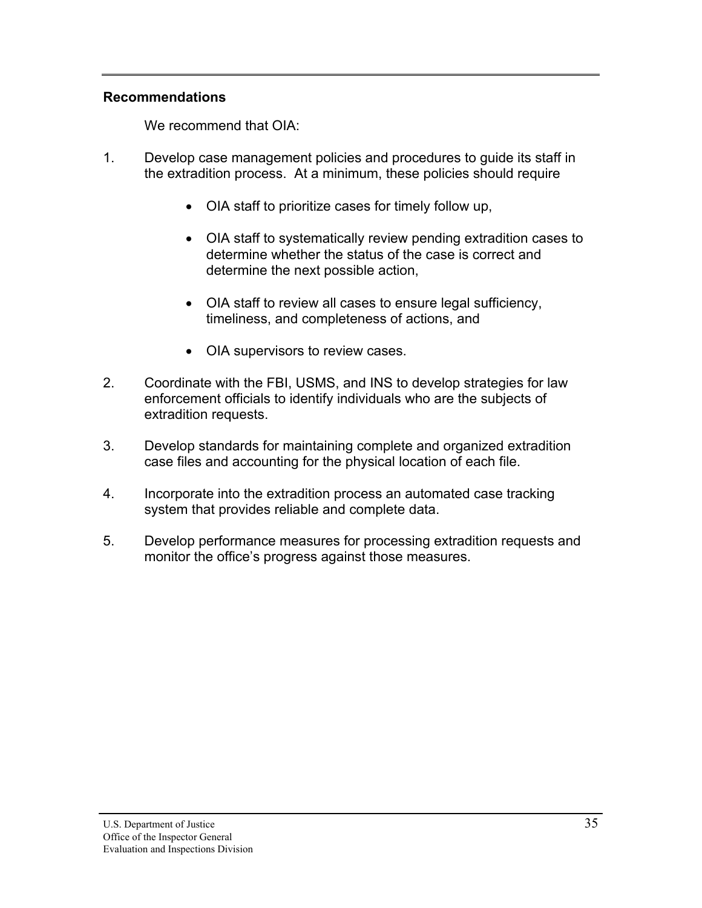### Recommendations

We recommend that OIA:

1. Develop case management policies and procedures to guide its staff in the extradition process. At a minimum, these policies should require

   - OIA staff to prioritize cases for timely follow up,
   - OIA staff to systematically review pending extradition cases to determine whether the status of the case is correct and determine the next possible action,
   - OIA staff to review all cases to ensure legal sufficiency, timeliness, and completeness of actions, and
   - OIA supervisors to review cases.

2. Coordinate with the FBI, USMS, and INS to develop strategies for law enforcement officials to identify individuals who are the subjects of extradition requests.

3. Develop standards for maintaining complete and organized extradition case files and accounting for the physical location of each file.

4. Incorporate into the extradition process an automated case tracking system that provides reliable and complete data.

5. Develop performance measures for processing extradition requests and monitor the office's progress against those measures.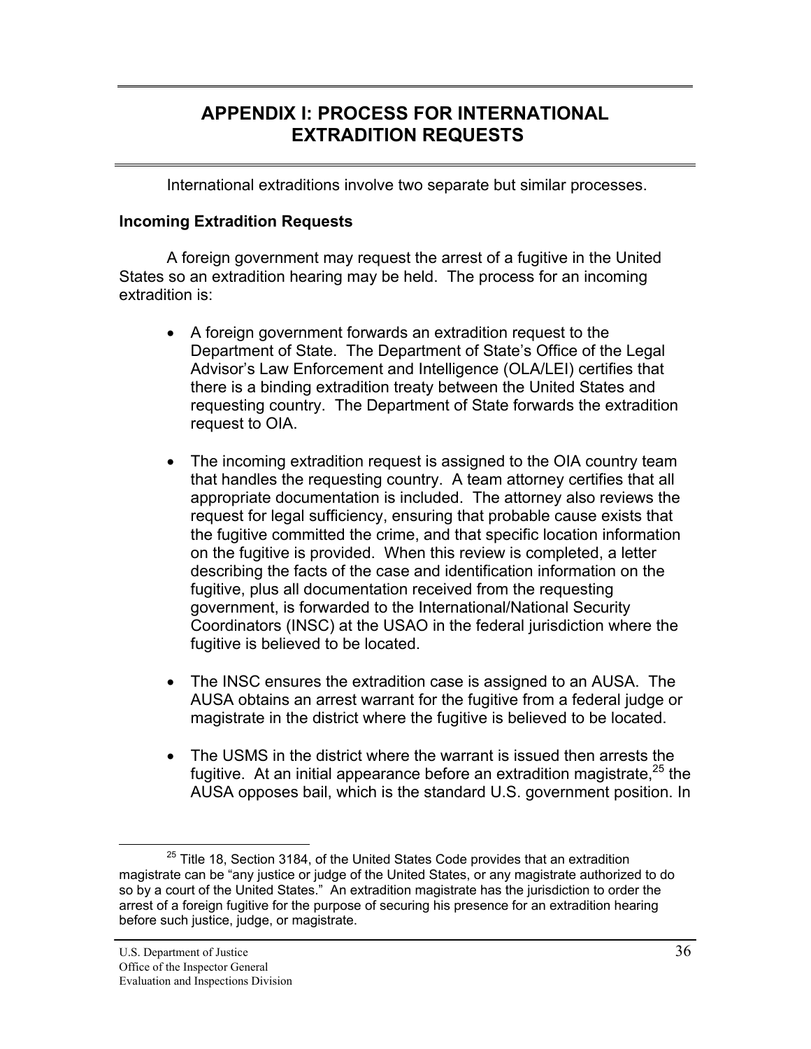# APPENDIX I: PROCESS FOR INTERNATIONAL EXTRADITION REQUESTS

International extraditions involve two separate but similar processes.

**Incoming Extradition Requests**

A foreign government may request the arrest of a fugitive in the United States so an extradition hearing may be held. The process for an incoming extradition is:

- A foreign government forwards an extradition request to the Department of State. The Department of State's Office of the Legal Advisor's Law Enforcement and Intelligence (OLA/LEI) certifies that there is a binding extradition treaty between the United States and requesting country. The Department of State forwards the extradition request to OIA.

- The incoming extradition request is assigned to the OIA country team that handles the requesting country. A team attorney certifies that all appropriate documentation is included. The attorney also reviews the request for legal sufficiency, ensuring that probable cause exists that the fugitive committed the crime, and that specific location information on the fugitive is provided. When this review is completed, a letter describing the facts of the case and identification information on the fugitive, plus all documentation received from the requesting government, is forwarded to the International/National Security Coordinators (INSC) at the USAO in the federal jurisdiction where the fugitive is believed to be located.

- The INSC ensures the extradition case is assigned to an AUSA. The AUSA obtains an arrest warrant for the fugitive from a federal judge or magistrate in the district where the fugitive is believed to be located.

- The USMS in the district where the warrant is issued then arrests the fugitive. At an initial appearance before an extradition magistrate,[25] the AUSA opposes bail, which is the standard U.S. government position. In

[25] Title 18, Section 3184, of the United States Code provides that an extradition magistrate can be "any justice or judge of the United States, or any magistrate authorized to do so by a court of the United States." An extradition magistrate has the jurisdiction to order the arrest of a foreign fugitive for the purpose of securing his presence for an extradition hearing before such justice, judge, or magistrate.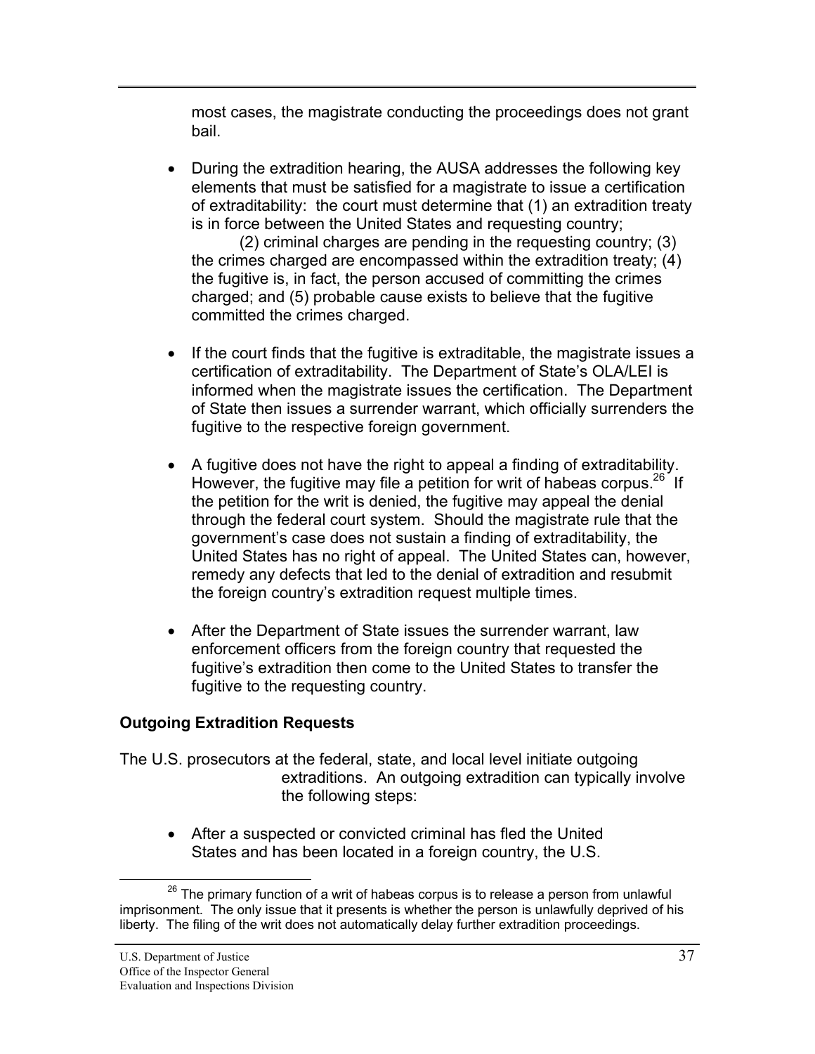most cases, the magistrate conducting the proceedings does not grant bail.

- During the extradition hearing, the AUSA addresses the following key elements that must be satisfied for a magistrate to issue a certification of extraditability: the court must determine that (1) an extradition treaty is in force between the United States and requesting country; (2) criminal charges are pending in the requesting country; (3) the crimes charged are encompassed within the extradition treaty; (4) the fugitive is, in fact, the person accused of committing the crimes charged; and (5) probable cause exists to believe that the fugitive committed the crimes charged.

- If the court finds that the fugitive is extraditable, the magistrate issues a certification of extraditability. The Department of State's OLA/LEI is informed when the magistrate issues the certification. The Department of State then issues a surrender warrant, which officially surrenders the fugitive to the respective foreign government.

- A fugitive does not have the right to appeal a finding of extraditability. However, the fugitive may file a petition for writ of habeas corpus.[26] If the petition for the writ is denied, the fugitive may appeal the denial through the federal court system. Should the magistrate rule that the government's case does not sustain a finding of extraditability, the United States has no right of appeal. The United States can, however, remedy any defects that led to the denial of extradition and resubmit the foreign country's extradition request multiple times.

- After the Department of State issues the surrender warrant, law enforcement officers from the foreign country that requested the fugitive's extradition then come to the United States to transfer the fugitive to the requesting country.

### Outgoing Extradition Requests

The U.S. prosecutors at the federal, state, and local level initiate outgoing extraditions. An outgoing extradition can typically involve the following steps:

- After a suspected or convicted criminal has fled the United States and has been located in a foreign country, the U.S.

---

[26] The primary function of a writ of habeas corpus is to release a person from unlawful imprisonment. The only issue that it presents is whether the person is unlawfully deprived of his liberty. The filing of the writ does not automatically delay further extradition proceedings.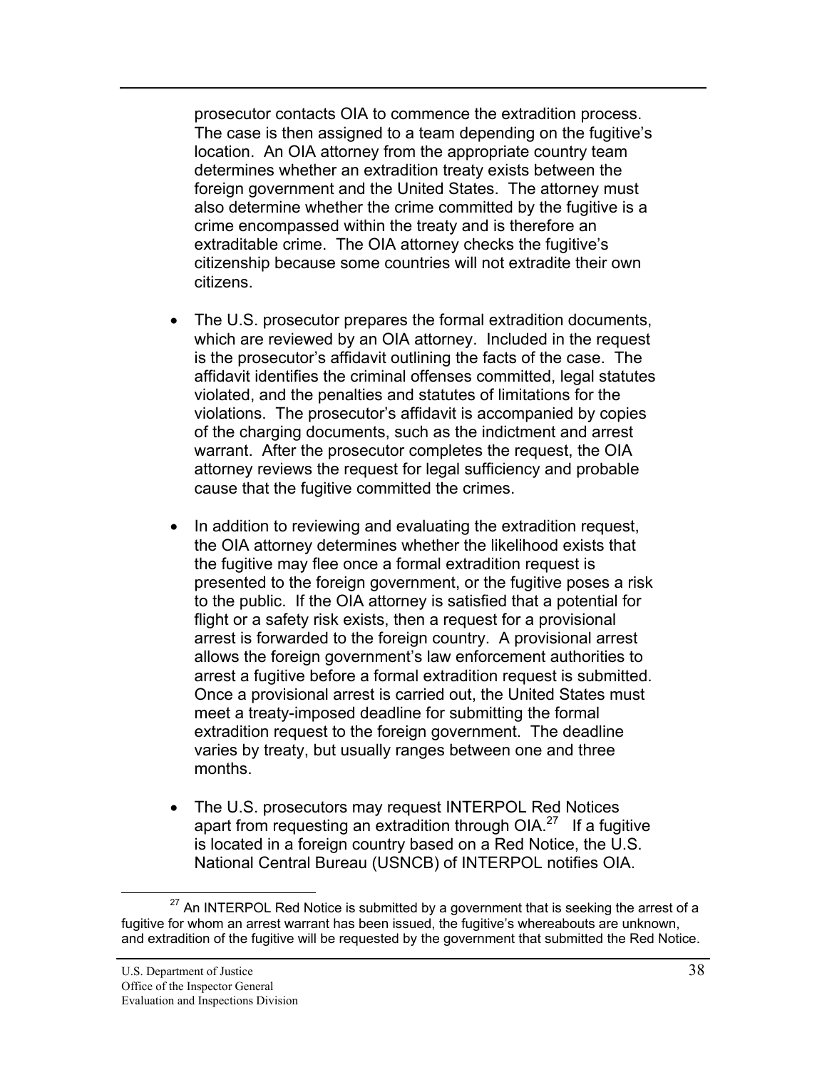prosecutor contacts OIA to commence the extradition process. The case is then assigned to a team depending on the fugitive's location. An OIA attorney from the appropriate country team determines whether an extradition treaty exists between the foreign government and the United States. The attorney must also determine whether the crime committed by the fugitive is a crime encompassed within the treaty and is therefore an extraditable crime. The OIA attorney checks the fugitive's citizenship because some countries will not extradite their own citizens.

- The U.S. prosecutor prepares the formal extradition documents, which are reviewed by an OIA attorney. Included in the request is the prosecutor's affidavit outlining the facts of the case. The affidavit identifies the criminal offenses committed, legal statutes violated, and the penalties and statutes of limitations for the violations. The prosecutor's affidavit is accompanied by copies of the charging documents, such as the indictment and arrest warrant. After the prosecutor completes the request, the OIA attorney reviews the request for legal sufficiency and probable cause that the fugitive committed the crimes.

- In addition to reviewing and evaluating the extradition request, the OIA attorney determines whether the likelihood exists that the fugitive may flee once a formal extradition request is presented to the foreign government, or the fugitive poses a risk to the public. If the OIA attorney is satisfied that a potential for flight or a safety risk exists, then a request for a provisional arrest is forwarded to the foreign country. A provisional arrest allows the foreign government's law enforcement authorities to arrest a fugitive before a formal extradition request is submitted. Once a provisional arrest is carried out, the United States must meet a treaty-imposed deadline for submitting the formal extradition request to the foreign government. The deadline varies by treaty, but usually ranges between one and three months.

- The U.S. prosecutors may request INTERPOL Red Notices apart from requesting an extradition through OIA.[27] If a fugitive is located in a foreign country based on a Red Notice, the U.S. National Central Bureau (USNCB) of INTERPOL notifies OIA.

[27] An INTERPOL Red Notice is submitted by a government that is seeking the arrest of a fugitive for whom an arrest warrant has been issued, the fugitive's whereabouts are unknown, and extradition of the fugitive will be requested by the government that submitted the Red Notice.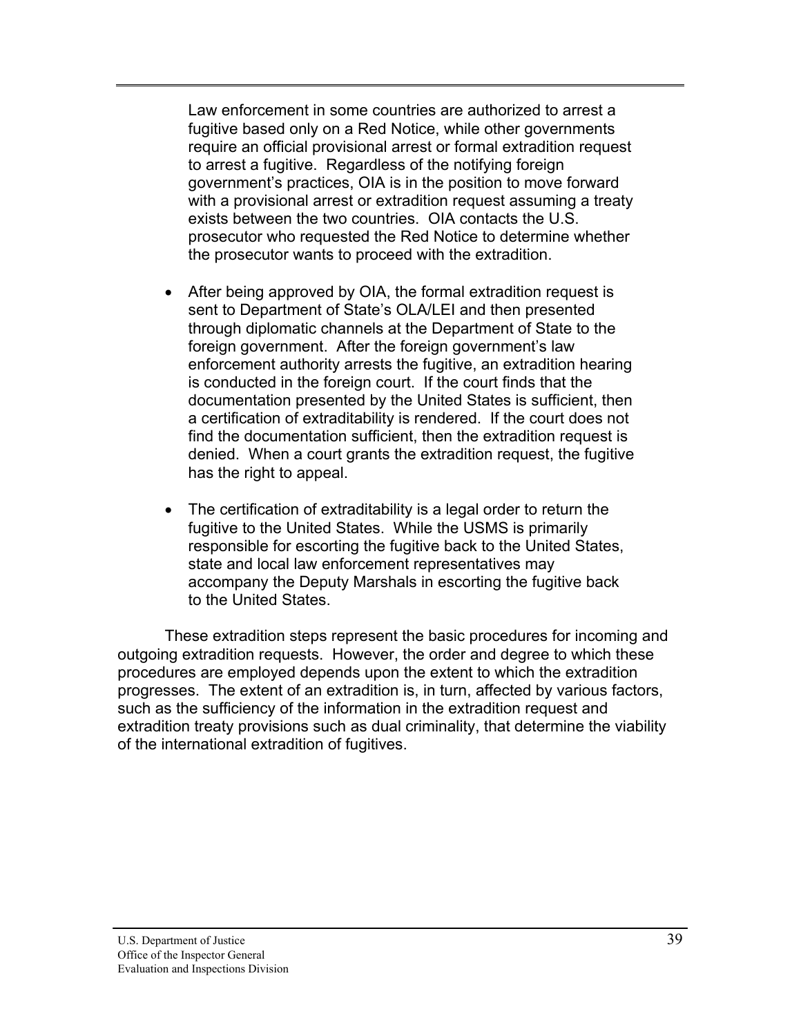Law enforcement in some countries are authorized to arrest a fugitive based only on a Red Notice, while other governments require an official provisional arrest or formal extradition request to arrest a fugitive. Regardless of the notifying foreign government's practices, OIA is in the position to move forward with a provisional arrest or extradition request assuming a treaty exists between the two countries. OIA contacts the U.S. prosecutor who requested the Red Notice to determine whether the prosecutor wants to proceed with the extradition.

- After being approved by OIA, the formal extradition request is sent to Department of State's OLA/LEI and then presented through diplomatic channels at the Department of State to the foreign government. After the foreign government's law enforcement authority arrests the fugitive, an extradition hearing is conducted in the foreign court. If the court finds that the documentation presented by the United States is sufficient, then a certification of extraditability is rendered. If the court does not find the documentation sufficient, then the extradition request is denied. When a court grants the extradition request, the fugitive has the right to appeal.

- The certification of extraditability is a legal order to return the fugitive to the United States. While the USMS is primarily responsible for escorting the fugitive back to the United States, state and local law enforcement representatives may accompany the Deputy Marshals in escorting the fugitive back to the United States.

These extradition steps represent the basic procedures for incoming and outgoing extradition requests. However, the order and degree to which these procedures are employed depends upon the extent to which the extradition progresses. The extent of an extradition is, in turn, affected by various factors, such as the sufficiency of the information in the extradition request and extradition treaty provisions such as dual criminality, that determine the viability of the international extradition of fugitives.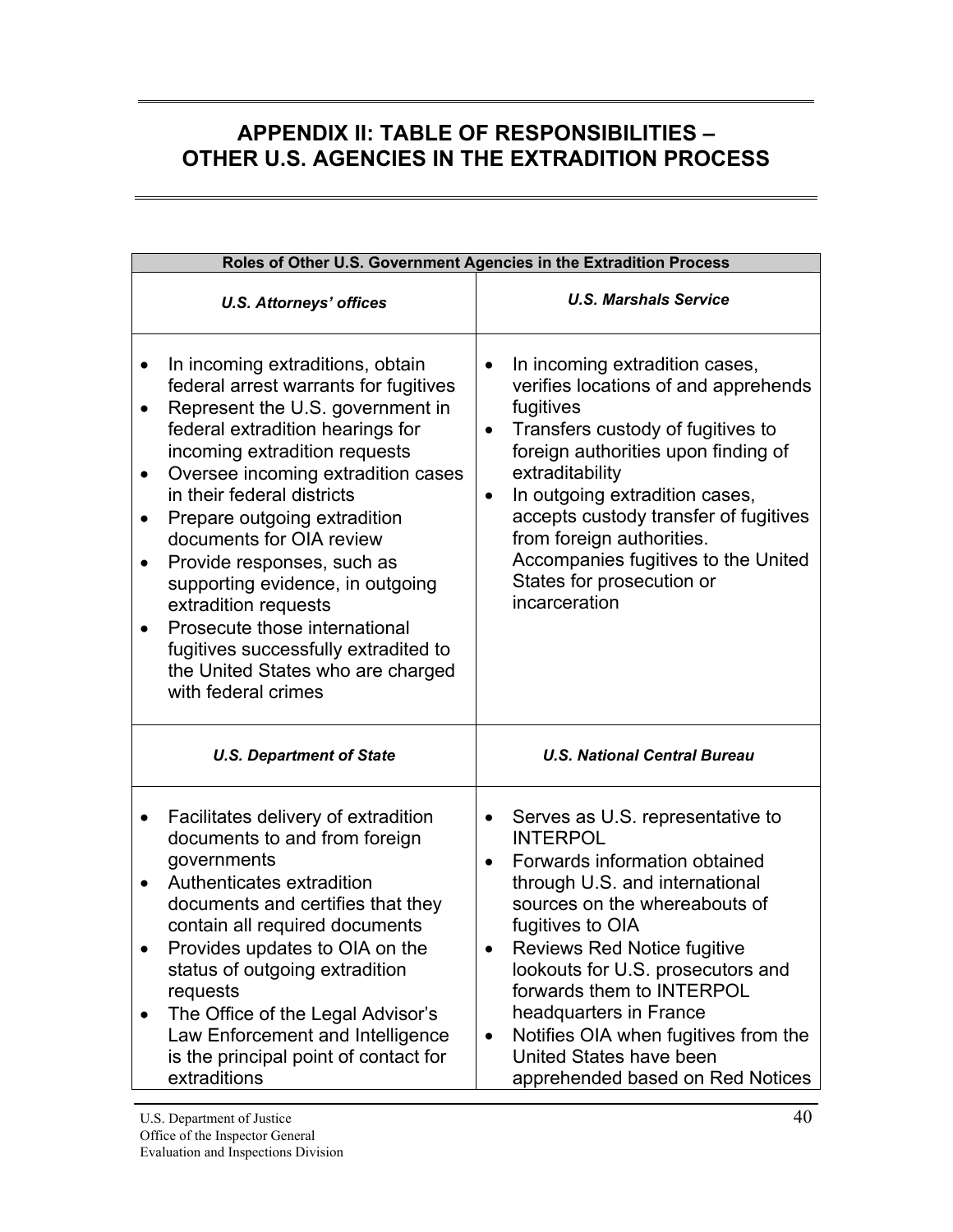# APPENDIX II: TABLE OF RESPONSIBILITIES – OTHER U.S. AGENCIES IN THE EXTRADITION PROCESS

| Roles of Other U.S. Government Agencies in the Extradition Process | |
|---|---|
| ***U.S. Attorneys' offices*** | ***U.S. Marshals Service*** |
| • In incoming extraditions, obtain federal arrest warrants for fugitives<br>• Represent the U.S. government in federal extradition hearings for incoming extradition requests<br>• Oversee incoming extradition cases in their federal districts<br>• Prepare outgoing extradition documents for OIA review<br>• Provide responses, such as supporting evidence, in outgoing extradition requests<br>• Prosecute those international fugitives successfully extradited to the United States who are charged with federal crimes | • In incoming extradition cases, verifies locations of and apprehends fugitives<br>• Transfers custody of fugitives to foreign authorities upon finding of extraditability<br>• In outgoing extradition cases, accepts custody transfer of fugitives from foreign authorities. Accompanies fugitives to the United States for prosecution or incarceration |
| ***U.S. Department of State*** | ***U.S. National Central Bureau*** |
| • Facilitates delivery of extradition documents to and from foreign governments<br>• Authenticates extradition documents and certifies that they contain all required documents<br>• Provides updates to OIA on the status of outgoing extradition requests<br>• The Office of the Legal Advisor's Law Enforcement and Intelligence is the principal point of contact for extraditions | • Serves as U.S. representative to INTERPOL<br>• Forwards information obtained through U.S. and international sources on the whereabouts of fugitives to OIA<br>• Reviews Red Notice fugitive lookouts for U.S. prosecutors and forwards them to INTERPOL headquarters in France<br>• Notifies OIA when fugitives from the United States have been apprehended based on Red Notices |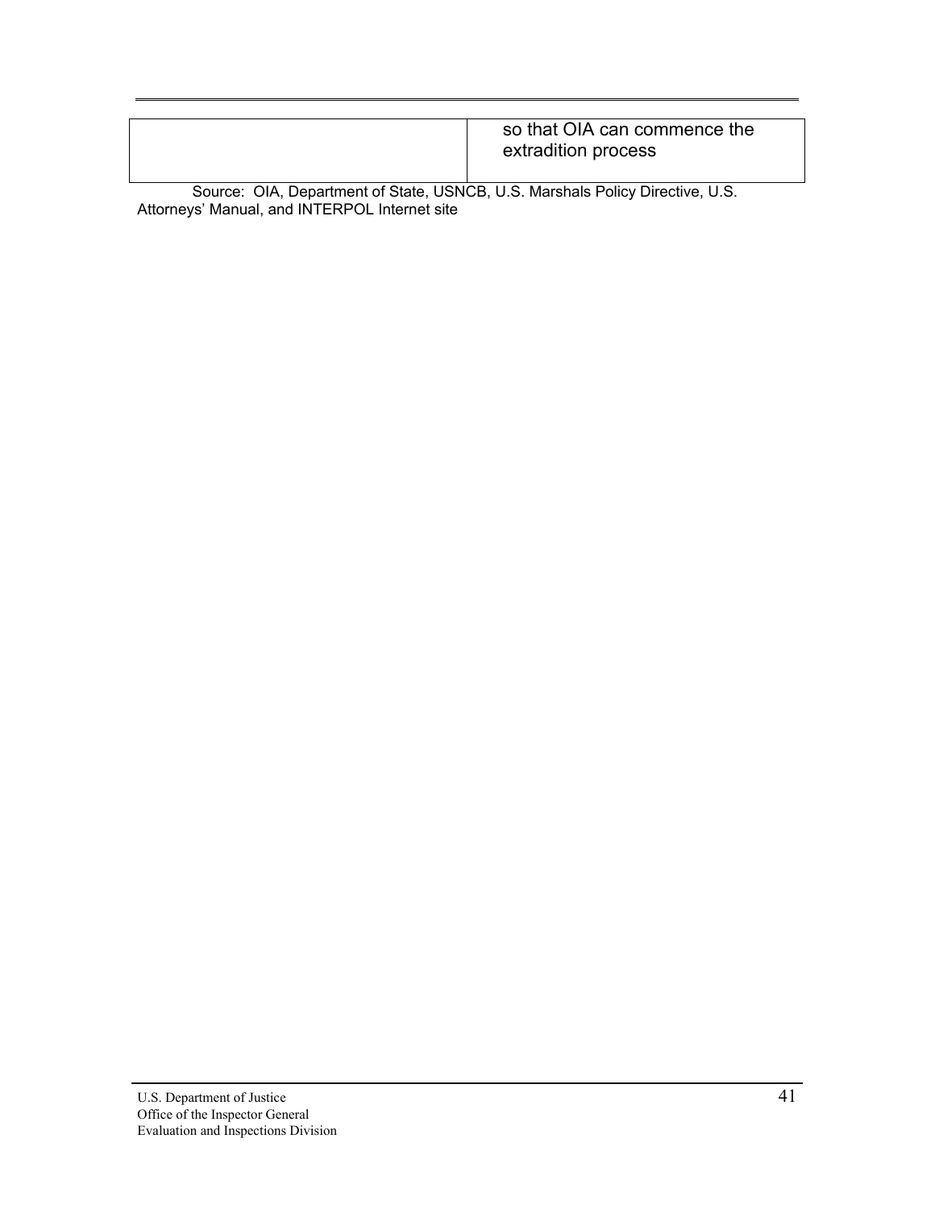| | |
|---|---|
| | so that OIA can commence the extradition process |

Source: OIA, Department of State, USNCB, U.S. Marshals Policy Directive, U.S. Attorneys' Manual, and INTERPOL Internet site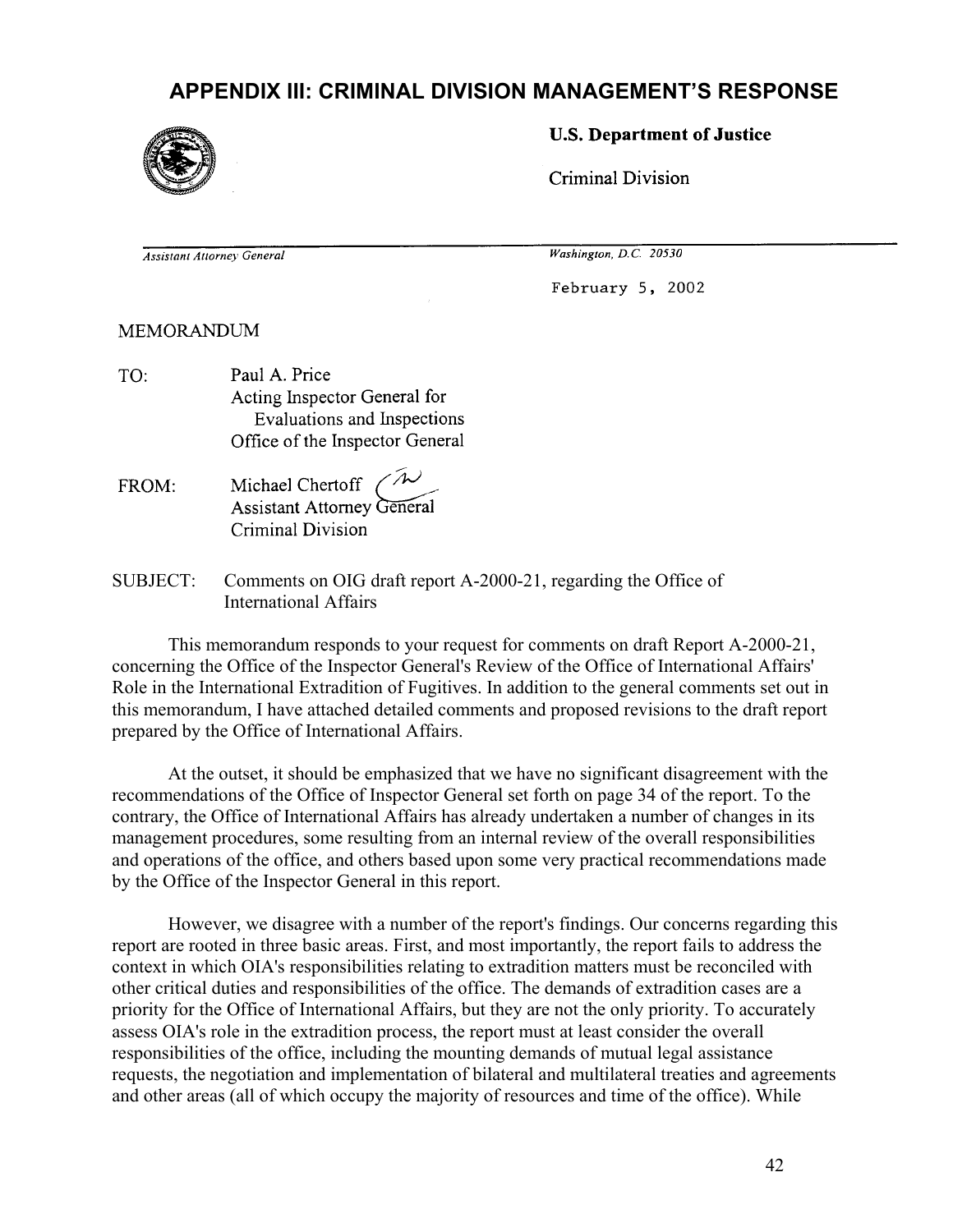# APPENDIX III: CRIMINAL DIVISION MANAGEMENT'S RESPONSE

**U.S. Department of Justice**

Criminal Division

*Assistant Attorney General* | *Washington, D.C. 20530*

February 5, 2002

MEMORANDUM

TO: Paul A. Price
Acting Inspector General for
Evaluations and Inspections
Office of the Inspector General

FROM: Michael Chertoff
Assistant Attorney General
Criminal Division

SUBJECT: Comments on OIG draft report A-2000-21, regarding the Office of International Affairs

This memorandum responds to your request for comments on draft Report A-2000-21, concerning the Office of the Inspector General's Review of the Office of International Affairs' Role in the International Extradition of Fugitives. In addition to the general comments set out in this memorandum, I have attached detailed comments and proposed revisions to the draft report prepared by the Office of International Affairs.

At the outset, it should be emphasized that we have no significant disagreement with the recommendations of the Office of Inspector General set forth on page 34 of the report. To the contrary, the Office of International Affairs has already undertaken a number of changes in its management procedures, some resulting from an internal review of the overall responsibilities and operations of the office, and others based upon some very practical recommendations made by the Office of the Inspector General in this report.

However, we disagree with a number of the report's findings. Our concerns regarding this report are rooted in three basic areas. First, and most importantly, the report fails to address the context in which OIA's responsibilities relating to extradition matters must be reconciled with other critical duties and responsibilities of the office. The demands of extradition cases are a priority for the Office of International Affairs, but they are not the only priority. To accurately assess OIA's role in the extradition process, the report must at least consider the overall responsibilities of the office, including the mounting demands of mutual legal assistance requests, the negotiation and implementation of bilateral and multilateral treaties and agreements and other areas (all of which occupy the majority of resources and time of the office). While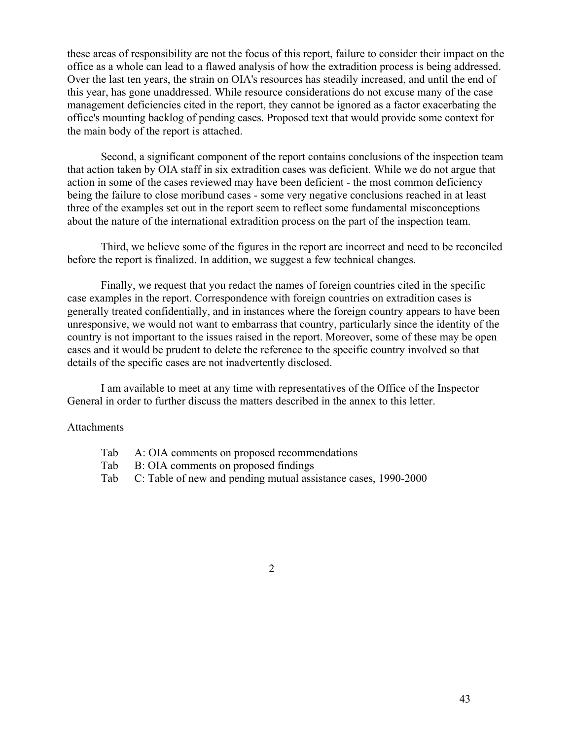these areas of responsibility are not the focus of this report, failure to consider their impact on the office as a whole can lead to a flawed analysis of how the extradition process is being addressed. Over the last ten years, the strain on OIA's resources has steadily increased, and until the end of this year, has gone unaddressed. While resource considerations do not excuse many of the case management deficiencies cited in the report, they cannot be ignored as a factor exacerbating the office's mounting backlog of pending cases. Proposed text that would provide some context for the main body of the report is attached.

Second, a significant component of the report contains conclusions of the inspection team that action taken by OIA staff in six extradition cases was deficient. While we do not argue that action in some of the cases reviewed may have been deficient - the most common deficiency being the failure to close moribund cases - some very negative conclusions reached in at least three of the examples set out in the report seem to reflect some fundamental misconceptions about the nature of the international extradition process on the part of the inspection team.

Third, we believe some of the figures in the report are incorrect and need to be reconciled before the report is finalized. In addition, we suggest a few technical changes.

Finally, we request that you redact the names of foreign countries cited in the specific case examples in the report. Correspondence with foreign countries on extradition cases is generally treated confidentially, and in instances where the foreign country appears to have been unresponsive, we would not want to embarrass that country, particularly since the identity of the country is not important to the issues raised in the report. Moreover, some of these may be open cases and it would be prudent to delete the reference to the specific country involved so that details of the specific cases are not inadvertently disclosed.

I am available to meet at any time with representatives of the Office of the Inspector General in order to further discuss the matters described in the annex to this letter.

Attachments

Tab A: OIA comments on proposed recommendations
Tab B: OIA comments on proposed findings
Tab C: Table of new and pending mutual assistance cases, 1990-2000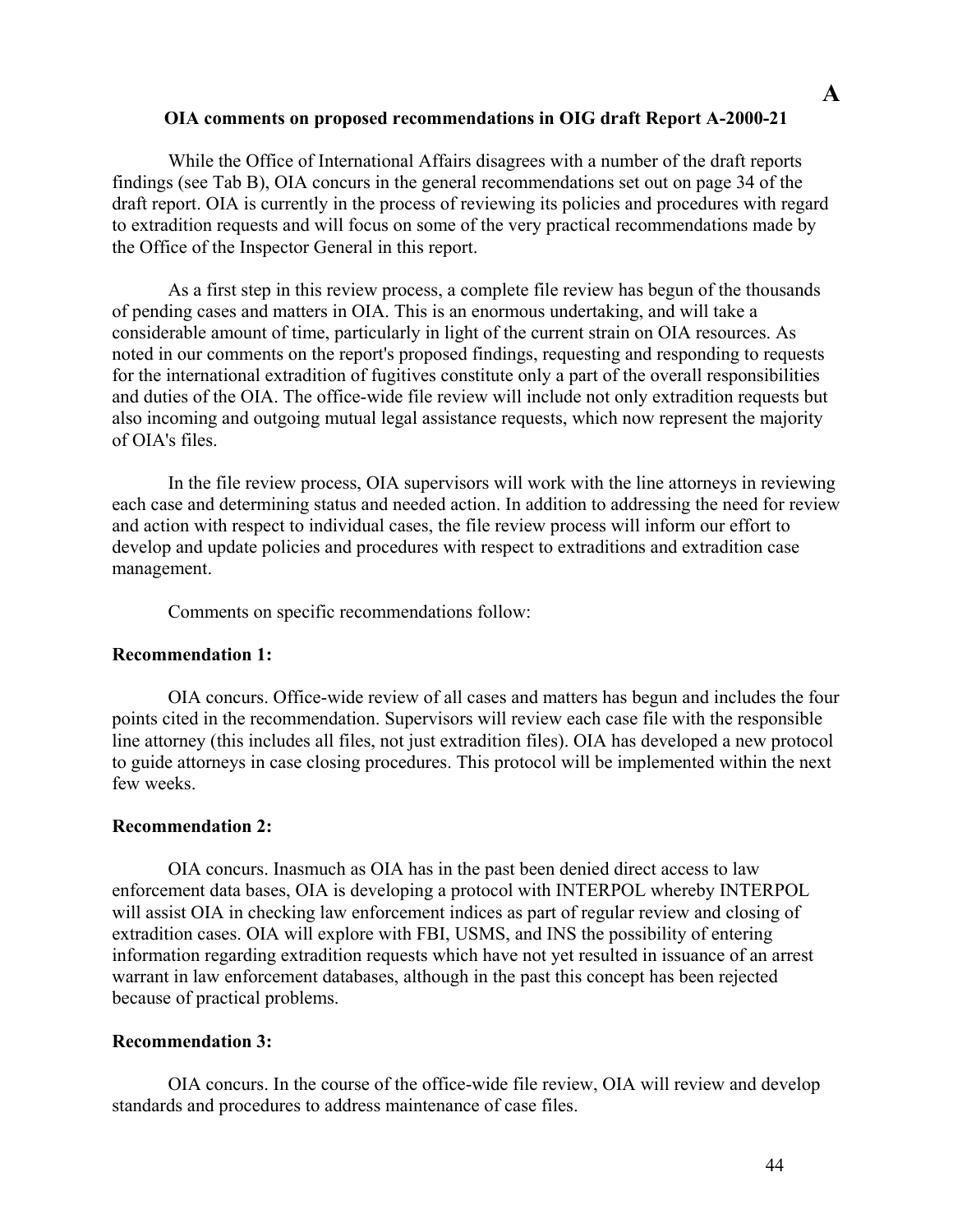A

**OIA comments on proposed recommendations in OIG draft Report A-2000-21**

While the Office of International Affairs disagrees with a number of the draft reports findings (see Tab B), OIA concurs in the general recommendations set out on page 34 of the draft report. OIA is currently in the process of reviewing its policies and procedures with regard to extradition requests and will focus on some of the very practical recommendations made by the Office of the Inspector General in this report.

As a first step in this review process, a complete file review has begun of the thousands of pending cases and matters in OIA. This is an enormous undertaking, and will take a considerable amount of time, particularly in light of the current strain on OIA resources. As noted in our comments on the report's proposed findings, requesting and responding to requests for the international extradition of fugitives constitute only a part of the overall responsibilities and duties of the OIA. The office-wide file review will include not only extradition requests but also incoming and outgoing mutual legal assistance requests, which now represent the majority of OIA's files.

In the file review process, OIA supervisors will work with the line attorneys in reviewing each case and determining status and needed action. In addition to addressing the need for review and action with respect to individual cases, the file review process will inform our effort to develop and update policies and procedures with respect to extraditions and extradition case management.

Comments on specific recommendations follow:

**Recommendation 1:**

OIA concurs. Office-wide review of all cases and matters has begun and includes the four points cited in the recommendation. Supervisors will review each case file with the responsible line attorney (this includes all files, not just extradition files). OIA has developed a new protocol to guide attorneys in case closing procedures. This protocol will be implemented within the next few weeks.

**Recommendation 2:**

OIA concurs. Inasmuch as OIA has in the past been denied direct access to law enforcement data bases, OIA is developing a protocol with INTERPOL whereby INTERPOL will assist OIA in checking law enforcement indices as part of regular review and closing of extradition cases. OIA will explore with FBI, USMS, and INS the possibility of entering information regarding extradition requests which have not yet resulted in issuance of an arrest warrant in law enforcement databases, although in the past this concept has been rejected because of practical problems.

**Recommendation 3:**

OIA concurs. In the course of the office-wide file review, OIA will review and develop standards and procedures to address maintenance of case files.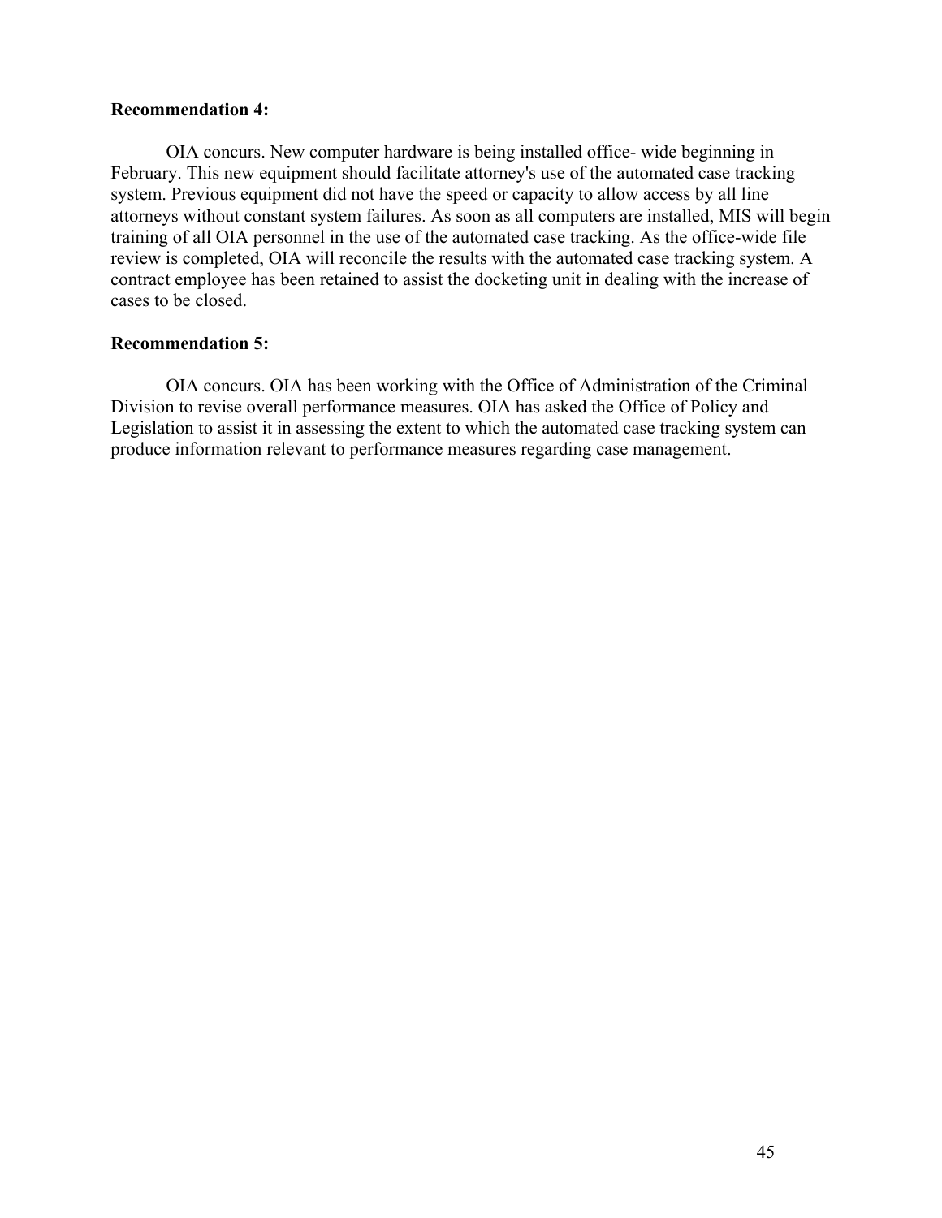**Recommendation 4:**

OIA concurs. New computer hardware is being installed office- wide beginning in February. This new equipment should facilitate attorney's use of the automated case tracking system. Previous equipment did not have the speed or capacity to allow access by all line attorneys without constant system failures. As soon as all computers are installed, MIS will begin training of all OIA personnel in the use of the automated case tracking. As the office-wide file review is completed, OIA will reconcile the results with the automated case tracking system. A contract employee has been retained to assist the docketing unit in dealing with the increase of cases to be closed.

**Recommendation 5:**

OIA concurs. OIA has been working with the Office of Administration of the Criminal Division to revise overall performance measures. OIA has asked the Office of Policy and Legislation to assist it in assessing the extent to which the automated case tracking system can produce information relevant to performance measures regarding case management.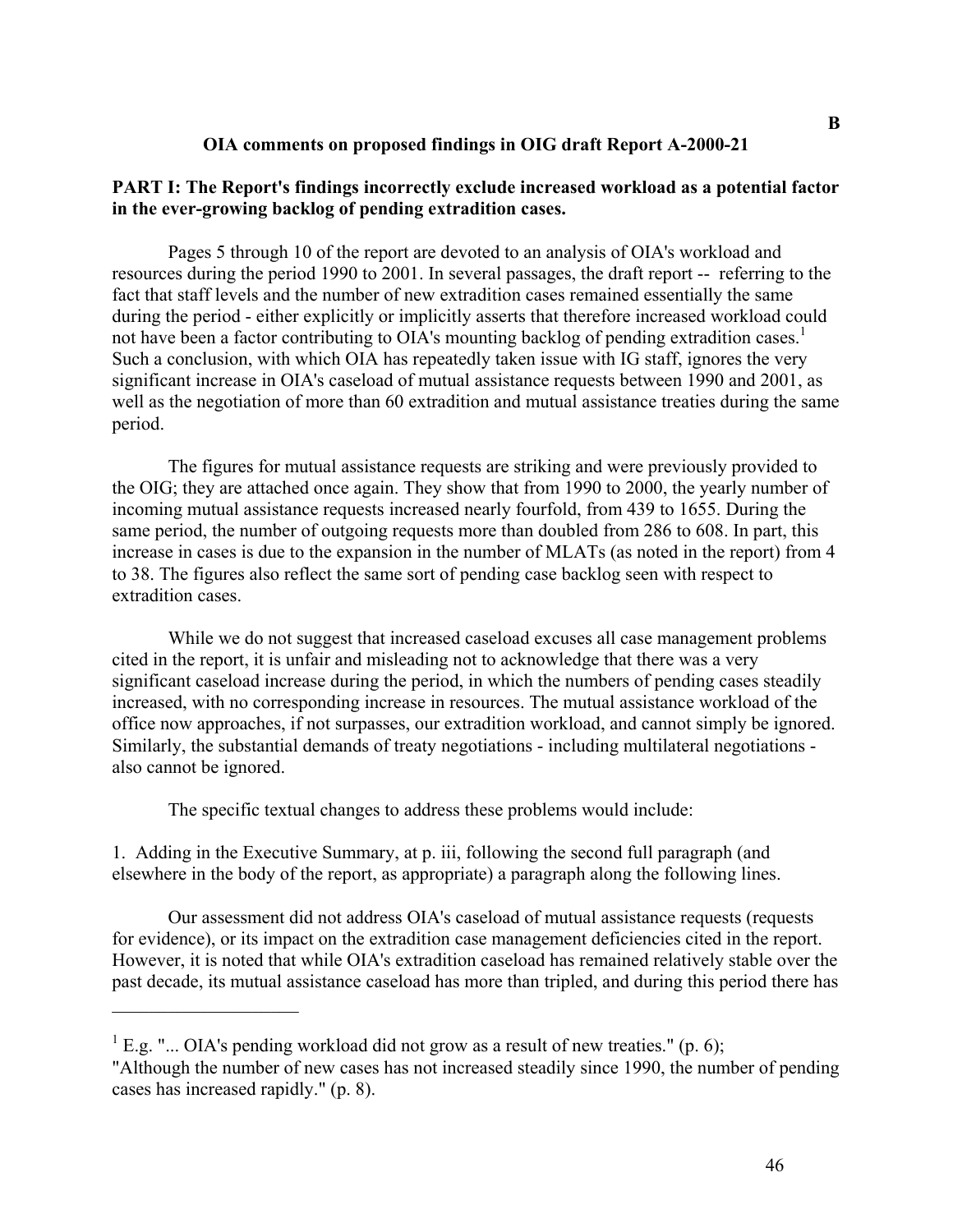**B**

**OIA comments on proposed findings in OIG draft Report A-2000-21**

**PART I: The Report's findings incorrectly exclude increased workload as a potential factor in the ever-growing backlog of pending extradition cases.**

Pages 5 through 10 of the report are devoted to an analysis of OIA's workload and resources during the period 1990 to 2001. In several passages, the draft report -- referring to the fact that staff levels and the number of new extradition cases remained essentially the same during the period - either explicitly or implicitly asserts that therefore increased workload could not have been a factor contributing to OIA's mounting backlog of pending extradition cases.[1] Such a conclusion, with which OIA has repeatedly taken issue with IG staff, ignores the very significant increase in OIA's caseload of mutual assistance requests between 1990 and 2001, as well as the negotiation of more than 60 extradition and mutual assistance treaties during the same period.

The figures for mutual assistance requests are striking and were previously provided to the OIG; they are attached once again. They show that from 1990 to 2000, the yearly number of incoming mutual assistance requests increased nearly fourfold, from 439 to 1655. During the same period, the number of outgoing requests more than doubled from 286 to 608. In part, this increase in cases is due to the expansion in the number of MLATs (as noted in the report) from 4 to 38. The figures also reflect the same sort of pending case backlog seen with respect to extradition cases.

While we do not suggest that increased caseload excuses all case management problems cited in the report, it is unfair and misleading not to acknowledge that there was a very significant caseload increase during the period, in which the numbers of pending cases steadily increased, with no corresponding increase in resources. The mutual assistance workload of the office now approaches, if not surpasses, our extradition workload, and cannot simply be ignored. Similarly, the substantial demands of treaty negotiations - including multilateral negotiations - also cannot be ignored.

The specific textual changes to address these problems would include:

1. Adding in the Executive Summary, at p. iii, following the second full paragraph (and elsewhere in the body of the report, as appropriate) a paragraph along the following lines.

Our assessment did not address OIA's caseload of mutual assistance requests (requests for evidence), or its impact on the extradition case management deficiencies cited in the report. However, it is noted that while OIA's extradition caseload has remained relatively stable over the past decade, its mutual assistance caseload has more than tripled, and during this period there has

---

[1] E.g. "... OIA's pending workload did not grow as a result of new treaties." (p. 6); "Although the number of new cases has not increased steadily since 1990, the number of pending cases has increased rapidly." (p. 8).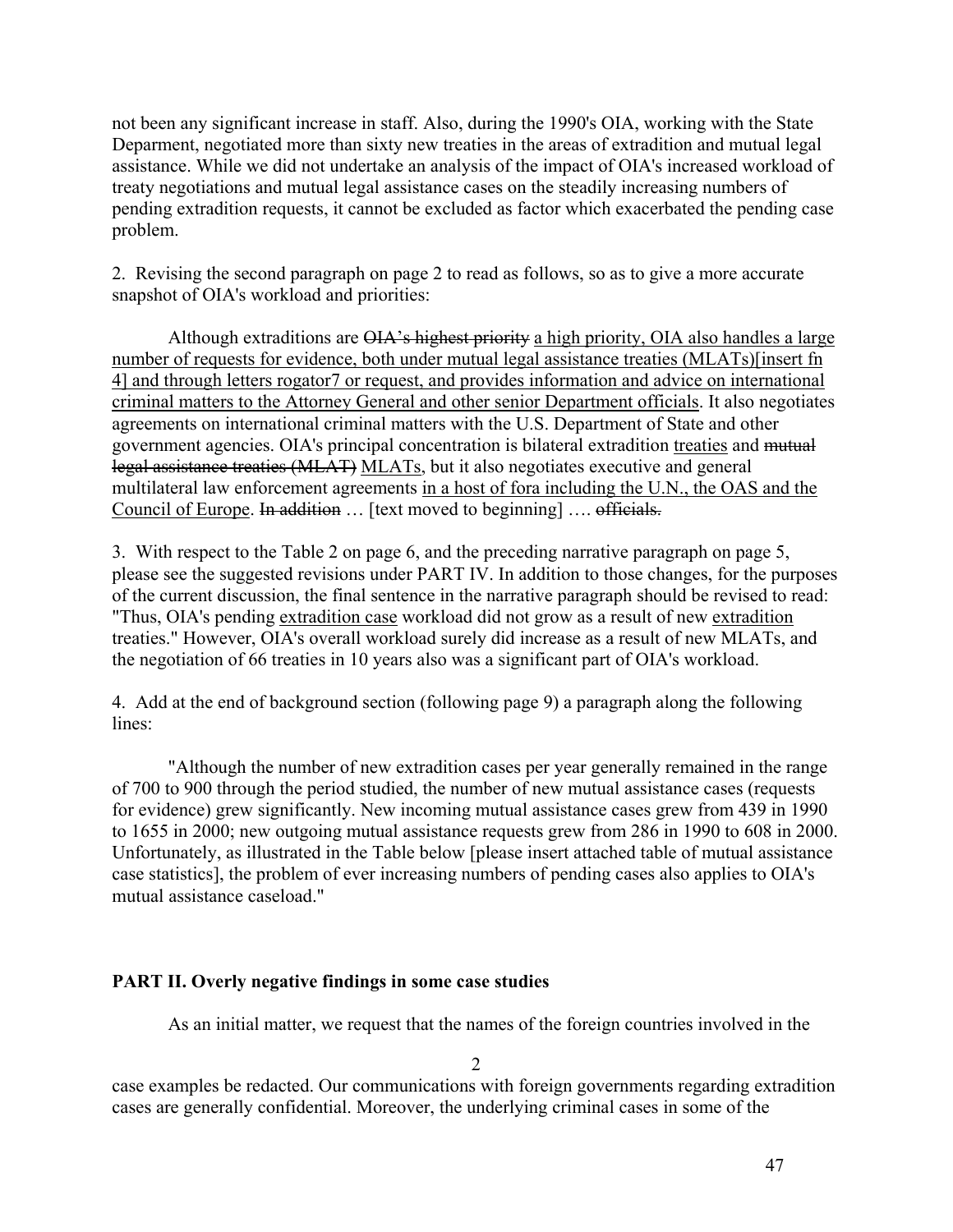not been any significant increase in staff. Also, during the 1990's OIA, working with the State Deparment, negotiated more than sixty new treaties in the areas of extradition and mutual legal assistance. While we did not undertake an analysis of the impact of OIA's increased workload of treaty negotiations and mutual legal assistance cases on the steadily increasing numbers of pending extradition requests, it cannot be excluded as factor which exacerbated the pending case problem.

2. Revising the second paragraph on page 2 to read as follows, so as to give a more accurate snapshot of OIA's workload and priorities:

Although extraditions are ~~OIA's highest priority~~ <u>a high priority, OIA also handles a large number of requests for evidence, both under mutual legal assistance treaties (MLATs)[insert fn 4] and through letters rogator7 or request, and provides information and advice on international criminal matters to the Attorney General and other senior Department officials</u>. It also negotiates agreements on international criminal matters with the U.S. Department of State and other government agencies. OIA's principal concentration is bilateral extradition <u>treaties</u> and ~~mutual legal assistance treaties (MLAT)~~ <u>MLATs</u>, but it also negotiates executive and general multilateral law enforcement agreements <u>in a host of fora including the U.N., the OAS and the Council of Europe</u>. ~~In addition~~ … [text moved to beginning] …. ~~officials.~~

3. With respect to the Table 2 on page 6, and the preceding narrative paragraph on page 5, please see the suggested revisions under PART IV. In addition to those changes, for the purposes of the current discussion, the final sentence in the narrative paragraph should be revised to read: "Thus, OIA's pending <u>extradition case</u> workload did not grow as a result of new <u>extradition</u> treaties." However, OIA's overall workload surely did increase as a result of new MLATs, and the negotiation of 66 treaties in 10 years also was a significant part of OIA's workload.

4. Add at the end of background section (following page 9) a paragraph along the following lines:

"Although the number of new extradition cases per year generally remained in the range of 700 to 900 through the period studied, the number of new mutual assistance cases (requests for evidence) grew significantly. New incoming mutual assistance cases grew from 439 in 1990 to 1655 in 2000; new outgoing mutual assistance requests grew from 286 in 1990 to 608 in 2000. Unfortunately, as illustrated in the Table below [please insert attached table of mutual assistance case statistics], the problem of ever increasing numbers of pending cases also applies to OIA's mutual assistance caseload."

**PART II. Overly negative findings in some case studies**

As an initial matter, we request that the names of the foreign countries involved in the case examples be redacted. Our communications with foreign governments regarding extradition cases are generally confidential. Moreover, the underlying criminal cases in some of the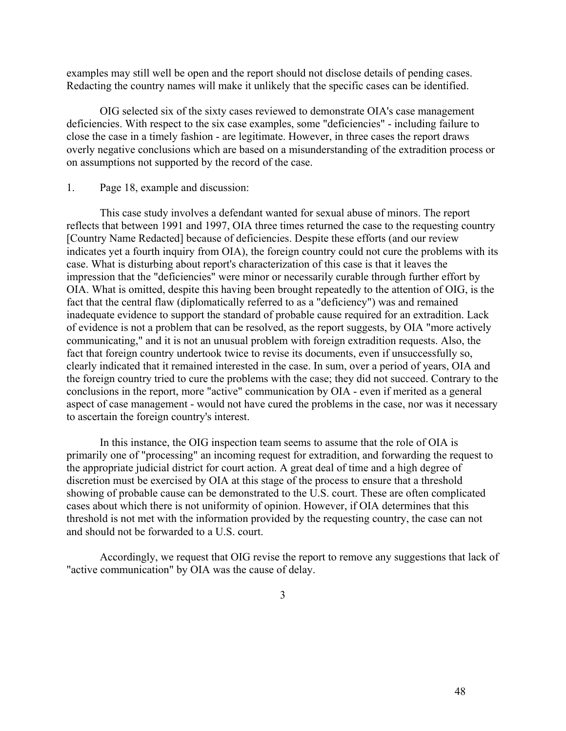examples may still well be open and the report should not disclose details of pending cases. Redacting the country names will make it unlikely that the specific cases can be identified.

OIG selected six of the sixty cases reviewed to demonstrate OIA's case management deficiencies. With respect to the six case examples, some "deficiencies" - including failure to close the case in a timely fashion - are legitimate. However, in three cases the report draws overly negative conclusions which are based on a misunderstanding of the extradition process or on assumptions not supported by the record of the case.

1. Page 18, example and discussion:

This case study involves a defendant wanted for sexual abuse of minors. The report reflects that between 1991 and 1997, OIA three times returned the case to the requesting country [Country Name Redacted] because of deficiencies. Despite these efforts (and our review indicates yet a fourth inquiry from OIA), the foreign country could not cure the problems with its case. What is disturbing about report's characterization of this case is that it leaves the impression that the "deficiencies" were minor or necessarily curable through further effort by OIA. What is omitted, despite this having been brought repeatedly to the attention of OIG, is the fact that the central flaw (diplomatically referred to as a "deficiency") was and remained inadequate evidence to support the standard of probable cause required for an extradition. Lack of evidence is not a problem that can be resolved, as the report suggests, by OIA "more actively communicating," and it is not an unusual problem with foreign extradition requests. Also, the fact that foreign country undertook twice to revise its documents, even if unsuccessfully so, clearly indicated that it remained interested in the case. In sum, over a period of years, OIA and the foreign country tried to cure the problems with the case; they did not succeed. Contrary to the conclusions in the report, more "active" communication by OIA - even if merited as a general aspect of case management - would not have cured the problems in the case, nor was it necessary to ascertain the foreign country's interest.

In this instance, the OIG inspection team seems to assume that the role of OIA is primarily one of "processing" an incoming request for extradition, and forwarding the request to the appropriate judicial district for court action. A great deal of time and a high degree of discretion must be exercised by OIA at this stage of the process to ensure that a threshold showing of probable cause can be demonstrated to the U.S. court. These are often complicated cases about which there is not uniformity of opinion. However, if OIA determines that this threshold is not met with the information provided by the requesting country, the case can not and should not be forwarded to a U.S. court.

Accordingly, we request that OIG revise the report to remove any suggestions that lack of "active communication" by OIA was the cause of delay.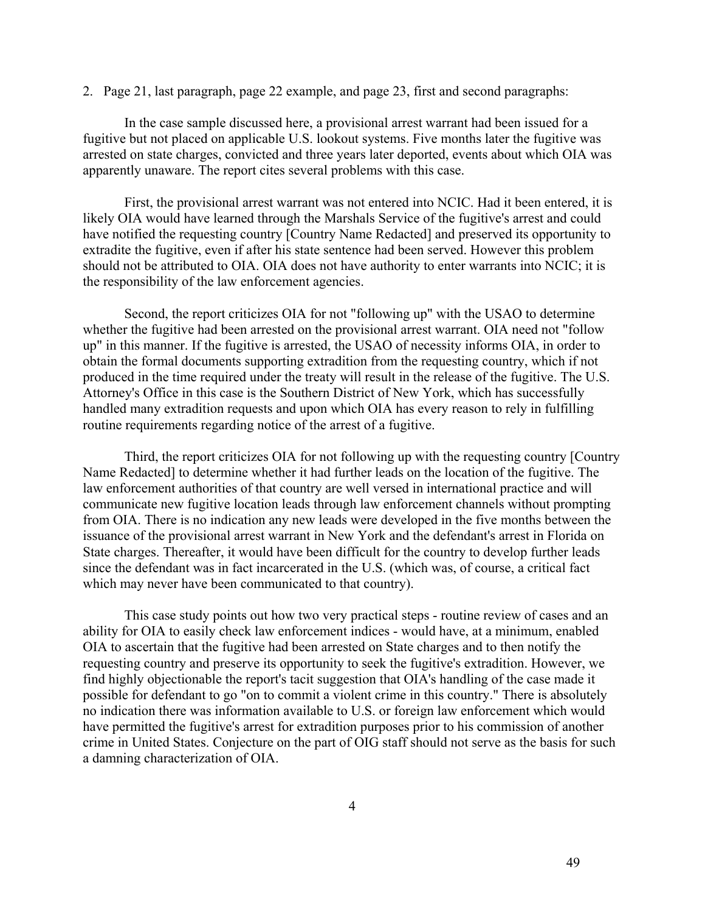2. Page 21, last paragraph, page 22 example, and page 23, first and second paragraphs:

In the case sample discussed here, a provisional arrest warrant had been issued for a fugitive but not placed on applicable U.S. lookout systems. Five months later the fugitive was arrested on state charges, convicted and three years later deported, events about which OIA was apparently unaware. The report cites several problems with this case.

First, the provisional arrest warrant was not entered into NCIC. Had it been entered, it is likely OIA would have learned through the Marshals Service of the fugitive's arrest and could have notified the requesting country [Country Name Redacted] and preserved its opportunity to extradite the fugitive, even if after his state sentence had been served. However this problem should not be attributed to OIA. OIA does not have authority to enter warrants into NCIC; it is the responsibility of the law enforcement agencies.

Second, the report criticizes OIA for not "following up" with the USAO to determine whether the fugitive had been arrested on the provisional arrest warrant. OIA need not "follow up" in this manner. If the fugitive is arrested, the USAO of necessity informs OIA, in order to obtain the formal documents supporting extradition from the requesting country, which if not produced in the time required under the treaty will result in the release of the fugitive. The U.S. Attorney's Office in this case is the Southern District of New York, which has successfully handled many extradition requests and upon which OIA has every reason to rely in fulfilling routine requirements regarding notice of the arrest of a fugitive.

Third, the report criticizes OIA for not following up with the requesting country [Country Name Redacted] to determine whether it had further leads on the location of the fugitive. The law enforcement authorities of that country are well versed in international practice and will communicate new fugitive location leads through law enforcement channels without prompting from OIA. There is no indication any new leads were developed in the five months between the issuance of the provisional arrest warrant in New York and the defendant's arrest in Florida on State charges. Thereafter, it would have been difficult for the country to develop further leads since the defendant was in fact incarcerated in the U.S. (which was, of course, a critical fact which may never have been communicated to that country).

This case study points out how two very practical steps - routine review of cases and an ability for OIA to easily check law enforcement indices - would have, at a minimum, enabled OIA to ascertain that the fugitive had been arrested on State charges and to then notify the requesting country and preserve its opportunity to seek the fugitive's extradition. However, we find highly objectionable the report's tacit suggestion that OIA's handling of the case made it possible for defendant to go "on to commit a violent crime in this country." There is absolutely no indication there was information available to U.S. or foreign law enforcement which would have permitted the fugitive's arrest for extradition purposes prior to his commission of another crime in United States. Conjecture on the part of OIG staff should not serve as the basis for such a damning characterization of OIA.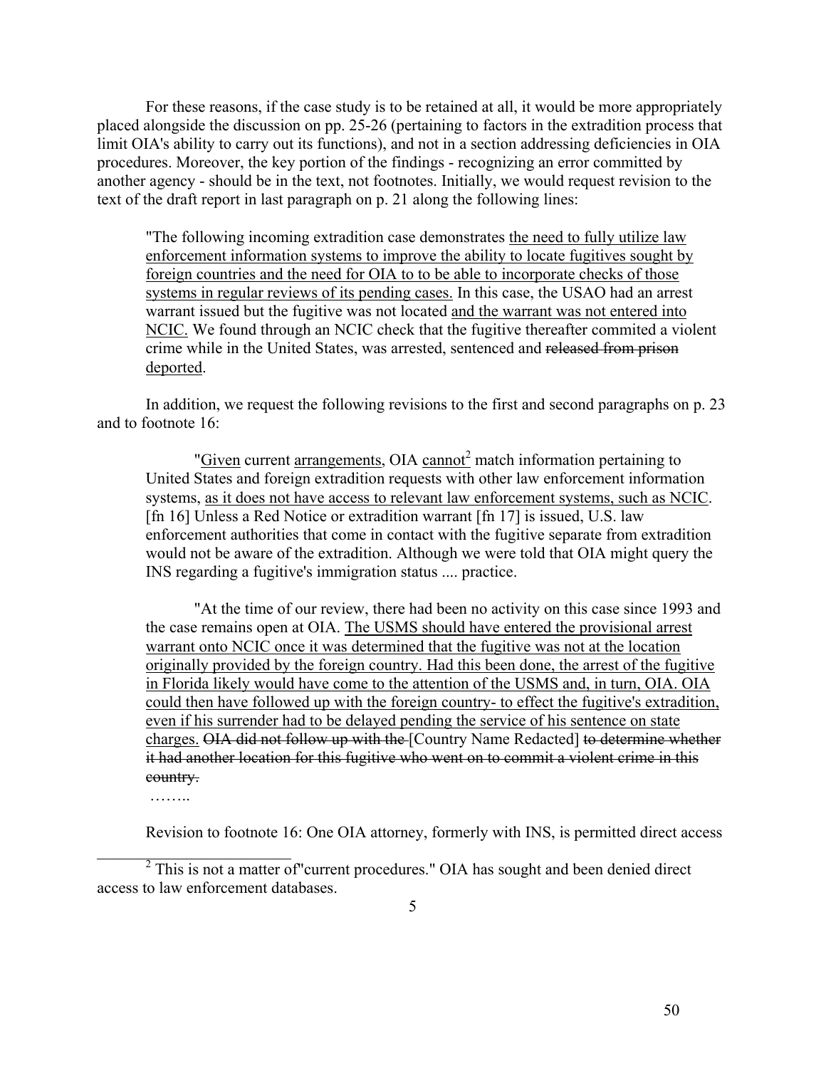For these reasons, if the case study is to be retained at all, it would be more appropriately placed alongside the discussion on pp. 25-26 (pertaining to factors in the extradition process that limit OIA's ability to carry out its functions), and not in a section addressing deficiencies in OIA procedures. Moreover, the key portion of the findings - recognizing an error committed by another agency - should be in the text, not footnotes. Initially, we would request revision to the text of the draft report in last paragraph on p. 21 along the following lines:

> "The following incoming extradition case demonstrates <u>the need to fully utilize law enforcement information systems to improve the ability to locate fugitives sought by foreign countries and the need for OIA to to be able to incorporate checks of those systems in regular reviews of its pending cases.</u> In this case, the USAO had an arrest warrant issued but the fugitive was not located <u>and the warrant was not entered into NCIC.</u> We found through an NCIC check that the fugitive thereafter commited a violent crime while in the United States, was arrested, sentenced and ~~released from prison~~ <u>deported</u>.

In addition, we request the following revisions to the first and second paragraphs on p. 23 and to footnote 16:

> "<u>Given</u> current <u>arrangements</u>, OIA <u>cannot</u>[2] match information pertaining to United States and foreign extradition requests with other law enforcement information systems, <u>as it does not have access to relevant law enforcement systems, such as NCIC</u>. [fn 16] Unless a Red Notice or extradition warrant [fn 17] is issued, U.S. law enforcement authorities that come in contact with the fugitive separate from extradition would not be aware of the extradition. Although we were told that OIA might query the INS regarding a fugitive's immigration status .... practice.
>
> "At the time of our review, there had been no activity on this case since 1993 and the case remains open at OIA. <u>The USMS should have entered the provisional arrest warrant onto NCIC once it was determined that the fugitive was not at the location originally provided by the foreign country. Had this been done, the arrest of the fugitive in Florida likely would have come to the attention of the USMS and, in turn, OIA. OIA could then have followed up with the foreign country- to effect the fugitive's extradition, even if his surrender had to be delayed pending the service of his sentence on state charges.</u> ~~OIA did not follow up with the~~ [Country Name Redacted] ~~to determine whether it had another location for this fugitive who went on to commit a violent crime in this country.~~
>
> ……..

Revision to footnote 16: One OIA attorney, formerly with INS, is permitted direct access

[2] This is not a matter of"current procedures." OIA has sought and been denied direct access to law enforcement databases.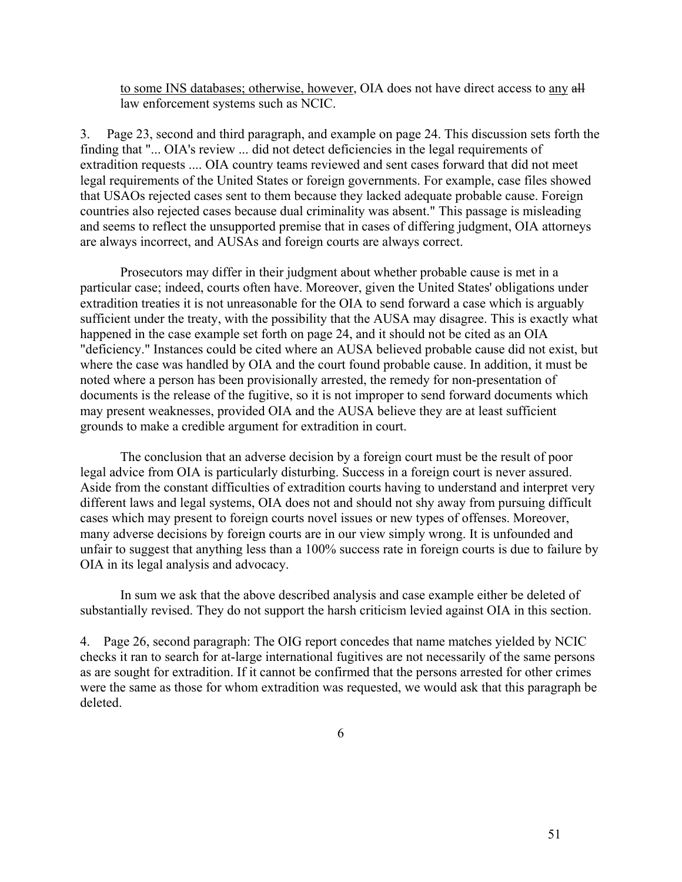to some INS databases; otherwise, however, OIA does not have direct access to any ~~all~~ law enforcement systems such as NCIC.

3. Page 23, second and third paragraph, and example on page 24. This discussion sets forth the finding that "... OIA's review ... did not detect deficiencies in the legal requirements of extradition requests .... OIA country teams reviewed and sent cases forward that did not meet legal requirements of the United States or foreign governments. For example, case files showed that USAOs rejected cases sent to them because they lacked adequate probable cause. Foreign countries also rejected cases because dual criminality was absent." This passage is misleading and seems to reflect the unsupported premise that in cases of differing judgment, OIA attorneys are always incorrect, and AUSAs and foreign courts are always correct.

Prosecutors may differ in their judgment about whether probable cause is met in a particular case; indeed, courts often have. Moreover, given the United States' obligations under extradition treaties it is not unreasonable for the OIA to send forward a case which is arguably sufficient under the treaty, with the possibility that the AUSA may disagree. This is exactly what happened in the case example set forth on page 24, and it should not be cited as an OIA "deficiency." Instances could be cited where an AUSA believed probable cause did not exist, but where the case was handled by OIA and the court found probable cause. In addition, it must be noted where a person has been provisionally arrested, the remedy for non-presentation of documents is the release of the fugitive, so it is not improper to send forward documents which may present weaknesses, provided OIA and the AUSA believe they are at least sufficient grounds to make a credible argument for extradition in court.

The conclusion that an adverse decision by a foreign court must be the result of poor legal advice from OIA is particularly disturbing. Success in a foreign court is never assured. Aside from the constant difficulties of extradition courts having to understand and interpret very different laws and legal systems, OIA does not and should not shy away from pursuing difficult cases which may present to foreign courts novel issues or new types of offenses. Moreover, many adverse decisions by foreign courts are in our view simply wrong. It is unfounded and unfair to suggest that anything less than a 100% success rate in foreign courts is due to failure by OIA in its legal analysis and advocacy.

In sum we ask that the above described analysis and case example either be deleted of substantially revised. They do not support the harsh criticism levied against OIA in this section.

4. Page 26, second paragraph: The OIG report concedes that name matches yielded by NCIC checks it ran to search for at-large international fugitives are not necessarily of the same persons as are sought for extradition. If it cannot be confirmed that the persons arrested for other crimes were the same as those for whom extradition was requested, we would ask that this paragraph be deleted.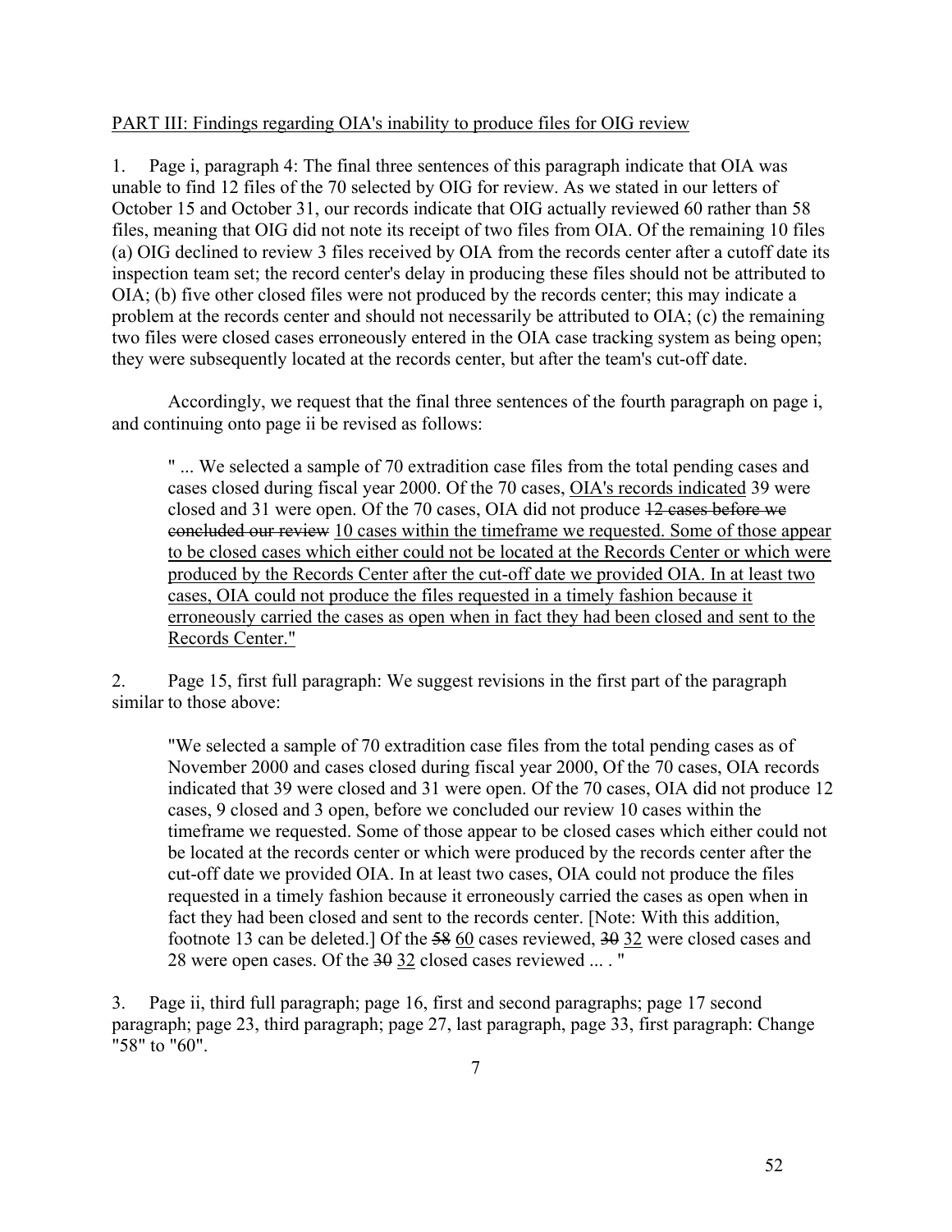PART III: Findings regarding OIA's inability to produce files for OIG review

1. Page i, paragraph 4: The final three sentences of this paragraph indicate that OIA was unable to find 12 files of the 70 selected by OIG for review. As we stated in our letters of October 15 and October 31, our records indicate that OIG actually reviewed 60 rather than 58 files, meaning that OIG did not note its receipt of two files from OIA. Of the remaining 10 files (a) OIG declined to review 3 files received by OIA from the records center after a cutoff date its inspection team set; the record center's delay in producing these files should not be attributed to OIA; (b) five other closed files were not produced by the records center; this may indicate a problem at the records center and should not necessarily be attributed to OIA; (c) the remaining two files were closed cases erroneously entered in the OIA case tracking system as being open; they were subsequently located at the records center, but after the team's cut-off date.

Accordingly, we request that the final three sentences of the fourth paragraph on page i, and continuing onto page ii be revised as follows:

> " ... We selected a sample of 70 extradition case files from the total pending cases and cases closed during fiscal year 2000. Of the 70 cases, <u>OIA's records indicated</u> 39 were closed and 31 were open. Of the 70 cases, OIA did not produce ~~12 cases before we concluded our review~~ <u>10 cases within the timeframe we requested. Some of those appear to be closed cases which either could not be located at the Records Center or which were produced by the Records Center after the cut-off date we provided OIA. In at least two cases, OIA could not produce the files requested in a timely fashion because it erroneously carried the cases as open when in fact they had been closed and sent to the Records Center."</u>

2. Page 15, first full paragraph: We suggest revisions in the first part of the paragraph similar to those above:

> "We selected a sample of 70 extradition case files from the total pending cases as of November 2000 and cases closed during fiscal year 2000, Of the 70 cases, OIA records indicated that 39 were closed and 31 were open. Of the 70 cases, OIA did not produce 12 cases, 9 closed and 3 open, before we concluded our review 10 cases within the timeframe we requested. Some of those appear to be closed cases which either could not be located at the records center or which were produced by the records center after the cut-off date we provided OIA. In at least two cases, OIA could not produce the files requested in a timely fashion because it erroneously carried the cases as open when in fact they had been closed and sent to the records center. [Note: With this addition, footnote 13 can be deleted.] Of the ~~58~~ <u>60</u> cases reviewed, ~~30~~ <u>32</u> were closed cases and 28 were open cases. Of the ~~30~~ <u>32</u> closed cases reviewed ... . "

3. Page ii, third full paragraph; page 16, first and second paragraphs; page 17 second paragraph; page 23, third paragraph; page 27, last paragraph, page 33, first paragraph: Change "58" to "60".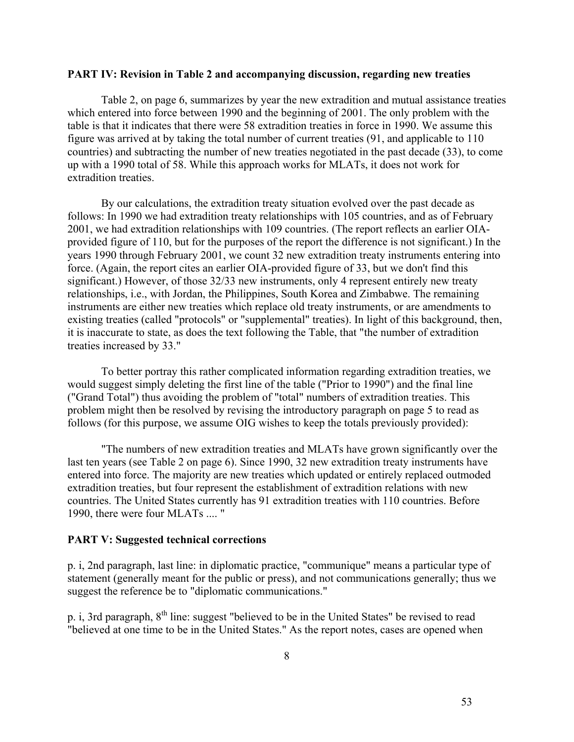**PART IV: Revision in Table 2 and accompanying discussion, regarding new treaties**

Table 2, on page 6, summarizes by year the new extradition and mutual assistance treaties which entered into force between 1990 and the beginning of 2001. The only problem with the table is that it indicates that there were 58 extradition treaties in force in 1990. We assume this figure was arrived at by taking the total number of current treaties (91, and applicable to 110 countries) and subtracting the number of new treaties negotiated in the past decade (33), to come up with a 1990 total of 58. While this approach works for MLATs, it does not work for extradition treaties.

By our calculations, the extradition treaty situation evolved over the past decade as follows: In 1990 we had extradition treaty relationships with 105 countries, and as of February 2001, we had extradition relationships with 109 countries. (The report reflects an earlier OIA-provided figure of 110, but for the purposes of the report the difference is not significant.) In the years 1990 through February 2001, we count 32 new extradition treaty instruments entering into force. (Again, the report cites an earlier OIA-provided figure of 33, but we don't find this significant.) However, of those 32/33 new instruments, only 4 represent entirely new treaty relationships, i.e., with Jordan, the Philippines, South Korea and Zimbabwe. The remaining instruments are either new treaties which replace old treaty instruments, or are amendments to existing treaties (called "protocols" or "supplemental" treaties). In light of this background, then, it is inaccurate to state, as does the text following the Table, that "the number of extradition treaties increased by 33."

To better portray this rather complicated information regarding extradition treaties, we would suggest simply deleting the first line of the table ("Prior to 1990") and the final line ("Grand Total") thus avoiding the problem of "total" numbers of extradition treaties. This problem might then be resolved by revising the introductory paragraph on page 5 to read as follows (for this purpose, we assume OIG wishes to keep the totals previously provided):

"The numbers of new extradition treaties and MLATs have grown significantly over the last ten years (see Table 2 on page 6). Since 1990, 32 new extradition treaty instruments have entered into force. The majority are new treaties which updated or entirely replaced outmoded extradition treaties, but four represent the establishment of extradition relations with new countries. The United States currently has 91 extradition treaties with 110 countries. Before 1990, there were four MLATs .... "

**PART V: Suggested technical corrections**

p. i, 2nd paragraph, last line: in diplomatic practice, "communique" means a particular type of statement (generally meant for the public or press), and not communications generally; thus we suggest the reference be to "diplomatic communications."

p. i, 3rd paragraph, 8th line: suggest "believed to be in the United States" be revised to read "believed at one time to be in the United States." As the report notes, cases are opened when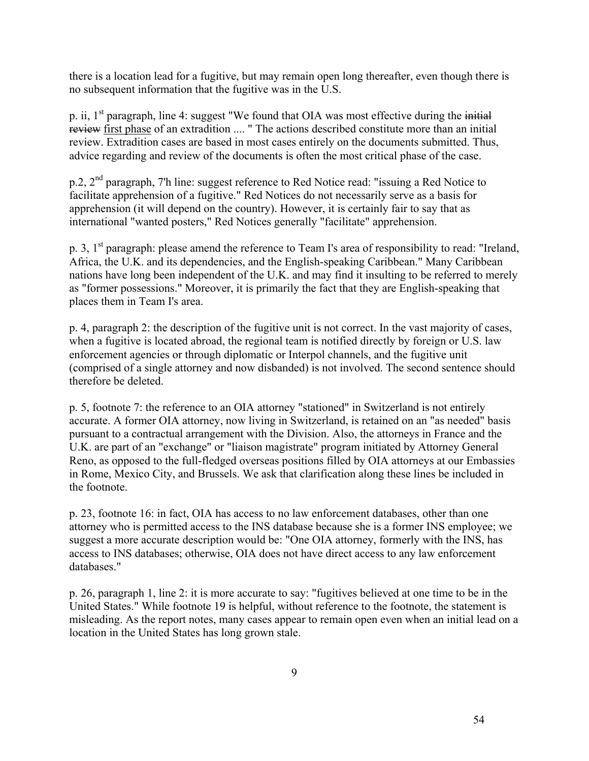there is a location lead for a fugitive, but may remain open long thereafter, even though there is no subsequent information that the fugitive was in the U.S.

p. ii, 1st paragraph, line 4: suggest "We found that OIA was most effective during the ~~initial review~~ <u>first phase</u> of an extradition .... " The actions described constitute more than an initial review. Extradition cases are based in most cases entirely on the documents submitted. Thus, advice regarding and review of the documents is often the most critical phase of the case.

p.2, 2nd paragraph, 7'h line: suggest reference to Red Notice read: "issuing a Red Notice to facilitate apprehension of a fugitive." Red Notices do not necessarily serve as a basis for apprehension (it will depend on the country). However, it is certainly fair to say that as international "wanted posters," Red Notices generally "facilitate" apprehension.

p. 3, 1st paragraph: please amend the reference to Team I's area of responsibility to read: "Ireland, Africa, the U.K. and its dependencies, and the English-speaking Caribbean." Many Caribbean nations have long been independent of the U.K. and may find it insulting to be referred to merely as "former possessions." Moreover, it is primarily the fact that they are English-speaking that places them in Team I's area.

p. 4, paragraph 2: the description of the fugitive unit is not correct. In the vast majority of cases, when a fugitive is located abroad, the regional team is notified directly by foreign or U.S. law enforcement agencies or through diplomatic or Interpol channels, and the fugitive unit (comprised of a single attorney and now disbanded) is not involved. The second sentence should therefore be deleted.

p. 5, footnote 7: the reference to an OIA attorney "stationed" in Switzerland is not entirely accurate. A former OIA attorney, now living in Switzerland, is retained on an "as needed" basis pursuant to a contractual arrangement with the Division. Also, the attorneys in France and the U.K. are part of an "exchange" or "liaison magistrate" program initiated by Attorney General Reno, as opposed to the full-fledged overseas positions filled by OIA attorneys at our Embassies in Rome, Mexico City, and Brussels. We ask that clarification along these lines be included in the footnote.

p. 23, footnote 16: in fact, OIA has access to no law enforcement databases, other than one attorney who is permitted access to the INS database because she is a former INS employee; we suggest a more accurate description would be: "One OIA attorney, formerly with the INS, has access to INS databases; otherwise, OIA does not have direct access to any law enforcement databases."

p. 26, paragraph 1, line 2: it is more accurate to say: "fugitives believed at one time to be in the United States." While footnote 19 is helpful, without reference to the footnote, the statement is misleading. As the report notes, many cases appear to remain open even when an initial lead on a location in the United States has long grown stale.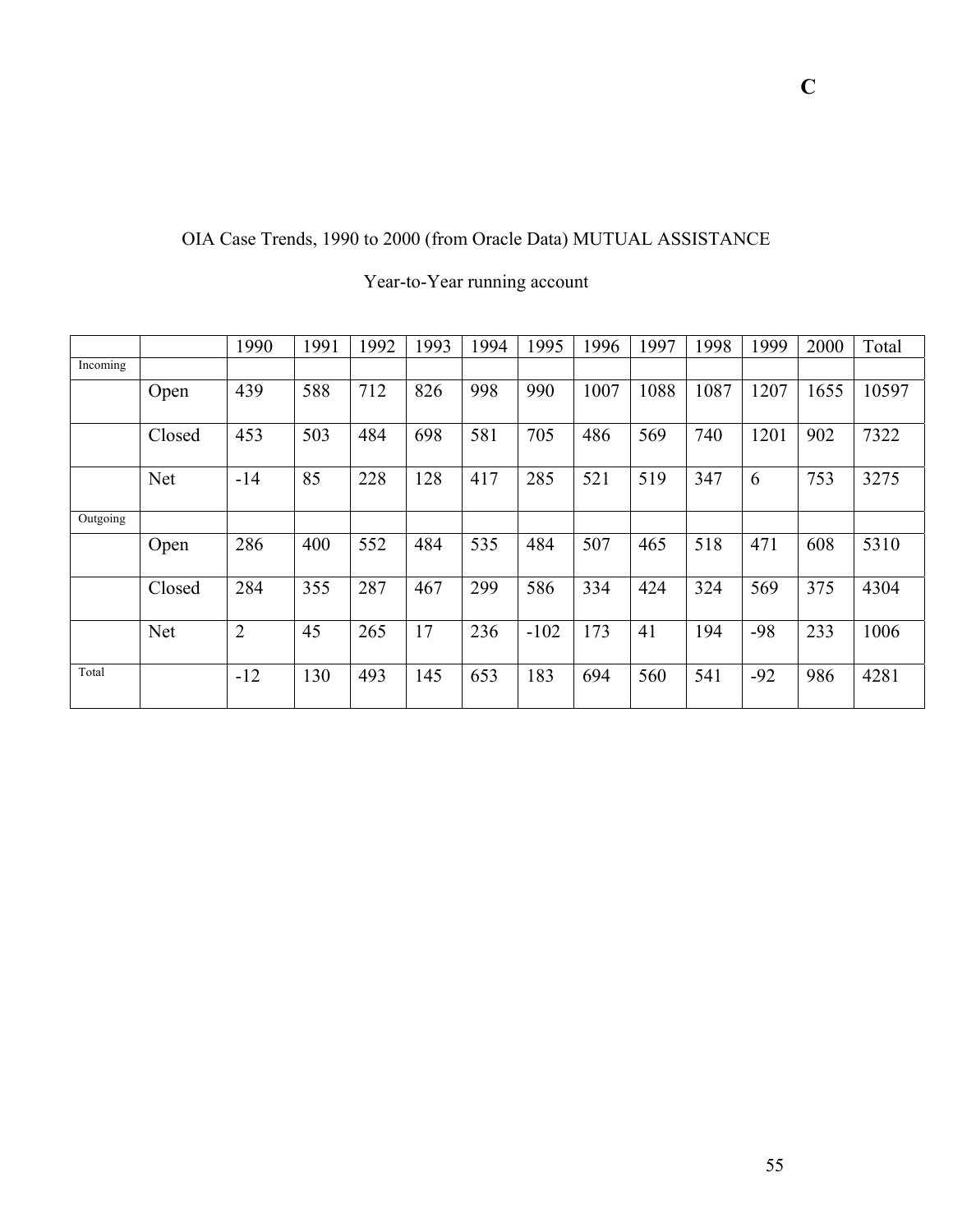**C**

OIA Case Trends, 1990 to 2000 (from Oracle Data) MUTUAL ASSISTANCE

Year-to-Year running account

| | | 1990 | 1991 | 1992 | 1993 | 1994 | 1995 | 1996 | 1997 | 1998 | 1999 | 2000 | Total |
|---|---|---|---|---|---|---|---|---|---|---|---|---|---|
| Incoming | | | | | | | | | | | | | |
| | Open | 439 | 588 | 712 | 826 | 998 | 990 | 1007 | 1088 | 1087 | 1207 | 1655 | 10597 |
| | Closed | 453 | 503 | 484 | 698 | 581 | 705 | 486 | 569 | 740 | 1201 | 902 | 7322 |
| | Net | -14 | 85 | 228 | 128 | 417 | 285 | 521 | 519 | 347 | 6 | 753 | 3275 |
| Outgoing | | | | | | | | | | | | | |
| | Open | 286 | 400 | 552 | 484 | 535 | 484 | 507 | 465 | 518 | 471 | 608 | 5310 |
| | Closed | 284 | 355 | 287 | 467 | 299 | 586 | 334 | 424 | 324 | 569 | 375 | 4304 |
| | Net | 2 | 45 | 265 | 17 | 236 | -102 | 173 | 41 | 194 | -98 | 233 | 1006 |
| Total | | -12 | 130 | 493 | 145 | 653 | 183 | 694 | 560 | 541 | -92 | 986 | 4281 |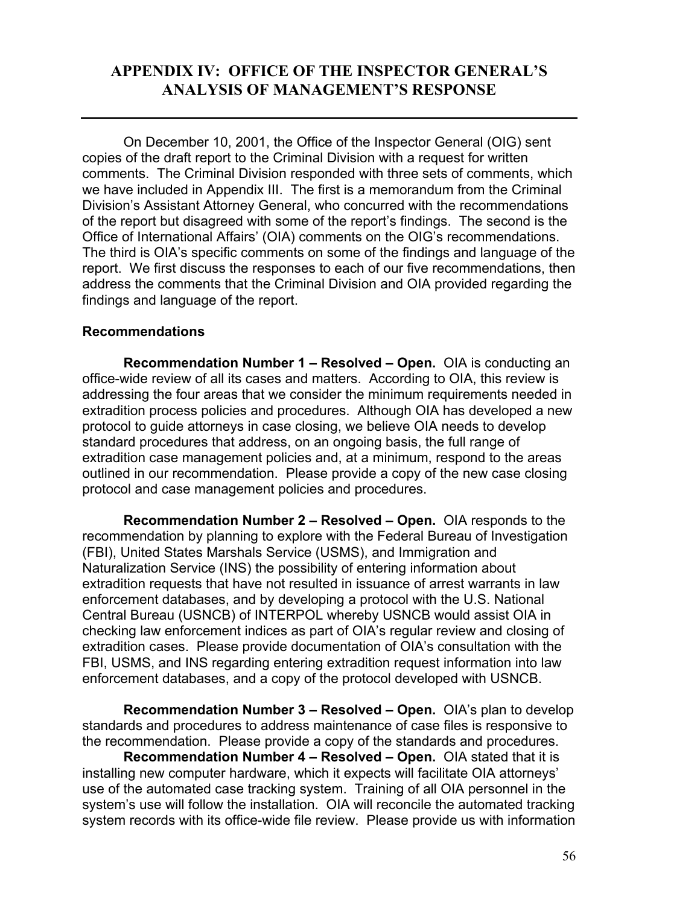# APPENDIX IV: OFFICE OF THE INSPECTOR GENERAL'S ANALYSIS OF MANAGEMENT'S RESPONSE

---

On December 10, 2001, the Office of the Inspector General (OIG) sent copies of the draft report to the Criminal Division with a request for written comments. The Criminal Division responded with three sets of comments, which we have included in Appendix III. The first is a memorandum from the Criminal Division's Assistant Attorney General, who concurred with the recommendations of the report but disagreed with some of the report's findings. The second is the Office of International Affairs' (OIA) comments on the OIG's recommendations. The third is OIA's specific comments on some of the findings and language of the report. We first discuss the responses to each of our five recommendations, then address the comments that the Criminal Division and OIA provided regarding the findings and language of the report.

**Recommendations**

**Recommendation Number 1 – Resolved – Open.** OIA is conducting an office-wide review of all its cases and matters. According to OIA, this review is addressing the four areas that we consider the minimum requirements needed in extradition process policies and procedures. Although OIA has developed a new protocol to guide attorneys in case closing, we believe OIA needs to develop standard procedures that address, on an ongoing basis, the full range of extradition case management policies and, at a minimum, respond to the areas outlined in our recommendation. Please provide a copy of the new case closing protocol and case management policies and procedures.

**Recommendation Number 2 – Resolved – Open.** OIA responds to the recommendation by planning to explore with the Federal Bureau of Investigation (FBI), United States Marshals Service (USMS), and Immigration and Naturalization Service (INS) the possibility of entering information about extradition requests that have not resulted in issuance of arrest warrants in law enforcement databases, and by developing a protocol with the U.S. National Central Bureau (USNCB) of INTERPOL whereby USNCB would assist OIA in checking law enforcement indices as part of OIA's regular review and closing of extradition cases. Please provide documentation of OIA's consultation with the FBI, USMS, and INS regarding entering extradition request information into law enforcement databases, and a copy of the protocol developed with USNCB.

**Recommendation Number 3 – Resolved – Open.** OIA's plan to develop standards and procedures to address maintenance of case files is responsive to the recommendation. Please provide a copy of the standards and procedures.

**Recommendation Number 4 – Resolved – Open.** OIA stated that it is installing new computer hardware, which it expects will facilitate OIA attorneys' use of the automated case tracking system. Training of all OIA personnel in the system's use will follow the installation. OIA will reconcile the automated tracking system records with its office-wide file review. Please provide us with information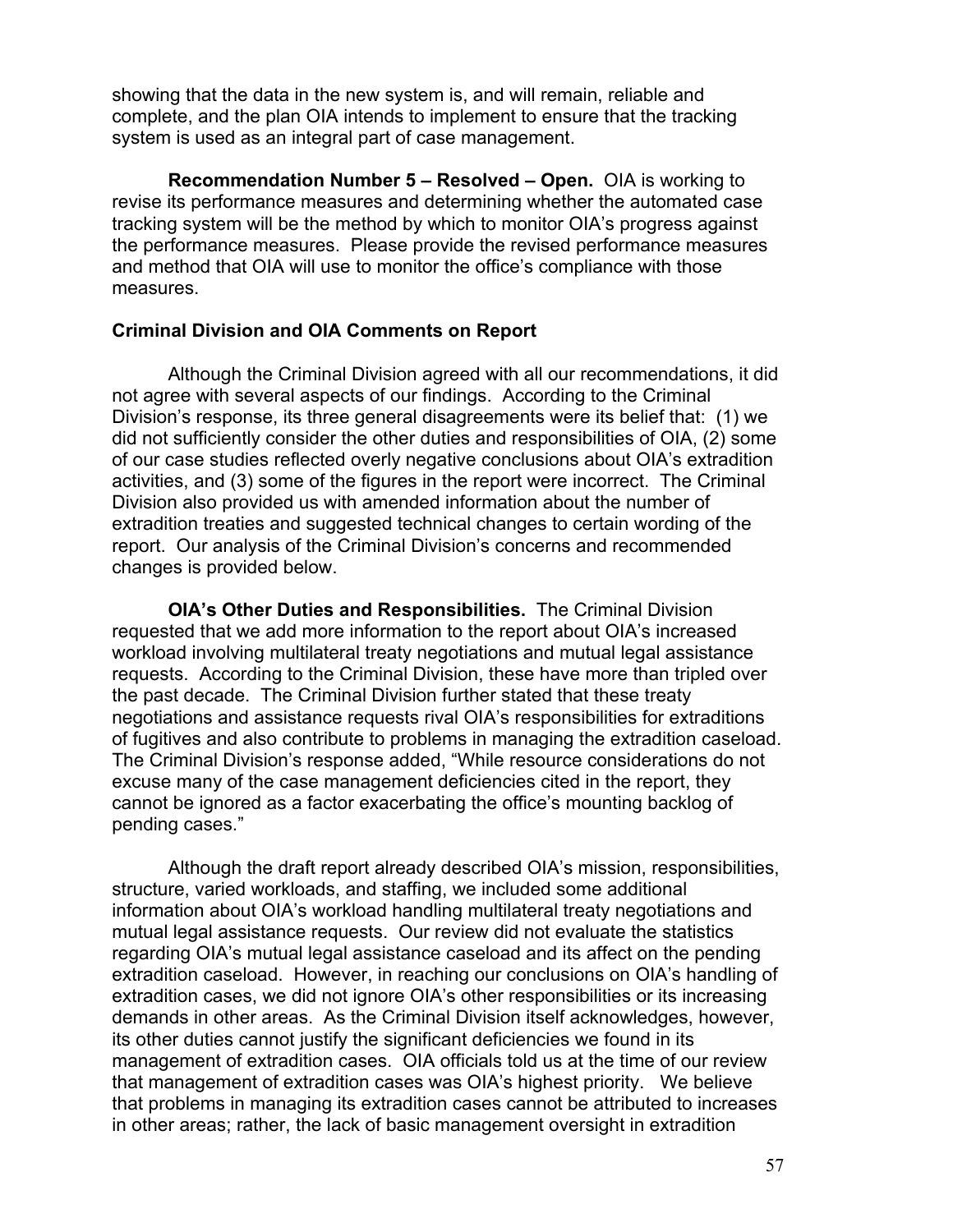showing that the data in the new system is, and will remain, reliable and complete, and the plan OIA intends to implement to ensure that the tracking system is used as an integral part of case management.

**Recommendation Number 5 – Resolved – Open.** OIA is working to revise its performance measures and determining whether the automated case tracking system will be the method by which to monitor OIA's progress against the performance measures. Please provide the revised performance measures and method that OIA will use to monitor the office's compliance with those measures.

**Criminal Division and OIA Comments on Report**

Although the Criminal Division agreed with all our recommendations, it did not agree with several aspects of our findings. According to the Criminal Division's response, its three general disagreements were its belief that: (1) we did not sufficiently consider the other duties and responsibilities of OIA, (2) some of our case studies reflected overly negative conclusions about OIA's extradition activities, and (3) some of the figures in the report were incorrect. The Criminal Division also provided us with amended information about the number of extradition treaties and suggested technical changes to certain wording of the report. Our analysis of the Criminal Division's concerns and recommended changes is provided below.

**OIA's Other Duties and Responsibilities.** The Criminal Division requested that we add more information to the report about OIA's increased workload involving multilateral treaty negotiations and mutual legal assistance requests. According to the Criminal Division, these have more than tripled over the past decade. The Criminal Division further stated that these treaty negotiations and assistance requests rival OIA's responsibilities for extraditions of fugitives and also contribute to problems in managing the extradition caseload. The Criminal Division's response added, "While resource considerations do not excuse many of the case management deficiencies cited in the report, they cannot be ignored as a factor exacerbating the office's mounting backlog of pending cases."

Although the draft report already described OIA's mission, responsibilities, structure, varied workloads, and staffing, we included some additional information about OIA's workload handling multilateral treaty negotiations and mutual legal assistance requests. Our review did not evaluate the statistics regarding OIA's mutual legal assistance caseload and its affect on the pending extradition caseload. However, in reaching our conclusions on OIA's handling of extradition cases, we did not ignore OIA's other responsibilities or its increasing demands in other areas. As the Criminal Division itself acknowledges, however, its other duties cannot justify the significant deficiencies we found in its management of extradition cases. OIA officials told us at the time of our review that management of extradition cases was OIA's highest priority. We believe that problems in managing its extradition cases cannot be attributed to increases in other areas; rather, the lack of basic management oversight in extradition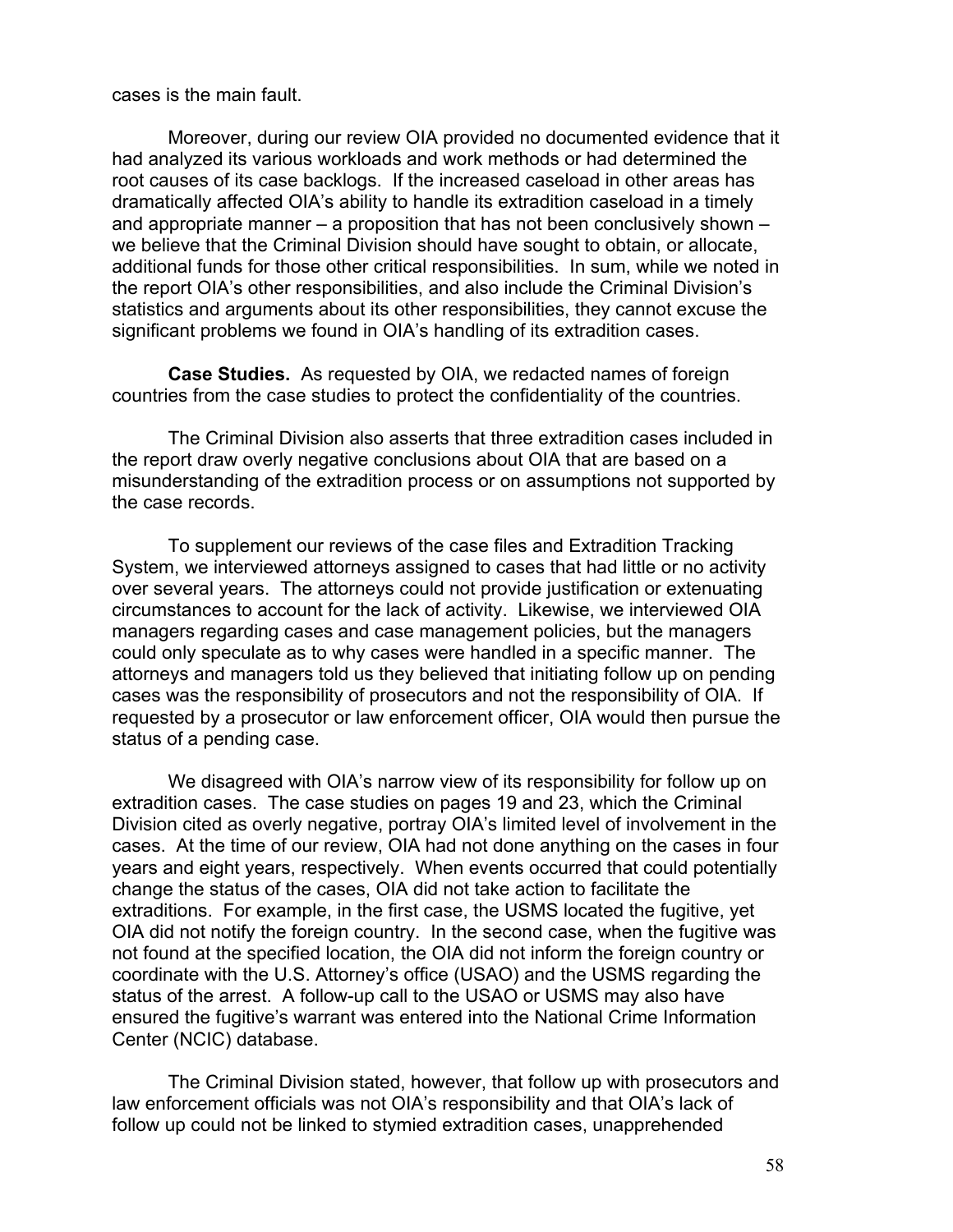cases is the main fault.

Moreover, during our review OIA provided no documented evidence that it had analyzed its various workloads and work methods or had determined the root causes of its case backlogs. If the increased caseload in other areas has dramatically affected OIA's ability to handle its extradition caseload in a timely and appropriate manner – a proposition that has not been conclusively shown – we believe that the Criminal Division should have sought to obtain, or allocate, additional funds for those other critical responsibilities. In sum, while we noted in the report OIA's other responsibilities, and also include the Criminal Division's statistics and arguments about its other responsibilities, they cannot excuse the significant problems we found in OIA's handling of its extradition cases.

**Case Studies.** As requested by OIA, we redacted names of foreign countries from the case studies to protect the confidentiality of the countries.

The Criminal Division also asserts that three extradition cases included in the report draw overly negative conclusions about OIA that are based on a misunderstanding of the extradition process or on assumptions not supported by the case records.

To supplement our reviews of the case files and Extradition Tracking System, we interviewed attorneys assigned to cases that had little or no activity over several years. The attorneys could not provide justification or extenuating circumstances to account for the lack of activity. Likewise, we interviewed OIA managers regarding cases and case management policies, but the managers could only speculate as to why cases were handled in a specific manner. The attorneys and managers told us they believed that initiating follow up on pending cases was the responsibility of prosecutors and not the responsibility of OIA. If requested by a prosecutor or law enforcement officer, OIA would then pursue the status of a pending case.

We disagreed with OIA's narrow view of its responsibility for follow up on extradition cases. The case studies on pages 19 and 23, which the Criminal Division cited as overly negative, portray OIA's limited level of involvement in the cases. At the time of our review, OIA had not done anything on the cases in four years and eight years, respectively. When events occurred that could potentially change the status of the cases, OIA did not take action to facilitate the extraditions. For example, in the first case, the USMS located the fugitive, yet OIA did not notify the foreign country. In the second case, when the fugitive was not found at the specified location, the OIA did not inform the foreign country or coordinate with the U.S. Attorney's office (USAO) and the USMS regarding the status of the arrest. A follow-up call to the USAO or USMS may also have ensured the fugitive's warrant was entered into the National Crime Information Center (NCIC) database.

The Criminal Division stated, however, that follow up with prosecutors and law enforcement officials was not OIA's responsibility and that OIA's lack of follow up could not be linked to stymied extradition cases, unapprehended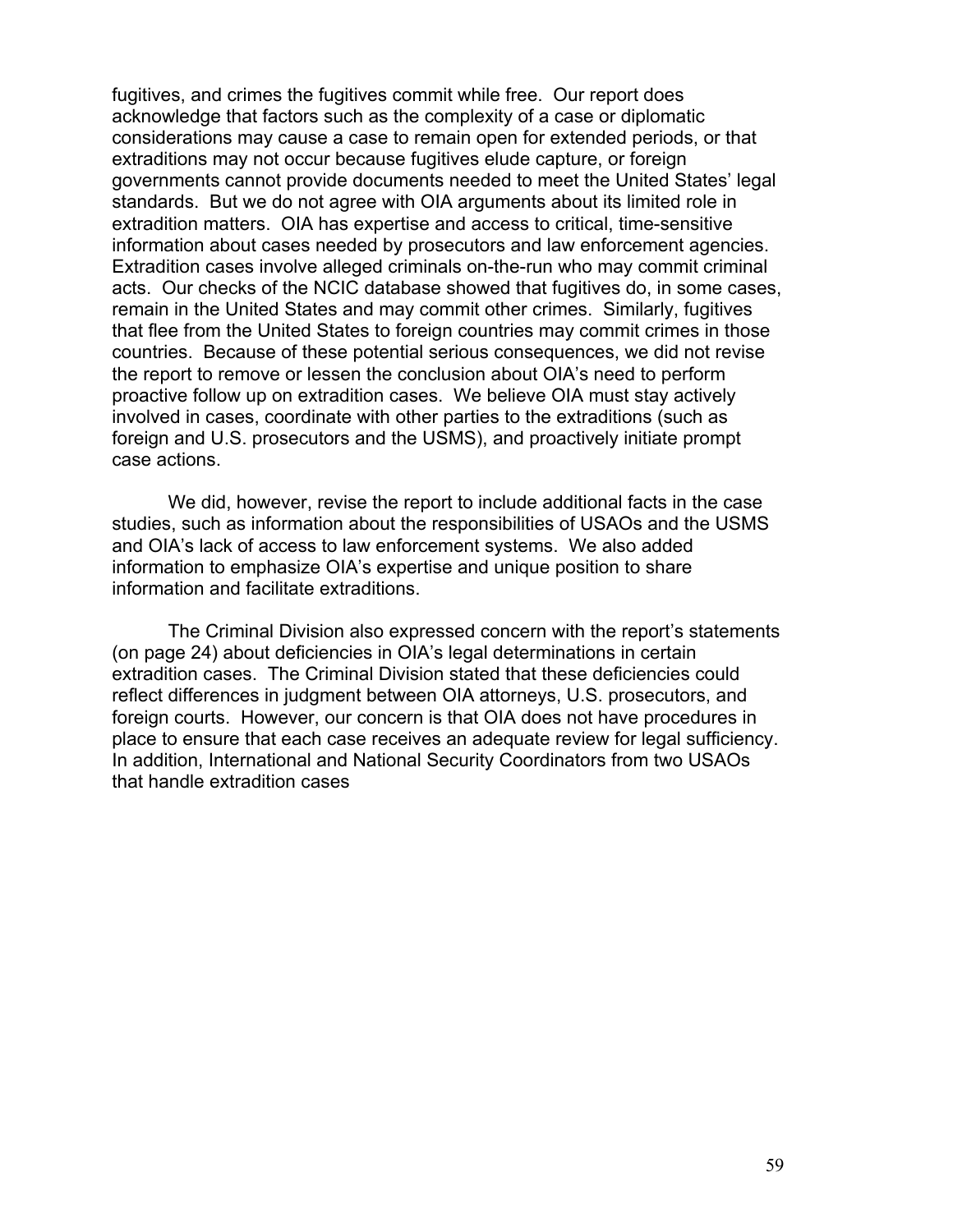fugitives, and crimes the fugitives commit while free. Our report does acknowledge that factors such as the complexity of a case or diplomatic considerations may cause a case to remain open for extended periods, or that extraditions may not occur because fugitives elude capture, or foreign governments cannot provide documents needed to meet the United States' legal standards. But we do not agree with OIA arguments about its limited role in extradition matters. OIA has expertise and access to critical, time-sensitive information about cases needed by prosecutors and law enforcement agencies. Extradition cases involve alleged criminals on-the-run who may commit criminal acts. Our checks of the NCIC database showed that fugitives do, in some cases, remain in the United States and may commit other crimes. Similarly, fugitives that flee from the United States to foreign countries may commit crimes in those countries. Because of these potential serious consequences, we did not revise the report to remove or lessen the conclusion about OIA's need to perform proactive follow up on extradition cases. We believe OIA must stay actively involved in cases, coordinate with other parties to the extraditions (such as foreign and U.S. prosecutors and the USMS), and proactively initiate prompt case actions.

We did, however, revise the report to include additional facts in the case studies, such as information about the responsibilities of USAOs and the USMS and OIA's lack of access to law enforcement systems. We also added information to emphasize OIA's expertise and unique position to share information and facilitate extraditions.

The Criminal Division also expressed concern with the report's statements (on page 24) about deficiencies in OIA's legal determinations in certain extradition cases. The Criminal Division stated that these deficiencies could reflect differences in judgment between OIA attorneys, U.S. prosecutors, and foreign courts. However, our concern is that OIA does not have procedures in place to ensure that each case receives an adequate review for legal sufficiency. In addition, International and National Security Coordinators from two USAOs that handle extradition cases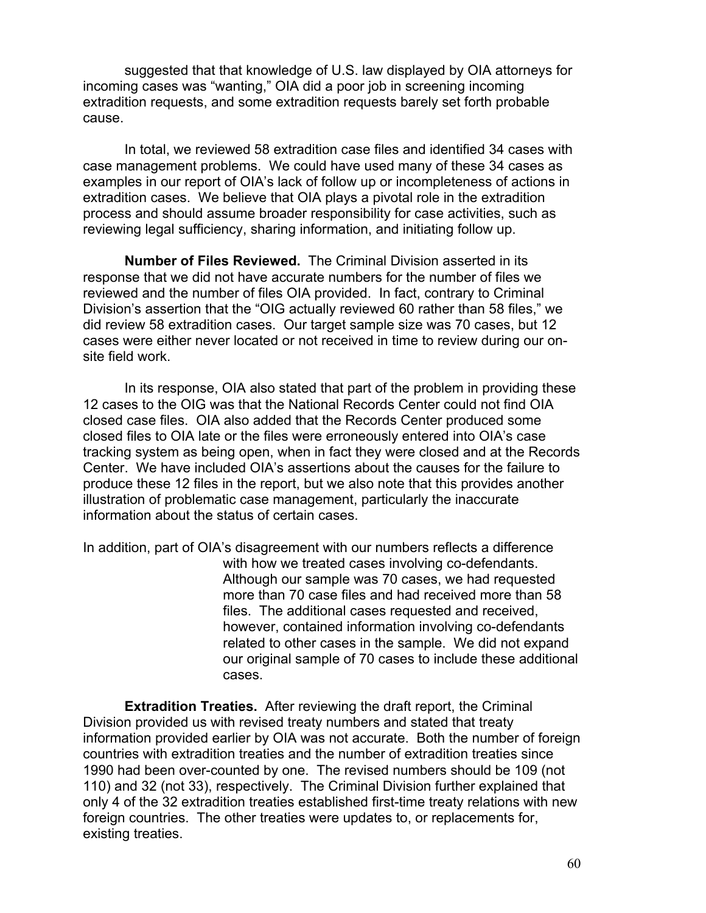suggested that that knowledge of U.S. law displayed by OIA attorneys for incoming cases was "wanting," OIA did a poor job in screening incoming extradition requests, and some extradition requests barely set forth probable cause.

In total, we reviewed 58 extradition case files and identified 34 cases with case management problems. We could have used many of these 34 cases as examples in our report of OIA's lack of follow up or incompleteness of actions in extradition cases. We believe that OIA plays a pivotal role in the extradition process and should assume broader responsibility for case activities, such as reviewing legal sufficiency, sharing information, and initiating follow up.

**Number of Files Reviewed.** The Criminal Division asserted in its response that we did not have accurate numbers for the number of files we reviewed and the number of files OIA provided. In fact, contrary to Criminal Division's assertion that the "OIG actually reviewed 60 rather than 58 files," we did review 58 extradition cases. Our target sample size was 70 cases, but 12 cases were either never located or not received in time to review during our on-site field work.

In its response, OIA also stated that part of the problem in providing these 12 cases to the OIG was that the National Records Center could not find OIA closed case files. OIA also added that the Records Center produced some closed files to OIA late or the files were erroneously entered into OIA's case tracking system as being open, when in fact they were closed and at the Records Center. We have included OIA's assertions about the causes for the failure to produce these 12 files in the report, but we also note that this provides another illustration of problematic case management, particularly the inaccurate information about the status of certain cases.

In addition, part of OIA's disagreement with our numbers reflects a difference with how we treated cases involving co-defendants. Although our sample was 70 cases, we had requested more than 70 case files and had received more than 58 files. The additional cases requested and received, however, contained information involving co-defendants related to other cases in the sample. We did not expand our original sample of 70 cases to include these additional cases.

**Extradition Treaties.** After reviewing the draft report, the Criminal Division provided us with revised treaty numbers and stated that treaty information provided earlier by OIA was not accurate. Both the number of foreign countries with extradition treaties and the number of extradition treaties since 1990 had been over-counted by one. The revised numbers should be 109 (not 110) and 32 (not 33), respectively. The Criminal Division further explained that only 4 of the 32 extradition treaties established first-time treaty relations with new foreign countries. The other treaties were updates to, or replacements for, existing treaties.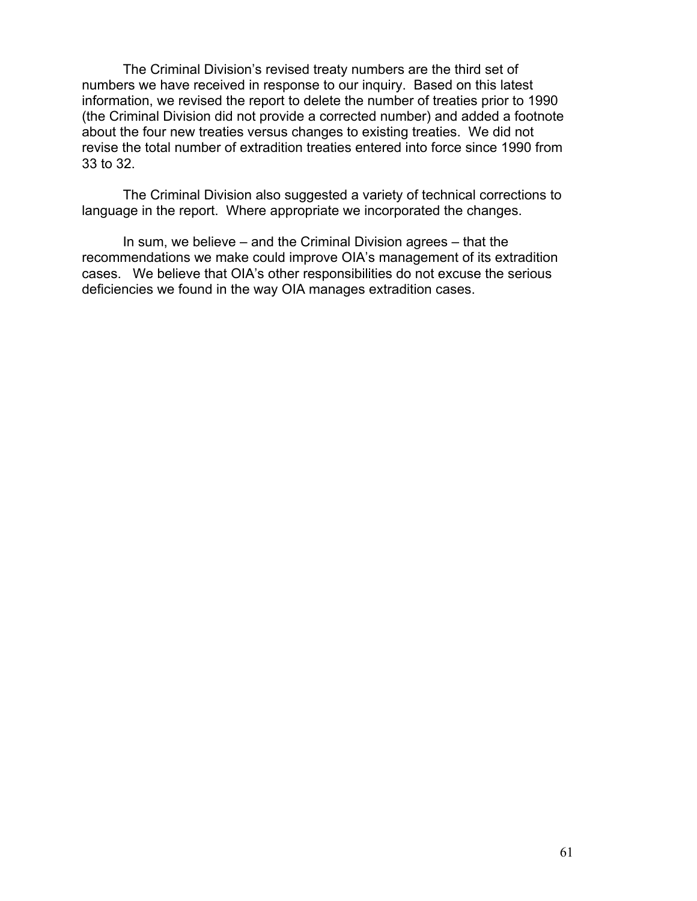The Criminal Division's revised treaty numbers are the third set of numbers we have received in response to our inquiry. Based on this latest information, we revised the report to delete the number of treaties prior to 1990 (the Criminal Division did not provide a corrected number) and added a footnote about the four new treaties versus changes to existing treaties. We did not revise the total number of extradition treaties entered into force since 1990 from 33 to 32.

The Criminal Division also suggested a variety of technical corrections to language in the report. Where appropriate we incorporated the changes.

In sum, we believe – and the Criminal Division agrees – that the recommendations we make could improve OIA's management of its extradition cases. We believe that OIA's other responsibilities do not excuse the serious deficiencies we found in the way OIA manages extradition cases.